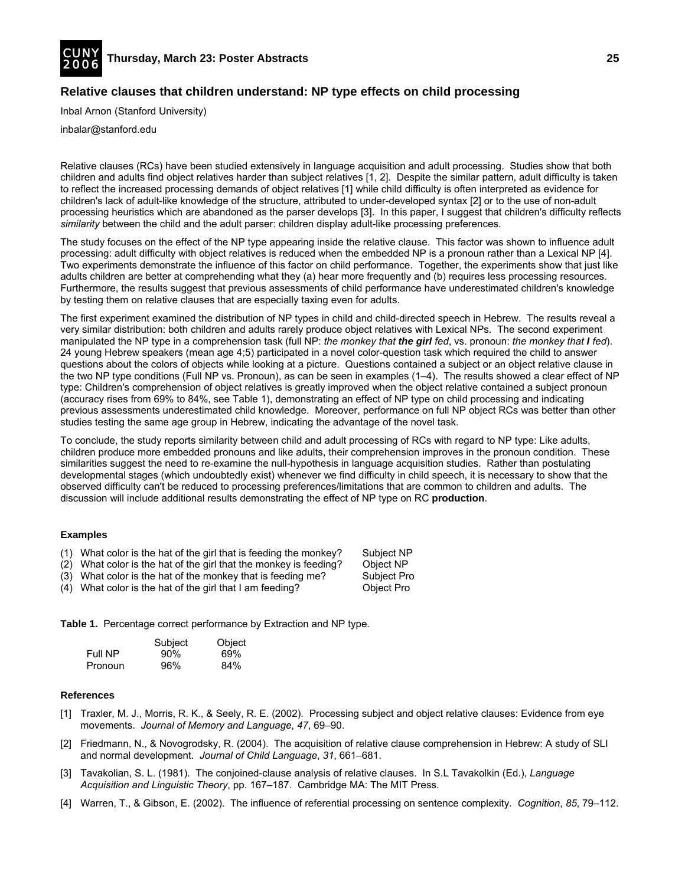## Relative clauses that children understand: NP type effects on child processing

Inbal Arnon (Stanford University)

inbalar@stanford.edu

Relative clauses (RCs) have been studied extensively in language acquisition and adult processing. Studies show that both children and adults find object relatives harder than subject relatives [1, 2]. Despite the similar pattern, adult difficulty is taken to reflect the increased processing demands of object relatives [1] while child difficulty is often interpreted as evidence for children's lack of adult-like knowledge of the structure, attributed to under-developed syntax [2] or to the use of non-adult processing heuristics which are abandoned as the parser develops [3]. In this paper, I suggest that children's difficulty reflects *similarity* between the child and the adult parser: children display adult-like processing preferences.

The study focuses on the effect of the NP type appearing inside the relative clause. This factor was shown to influence adult processing: adult difficulty with object relatives is reduced when the embedded NP is a pronoun rather than a Lexical NP [4]. Two experiments demonstrate the influence of this factor on child performance. Together, the experiments show that just like adults children are better at comprehending what they (a) hear more frequently and (b) requires less processing resources. Furthermore, the results suggest that previous assessments of child performance have underestimated children's knowledge by testing them on relative clauses that are especially taxing even for adults.

The first experiment examined the distribution of NP types in child and child-directed speech in Hebrew. The results reveal a very similar distribution: both children and adults rarely produce object relatives with Lexical NPs. The second experiment manipulated the NP type in a comprehension task (full NP: *the monkey that* ***the girl*** *fed*, vs. pronoun: *the monkey that* ***I*** *fed*). 24 young Hebrew speakers (mean age 4;5) participated in a novel color-question task which required the child to answer questions about the colors of objects while looking at a picture. Questions contained a subject or an object relative clause in the two NP type conditions (Full NP vs. Pronoun), as can be seen in examples (1–4). The results showed a clear effect of NP type: Children's comprehension of object relatives is greatly improved when the object relative contained a subject pronoun (accuracy rises from 69% to 84%, see Table 1), demonstrating an effect of NP type on child processing and indicating previous assessments underestimated child knowledge. Moreover, performance on full NP object RCs was better than other studies testing the same age group in Hebrew, indicating the advantage of the novel task.

To conclude, the study reports similarity between child and adult processing of RCs with regard to NP type: Like adults, children produce more embedded pronouns and like adults, their comprehension improves in the pronoun condition. These similarities suggest the need to re-examine the null-hypothesis in language acquisition studies. Rather than postulating developmental stages (which undoubtedly exist) whenever we find difficulty in child speech, it is necessary to show that the observed difficulty can't be reduced to processing preferences/limitations that are common to children and adults. The discussion will include additional results demonstrating the effect of NP type on RC **production**.

**Examples**

(1) What color is the hat of the girl that is feeding the monkey? Subject NP
(2) What color is the hat of the girl that the monkey is feeding? Object NP
(3) What color is the hat of the monkey that is feeding me? Subject Pro
(4) What color is the hat of the girl that I am feeding? Object Pro

**Table 1.** Percentage correct performance by Extraction and NP type.

| | Subject | Object |
|---|---|---|
| Full NP | 90% | 69% |
| Pronoun | 96% | 84% |

**References**

[1] Traxler, M. J., Morris, R. K., & Seely, R. E. (2002). Processing subject and object relative clauses: Evidence from eye movements. *Journal of Memory and Language*, *47*, 69–90.

[2] Friedmann, N., & Novogrodsky, R. (2004). The acquisition of relative clause comprehension in Hebrew: A study of SLI and normal development. *Journal of Child Language*, *31*, 661–681.

[3] Tavakolian, S. L. (1981). The conjoined-clause analysis of relative clauses. In S.L Tavakolkin (Ed.), *Language Acquisition and Linguistic Theory*, pp. 167–187. Cambridge MA: The MIT Press.

[4] Warren, T., & Gibson, E. (2002). The influence of referential processing on sentence complexity. *Cognition*, *85*, 79–112.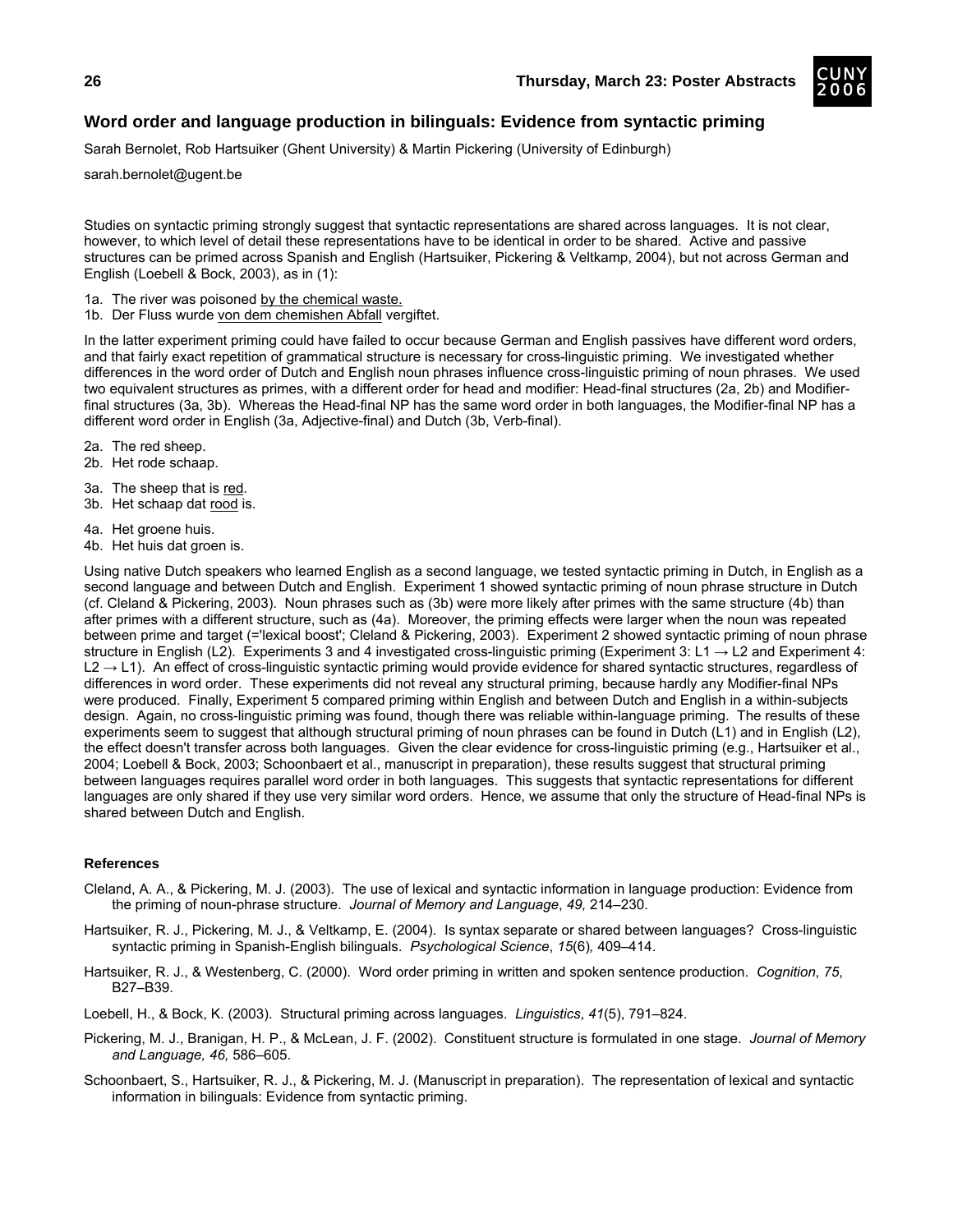## Word order and language production in bilinguals: Evidence from syntactic priming

Sarah Bernolet, Rob Hartsuiker (Ghent University) & Martin Pickering (University of Edinburgh)

sarah.bernolet@ugent.be

Studies on syntactic priming strongly suggest that syntactic representations are shared across languages. It is not clear, however, to which level of detail these representations have to be identical in order to be shared. Active and passive structures can be primed across Spanish and English (Hartsuiker, Pickering & Veltkamp, 2004), but not across German and English (Loebell & Bock, 2003), as in (1):

1a. The river was poisoned by the chemical waste.
1b. Der Fluss wurde von dem chemishen Abfall vergiftet.

In the latter experiment priming could have failed to occur because German and English passives have different word orders, and that fairly exact repetition of grammatical structure is necessary for cross-linguistic priming. We investigated whether differences in the word order of Dutch and English noun phrases influence cross-linguistic priming of noun phrases. We used two equivalent structures as primes, with a different order for head and modifier: Head-final structures (2a, 2b) and Modifier-final structures (3a, 3b). Whereas the Head-final NP has the same word order in both languages, the Modifier-final NP has a different word order in English (3a, Adjective-final) and Dutch (3b, Verb-final).

2a. The red sheep.
2b. Het rode schaap.

3a. The sheep that is red.
3b. Het schaap dat rood is.

4a. Het groene huis.
4b. Het huis dat groen is.

Using native Dutch speakers who learned English as a second language, we tested syntactic priming in Dutch, in English as a second language and between Dutch and English. Experiment 1 showed syntactic priming of noun phrase structure in Dutch (cf. Cleland & Pickering, 2003). Noun phrases such as (3b) were more likely after primes with the same structure (4b) than after primes with a different structure, such as (4a). Moreover, the priming effects were larger when the noun was repeated between prime and target (='lexical boost'; Cleland & Pickering, 2003). Experiment 2 showed syntactic priming of noun phrase structure in English (L2). Experiments 3 and 4 investigated cross-linguistic priming (Experiment 3: L1 → L2 and Experiment 4: L2 → L1). An effect of cross-linguistic syntactic priming would provide evidence for shared syntactic structures, regardless of differences in word order. These experiments did not reveal any structural priming, because hardly any Modifier-final NPs were produced. Finally, Experiment 5 compared priming within English and between Dutch and English in a within-subjects design. Again, no cross-linguistic priming was found, though there was reliable within-language priming. The results of these experiments seem to suggest that although structural priming of noun phrases can be found in Dutch (L1) and in English (L2), the effect doesn't transfer across both languages. Given the clear evidence for cross-linguistic priming (e.g., Hartsuiker et al., 2004; Loebell & Bock, 2003; Schoonbaert et al., manuscript in preparation), these results suggest that structural priming between languages requires parallel word order in both languages. This suggests that syntactic representations for different languages are only shared if they use very similar word orders. Hence, we assume that only the structure of Head-final NPs is shared between Dutch and English.

### References

Cleland, A. A., & Pickering, M. J. (2003). The use of lexical and syntactic information in language production: Evidence from the priming of noun-phrase structure. *Journal of Memory and Language*, *49,* 214–230.

Hartsuiker, R. J., Pickering, M. J., & Veltkamp, E. (2004). Is syntax separate or shared between languages? Cross-linguistic syntactic priming in Spanish-English bilinguals. *Psychological Science*, *15*(6)*,* 409–414.

Hartsuiker, R. J., & Westenberg, C. (2000). Word order priming in written and spoken sentence production. *Cognition*, *75*, B27–B39.

Loebell, H., & Bock, K. (2003). Structural priming across languages. *Linguistics*, *41*(5), 791–824.

Pickering, M. J., Branigan, H. P., & McLean, J. F. (2002). Constituent structure is formulated in one stage. *Journal of Memory and Language, 46,* 586–605.

Schoonbaert, S., Hartsuiker, R. J., & Pickering, M. J. (Manuscript in preparation). The representation of lexical and syntactic information in bilinguals: Evidence from syntactic priming.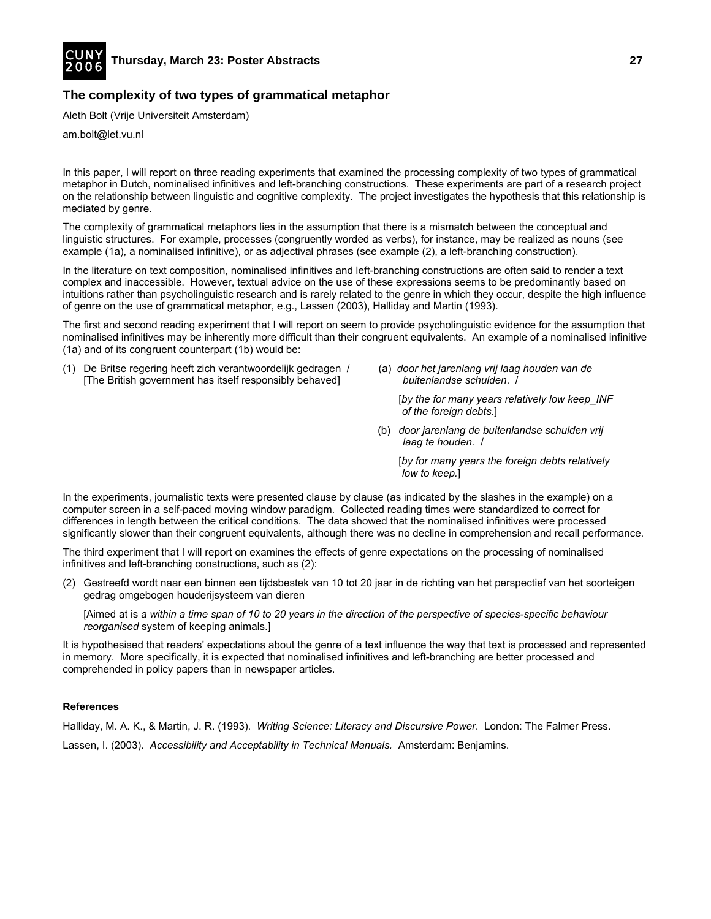## The complexity of two types of grammatical metaphor

Aleth Bolt (Vrije Universiteit Amsterdam)

am.bolt@let.vu.nl

In this paper, I will report on three reading experiments that examined the processing complexity of two types of grammatical metaphor in Dutch, nominalised infinitives and left-branching constructions. These experiments are part of a research project on the relationship between linguistic and cognitive complexity. The project investigates the hypothesis that this relationship is mediated by genre.

The complexity of grammatical metaphors lies in the assumption that there is a mismatch between the conceptual and linguistic structures. For example, processes (congruently worded as verbs), for instance, may be realized as nouns (see example (1a), a nominalised infinitive), or as adjectival phrases (see example (2), a left-branching construction).

In the literature on text composition, nominalised infinitives and left-branching constructions are often said to render a text complex and inaccessible. However, textual advice on the use of these expressions seems to be predominantly based on intuitions rather than psycholinguistic research and is rarely related to the genre in which they occur, despite the high influence of genre on the use of grammatical metaphor, e.g., Lassen (2003), Halliday and Martin (1993).

The first and second reading experiment that I will report on seem to provide psycholinguistic evidence for the assumption that nominalised infinitives may be inherently more difficult than their congruent equivalents. An example of a nominalised infinitive (1a) and of its congruent counterpart (1b) would be:

(1) De Britse regering heeft zich verantwoordelijk gedragen / [The British government has itself responsibly behaved]

(a) *door het jarenlang vrij laag houden van de buitenlandse schulden*. /

[*by the for many years relatively low keep_INF of the foreign debts*.]

(b) *door jarenlang de buitenlandse schulden vrij laag te houden.* /

[*by for many years the foreign debts relatively low to keep.*]

In the experiments, journalistic texts were presented clause by clause (as indicated by the slashes in the example) on a computer screen in a self-paced moving window paradigm. Collected reading times were standardized to correct for differences in length between the critical conditions. The data showed that the nominalised infinitives were processed significantly slower than their congruent equivalents, although there was no decline in comprehension and recall performance.

The third experiment that I will report on examines the effects of genre expectations on the processing of nominalised infinitives and left-branching constructions, such as (2):

(2) Gestreefd wordt naar een binnen een tijdsbestek van 10 tot 20 jaar in de richting van het perspectief van het soorteigen gedrag omgebogen houderijsysteem van dieren

[Aimed at is *a within a time span of 10 to 20 years in the direction of the perspective of species-specific behaviour reorganised* system of keeping animals.]

It is hypothesised that readers' expectations about the genre of a text influence the way that text is processed and represented in memory. More specifically, it is expected that nominalised infinitives and left-branching are better processed and comprehended in policy papers than in newspaper articles.

### References

Halliday, M. A. K., & Martin, J. R. (1993). *Writing Science: Literacy and Discursive Power*. London: The Falmer Press.

Lassen, I. (2003). *Accessibility and Acceptability in Technical Manuals.* Amsterdam: Benjamins.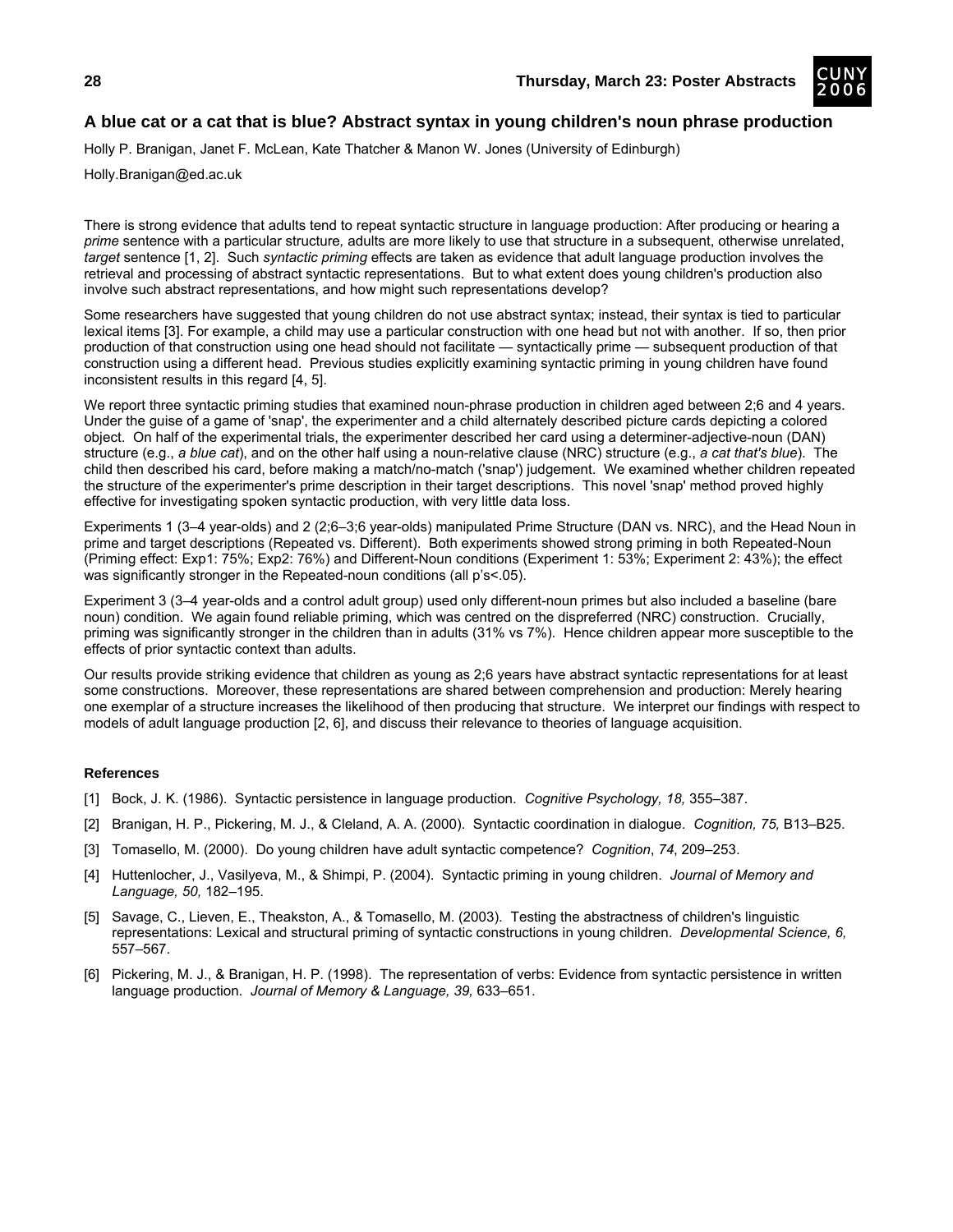## A blue cat or a cat that is blue? Abstract syntax in young children's noun phrase production

Holly P. Branigan, Janet F. McLean, Kate Thatcher & Manon W. Jones (University of Edinburgh)

Holly.Branigan@ed.ac.uk

There is strong evidence that adults tend to repeat syntactic structure in language production: After producing or hearing a *prime* sentence with a particular structure, adults are more likely to use that structure in a subsequent, otherwise unrelated, *target* sentence [1, 2]. Such *syntactic priming* effects are taken as evidence that adult language production involves the retrieval and processing of abstract syntactic representations. But to what extent does young children's production also involve such abstract representations, and how might such representations develop?

Some researchers have suggested that young children do not use abstract syntax; instead, their syntax is tied to particular lexical items [3]. For example, a child may use a particular construction with one head but not with another. If so, then prior production of that construction using one head should not facilitate — syntactically prime — subsequent production of that construction using a different head. Previous studies explicitly examining syntactic priming in young children have found inconsistent results in this regard [4, 5].

We report three syntactic priming studies that examined noun-phrase production in children aged between 2;6 and 4 years. Under the guise of a game of 'snap', the experimenter and a child alternately described picture cards depicting a colored object. On half of the experimental trials, the experimenter described her card using a determiner-adjective-noun (DAN) structure (e.g., *a blue cat*), and on the other half using a noun-relative clause (NRC) structure (e.g., *a cat that's blue*). The child then described his card, before making a match/no-match ('snap') judgement. We examined whether children repeated the structure of the experimenter's prime description in their target descriptions. This novel 'snap' method proved highly effective for investigating spoken syntactic production, with very little data loss.

Experiments 1 (3–4 year-olds) and 2 (2;6–3;6 year-olds) manipulated Prime Structure (DAN vs. NRC), and the Head Noun in prime and target descriptions (Repeated vs. Different). Both experiments showed strong priming in both Repeated-Noun (Priming effect: Exp1: 75%; Exp2: 76%) and Different-Noun conditions (Experiment 1: 53%; Experiment 2: 43%); the effect was significantly stronger in the Repeated-noun conditions (all p's<.05).

Experiment 3 (3–4 year-olds and a control adult group) used only different-noun primes but also included a baseline (bare noun) condition. We again found reliable priming, which was centred on the dispreferred (NRC) construction. Crucially, priming was significantly stronger in the children than in adults (31% vs 7%). Hence children appear more susceptible to the effects of prior syntactic context than adults.

Our results provide striking evidence that children as young as 2;6 years have abstract syntactic representations for at least some constructions. Moreover, these representations are shared between comprehension and production: Merely hearing one exemplar of a structure increases the likelihood of then producing that structure. We interpret our findings with respect to models of adult language production [2, 6], and discuss their relevance to theories of language acquisition.

### References

[1] Bock, J. K. (1986). Syntactic persistence in language production. *Cognitive Psychology, 18,* 355–387.

[2] Branigan, H. P., Pickering, M. J., & Cleland, A. A. (2000). Syntactic coordination in dialogue. *Cognition, 75,* B13–B25.

[3] Tomasello, M. (2000). Do young children have adult syntactic competence? *Cognition*, *74*, 209–253.

[4] Huttenlocher, J., Vasilyeva, M., & Shimpi, P. (2004). Syntactic priming in young children. *Journal of Memory and Language, 50,* 182–195.

[5] Savage, C., Lieven, E., Theakston, A., & Tomasello, M. (2003). Testing the abstractness of children's linguistic representations: Lexical and structural priming of syntactic constructions in young children. *Developmental Science, 6,* 557–567.

[6] Pickering, M. J., & Branigan, H. P. (1998). The representation of verbs: Evidence from syntactic persistence in written language production. *Journal of Memory & Language, 39,* 633–651.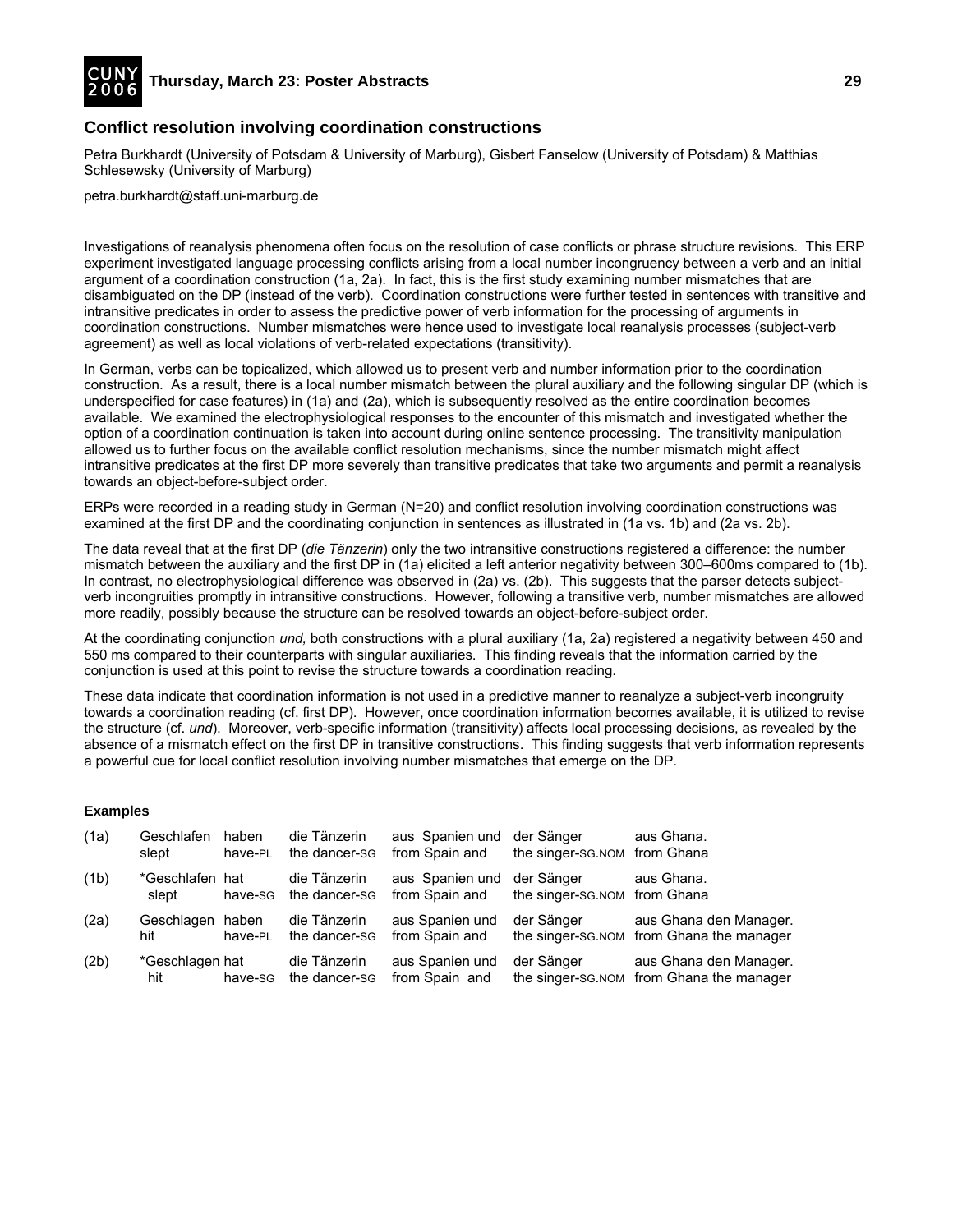## Conflict resolution involving coordination constructions

Petra Burkhardt (University of Potsdam & University of Marburg), Gisbert Fanselow (University of Potsdam) & Matthias Schlesewsky (University of Marburg)

petra.burkhardt@staff.uni-marburg.de

Investigations of reanalysis phenomena often focus on the resolution of case conflicts or phrase structure revisions. This ERP experiment investigated language processing conflicts arising from a local number incongruency between a verb and an initial argument of a coordination construction (1a, 2a). In fact, this is the first study examining number mismatches that are disambiguated on the DP (instead of the verb). Coordination constructions were further tested in sentences with transitive and intransitive predicates in order to assess the predictive power of verb information for the processing of arguments in coordination constructions. Number mismatches were hence used to investigate local reanalysis processes (subject-verb agreement) as well as local violations of verb-related expectations (transitivity).

In German, verbs can be topicalized, which allowed us to present verb and number information prior to the coordination construction. As a result, there is a local number mismatch between the plural auxiliary and the following singular DP (which is underspecified for case features) in (1a) and (2a), which is subsequently resolved as the entire coordination becomes available. We examined the electrophysiological responses to the encounter of this mismatch and investigated whether the option of a coordination continuation is taken into account during online sentence processing. The transitivity manipulation allowed us to further focus on the available conflict resolution mechanisms, since the number mismatch might affect intransitive predicates at the first DP more severely than transitive predicates that take two arguments and permit a reanalysis towards an object-before-subject order.

ERPs were recorded in a reading study in German (N=20) and conflict resolution involving coordination constructions was examined at the first DP and the coordinating conjunction in sentences as illustrated in (1a vs. 1b) and (2a vs. 2b).

The data reveal that at the first DP (*die Tänzerin*) only the two intransitive constructions registered a difference: the number mismatch between the auxiliary and the first DP in (1a) elicited a left anterior negativity between 300–600ms compared to (1b). In contrast, no electrophysiological difference was observed in (2a) vs. (2b). This suggests that the parser detects subject-verb incongruities promptly in intransitive constructions. However, following a transitive verb, number mismatches are allowed more readily, possibly because the structure can be resolved towards an object-before-subject order.

At the coordinating conjunction *und,* both constructions with a plural auxiliary (1a, 2a) registered a negativity between 450 and 550 ms compared to their counterparts with singular auxiliaries. This finding reveals that the information carried by the conjunction is used at this point to revise the structure towards a coordination reading.

These data indicate that coordination information is not used in a predictive manner to reanalyze a subject-verb incongruity towards a coordination reading (cf. first DP). However, once coordination information becomes available, it is utilized to revise the structure (cf. *und*). Moreover, verb-specific information (transitivity) affects local processing decisions, as revealed by the absence of a mismatch effect on the first DP in transitive constructions. This finding suggests that verb information represents a powerful cue for local conflict resolution involving number mismatches that emerge on the DP.

**Examples**

| | | | | | | |
|---|---|---|---|---|---|---|
| (1a) | Geschlafen<br>slept | haben<br>have-PL | die Tänzerin<br>the dancer-SG | aus Spanien und<br>from Spain and | der Sänger<br>the singer-SG.NOM | aus Ghana.<br>from Ghana |
| (1b) | *Geschlafen<br>slept | hat<br>have-SG | die Tänzerin<br>the dancer-SG | aus Spanien und<br>from Spain and | der Sänger<br>the singer-SG.NOM | aus Ghana.<br>from Ghana |
| (2a) | Geschlagen<br>hit | haben<br>have-PL | die Tänzerin<br>the dancer-SG | aus Spanien und<br>from Spain and | der Sänger<br>the singer-SG.NOM | aus Ghana den Manager.<br>from Ghana the manager |
| (2b) | *Geschlagen<br>hit | hat<br>have-SG | die Tänzerin<br>the dancer-SG | aus Spanien und<br>from Spain and | der Sänger<br>the singer-SG.NOM | aus Ghana den Manager.<br>from Ghana the manager |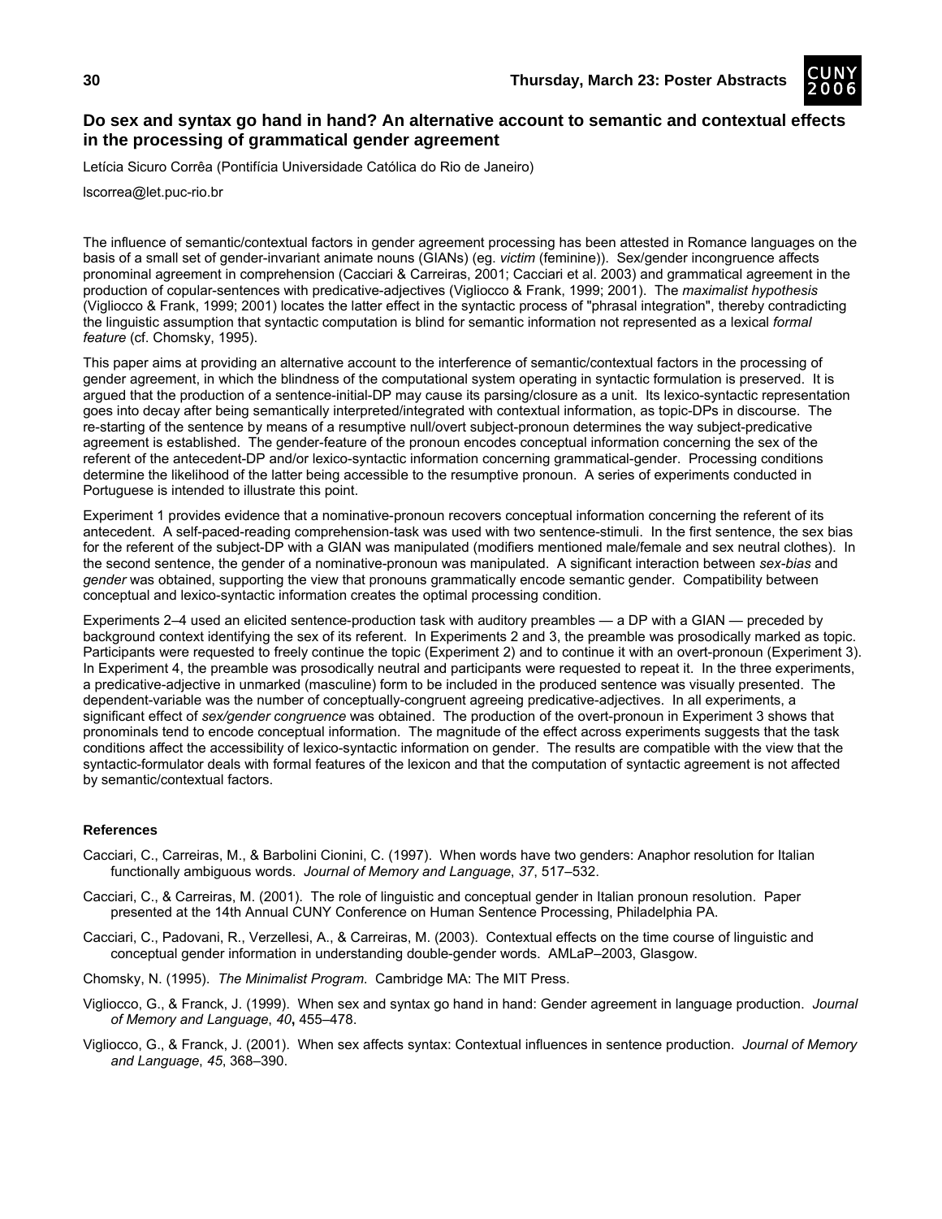## Do sex and syntax go hand in hand? An alternative account to semantic and contextual effects in the processing of grammatical gender agreement

Letícia Sicuro Corrêa (Pontifícia Universidade Católica do Rio de Janeiro)

lscorrea@let.puc-rio.br

The influence of semantic/contextual factors in gender agreement processing has been attested in Romance languages on the basis of a small set of gender-invariant animate nouns (GIANs) (eg. *victim* (feminine)). Sex/gender incongruence affects pronominal agreement in comprehension (Cacciari & Carreiras, 2001; Cacciari et al. 2003) and grammatical agreement in the production of copular-sentences with predicative-adjectives (Vigliocco & Frank, 1999; 2001). The *maximalist hypothesis* (Vigliocco & Frank, 1999; 2001) locates the latter effect in the syntactic process of "phrasal integration", thereby contradicting the linguistic assumption that syntactic computation is blind for semantic information not represented as a lexical *formal feature* (cf. Chomsky, 1995).

This paper aims at providing an alternative account to the interference of semantic/contextual factors in the processing of gender agreement, in which the blindness of the computational system operating in syntactic formulation is preserved. It is argued that the production of a sentence-initial-DP may cause its parsing/closure as a unit. Its lexico-syntactic representation goes into decay after being semantically interpreted/integrated with contextual information, as topic-DPs in discourse. The re-starting of the sentence by means of a resumptive null/overt subject-pronoun determines the way subject-predicative agreement is established. The gender-feature of the pronoun encodes conceptual information concerning the sex of the referent of the antecedent-DP and/or lexico-syntactic information concerning grammatical-gender. Processing conditions determine the likelihood of the latter being accessible to the resumptive pronoun. A series of experiments conducted in Portuguese is intended to illustrate this point.

Experiment 1 provides evidence that a nominative-pronoun recovers conceptual information concerning the referent of its antecedent. A self-paced-reading comprehension-task was used with two sentence-stimuli. In the first sentence, the sex bias for the referent of the subject-DP with a GIAN was manipulated (modifiers mentioned male/female and sex neutral clothes). In the second sentence, the gender of a nominative-pronoun was manipulated. A significant interaction between *sex-bias* and *gender* was obtained, supporting the view that pronouns grammatically encode semantic gender. Compatibility between conceptual and lexico-syntactic information creates the optimal processing condition.

Experiments 2–4 used an elicited sentence-production task with auditory preambles — a DP with a GIAN — preceded by background context identifying the sex of its referent. In Experiments 2 and 3, the preamble was prosodically marked as topic. Participants were requested to freely continue the topic (Experiment 2) and to continue it with an overt-pronoun (Experiment 3). In Experiment 4, the preamble was prosodically neutral and participants were requested to repeat it. In the three experiments, a predicative-adjective in unmarked (masculine) form to be included in the produced sentence was visually presented. The dependent-variable was the number of conceptually-congruent agreeing predicative-adjectives. In all experiments, a significant effect of *sex/gender congruence* was obtained. The production of the overt-pronoun in Experiment 3 shows that pronominals tend to encode conceptual information. The magnitude of the effect across experiments suggests that the task conditions affect the accessibility of lexico-syntactic information on gender. The results are compatible with the view that the syntactic-formulator deals with formal features of the lexicon and that the computation of syntactic agreement is not affected by semantic/contextual factors.

### References

Cacciari, C., Carreiras, M., & Barbolini Cionini, C. (1997). When words have two genders: Anaphor resolution for Italian functionally ambiguous words. *Journal of Memory and Language*, *37*, 517–532.

Cacciari, C., & Carreiras, M. (2001). The role of linguistic and conceptual gender in Italian pronoun resolution. Paper presented at the 14th Annual CUNY Conference on Human Sentence Processing, Philadelphia PA.

Cacciari, C., Padovani, R., Verzellesi, A., & Carreiras, M. (2003). Contextual effects on the time course of linguistic and conceptual gender information in understanding double-gender words. AMLaP–2003, Glasgow.

Chomsky, N. (1995). *The Minimalist Program*. Cambridge MA: The MIT Press.

Vigliocco, G., & Franck, J. (1999). When sex and syntax go hand in hand: Gender agreement in language production. *Journal of Memory and Language*, *40*, 455–478.

Vigliocco, G., & Franck, J. (2001). When sex affects syntax: Contextual influences in sentence production. *Journal of Memory and Language*, *45*, 368–390.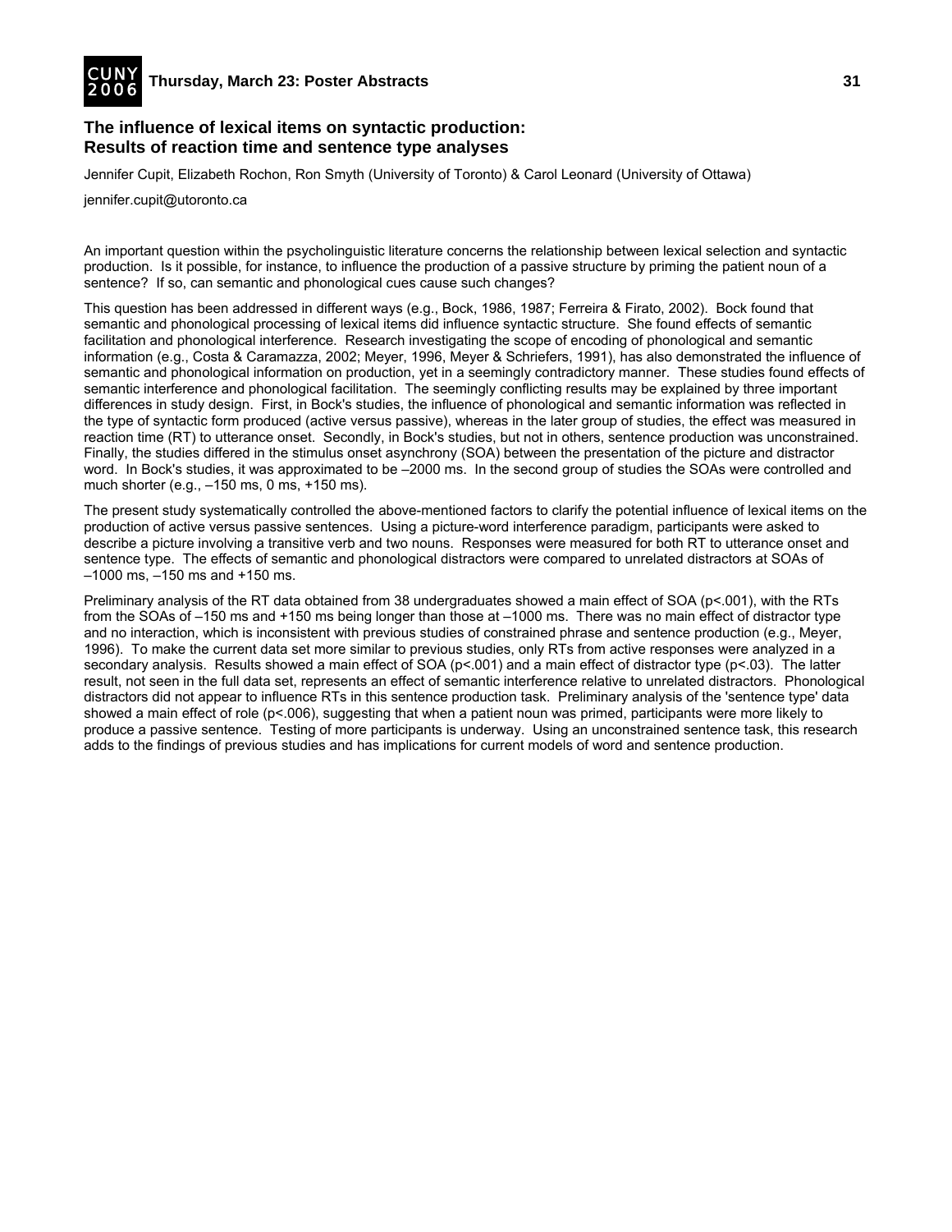## The influence of lexical items on syntactic production: Results of reaction time and sentence type analyses

Jennifer Cupit, Elizabeth Rochon, Ron Smyth (University of Toronto) & Carol Leonard (University of Ottawa)

jennifer.cupit@utoronto.ca

An important question within the psycholinguistic literature concerns the relationship between lexical selection and syntactic production. Is it possible, for instance, to influence the production of a passive structure by priming the patient noun of a sentence? If so, can semantic and phonological cues cause such changes?

This question has been addressed in different ways (e.g., Bock, 1986, 1987; Ferreira & Firato, 2002). Bock found that semantic and phonological processing of lexical items did influence syntactic structure. She found effects of semantic facilitation and phonological interference. Research investigating the scope of encoding of phonological and semantic information (e.g., Costa & Caramazza, 2002; Meyer, 1996, Meyer & Schriefers, 1991), has also demonstrated the influence of semantic and phonological information on production, yet in a seemingly contradictory manner. These studies found effects of semantic interference and phonological facilitation. The seemingly conflicting results may be explained by three important differences in study design. First, in Bock's studies, the influence of phonological and semantic information was reflected in the type of syntactic form produced (active versus passive), whereas in the later group of studies, the effect was measured in reaction time (RT) to utterance onset. Secondly, in Bock's studies, but not in others, sentence production was unconstrained. Finally, the studies differed in the stimulus onset asynchrony (SOA) between the presentation of the picture and distractor word. In Bock's studies, it was approximated to be –2000 ms. In the second group of studies the SOAs were controlled and much shorter (e.g., –150 ms, 0 ms, +150 ms).

The present study systematically controlled the above-mentioned factors to clarify the potential influence of lexical items on the production of active versus passive sentences. Using a picture-word interference paradigm, participants were asked to describe a picture involving a transitive verb and two nouns. Responses were measured for both RT to utterance onset and sentence type. The effects of semantic and phonological distractors were compared to unrelated distractors at SOAs of –1000 ms, –150 ms and +150 ms.

Preliminary analysis of the RT data obtained from 38 undergraduates showed a main effect of SOA ($p<.001$), with the RTs from the SOAs of –150 ms and +150 ms being longer than those at –1000 ms. There was no main effect of distractor type and no interaction, which is inconsistent with previous studies of constrained phrase and sentence production (e.g., Meyer, 1996). To make the current data set more similar to previous studies, only RTs from active responses were analyzed in a secondary analysis. Results showed a main effect of SOA ($p<.001$) and a main effect of distractor type ($p<.03$). The latter result, not seen in the full data set, represents an effect of semantic interference relative to unrelated distractors. Phonological distractors did not appear to influence RTs in this sentence production task. Preliminary analysis of the 'sentence type' data showed a main effect of role ($p<.006$), suggesting that when a patient noun was primed, participants were more likely to produce a passive sentence. Testing of more participants is underway. Using an unconstrained sentence task, this research adds to the findings of previous studies and has implications for current models of word and sentence production.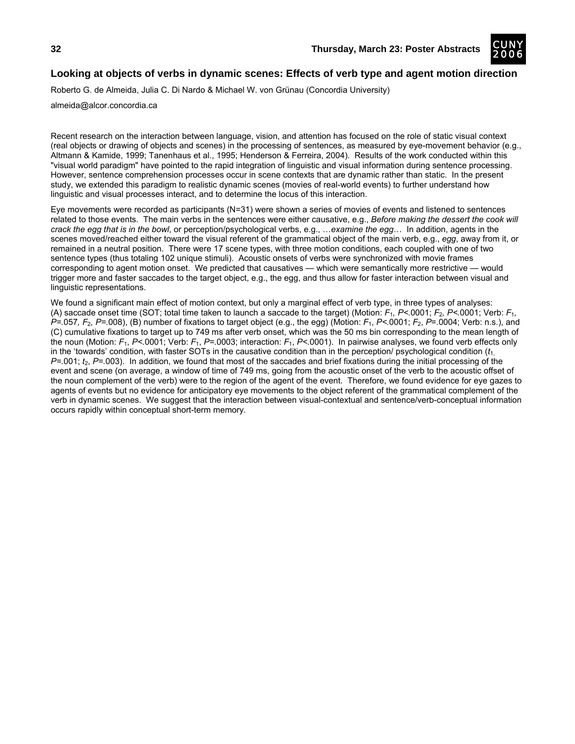## Looking at objects of verbs in dynamic scenes: Effects of verb type and agent motion direction

Roberto G. de Almeida, Julia C. Di Nardo & Michael W. von Grünau (Concordia University)

almeida@alcor.concordia.ca

Recent research on the interaction between language, vision, and attention has focused on the role of static visual context (real objects or drawing of objects and scenes) in the processing of sentences, as measured by eye-movement behavior (e.g., Altmann & Kamide, 1999; Tanenhaus et al., 1995; Henderson & Ferreira, 2004). Results of the work conducted within this "visual world paradigm" have pointed to the rapid integration of linguistic and visual information during sentence processing. However, sentence comprehension processes occur in scene contexts that are dynamic rather than static. In the present study, we extended this paradigm to realistic dynamic scenes (movies of real-world events) to further understand how linguistic and visual processes interact, and to determine the locus of this interaction.

Eye movements were recorded as participants (N=31) were shown a series of movies of events and listened to sentences related to those events. The main verbs in the sentences were either causative, e.g., *Before making the dessert the cook will crack the egg that is in the bowl*, or perception/psychological verbs, e.g., …*examine the egg*… In addition, agents in the scenes moved/reached either toward the visual referent of the grammatical object of the main verb, e.g., *egg*, away from it, or remained in a neutral position. There were 17 scene types, with three motion conditions, each coupled with one of two sentence types (thus totaling 102 unique stimuli). Acoustic onsets of verbs were synchronized with movie frames corresponding to agent motion onset. We predicted that causatives — which were semantically more restrictive — would trigger more and faster saccades to the target object, e.g., the egg, and thus allow for faster interaction between visual and linguistic representations.

We found a significant main effect of motion context, but only a marginal effect of verb type, in three types of analyses: (A) saccade onset time (SOT; total time taken to launch a saccade to the target) (Motion: $F_1$, $P$<.0001; $F_2$, $P$<.0001; Verb: $F_1$, $P$=.057, $F_2$, $P$=.008), (B) number of fixations to target object (e.g., the egg) (Motion: $F_1$, $P$<.0001; $F_2$, $P$=.0004; Verb: n.s.), and (C) cumulative fixations to target up to 749 ms after verb onset, which was the 50 ms bin corresponding to the mean length of the noun (Motion: $F_1$, $P$<.0001; Verb: $F_1$, $P$=.0003; interaction: $F_1$, $P$<.0001). In pairwise analyses, we found verb effects only in the 'towards' condition, with faster SOTs in the causative condition than in the perception/ psychological condition ($t_1$, $P$=.001; $t_2$, $P$=.003). In addition, we found that most of the saccades and brief fixations during the initial processing of the event and scene (on average, a window of time of 749 ms, going from the acoustic onset of the verb to the acoustic offset of the noun complement of the verb) were to the region of the agent of the event. Therefore, we found evidence for eye gazes to agents of events but no evidence for anticipatory eye movements to the object referent of the grammatical complement of the verb in dynamic scenes. We suggest that the interaction between visual-contextual and sentence/verb-conceptual information occurs rapidly within conceptual short-term memory.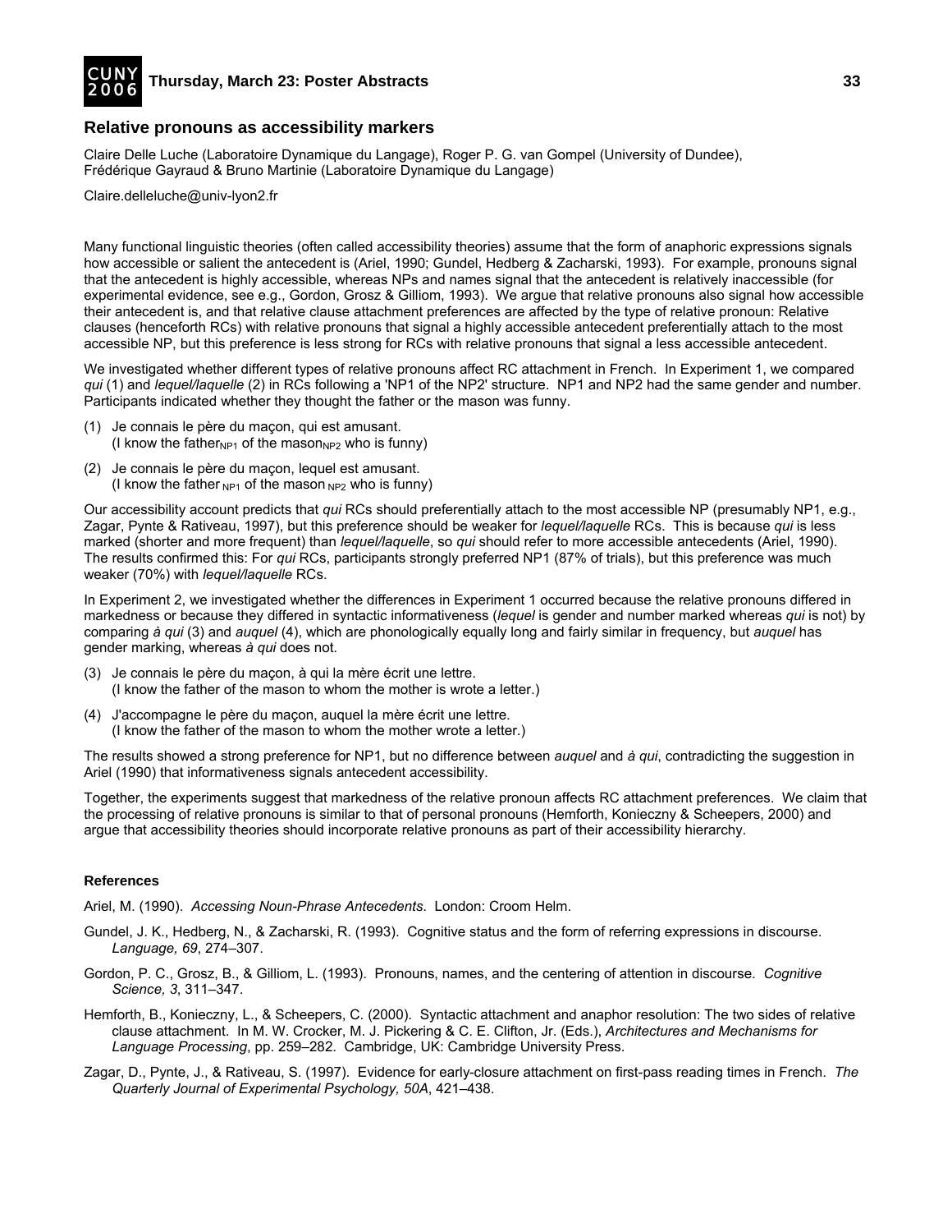## Relative pronouns as accessibility markers

Claire Delle Luche (Laboratoire Dynamique du Langage), Roger P. G. van Gompel (University of Dundee), Frédérique Gayraud & Bruno Martinie (Laboratoire Dynamique du Langage)

Claire.delleluche@univ-lyon2.fr

Many functional linguistic theories (often called accessibility theories) assume that the form of anaphoric expressions signals how accessible or salient the antecedent is (Ariel, 1990; Gundel, Hedberg & Zacharski, 1993). For example, pronouns signal that the antecedent is highly accessible, whereas NPs and names signal that the antecedent is relatively inaccessible (for experimental evidence, see e.g., Gordon, Grosz & Gilliom, 1993). We argue that relative pronouns also signal how accessible their antecedent is, and that relative clause attachment preferences are affected by the type of relative pronoun: Relative clauses (henceforth RCs) with relative pronouns that signal a highly accessible antecedent preferentially attach to the most accessible NP, but this preference is less strong for RCs with relative pronouns that signal a less accessible antecedent.

We investigated whether different types of relative pronouns affect RC attachment in French. In Experiment 1, we compared *qui* (1) and *lequel/laquelle* (2) in RCs following a 'NP1 of the NP2' structure. NP1 and NP2 had the same gender and number. Participants indicated whether they thought the father or the mason was funny.

(1) Je connais le père du maçon, qui est amusant.
    (I know the father$_{NP1}$ of the mason$_{NP2}$ who is funny)

(2) Je connais le père du maçon, lequel est amusant.
    (I know the father $_{NP1}$ of the mason $_{NP2}$ who is funny)

Our accessibility account predicts that *qui* RCs should preferentially attach to the most accessible NP (presumably NP1, e.g., Zagar, Pynte & Rativeau, 1997), but this preference should be weaker for *lequel/laquelle* RCs. This is because *qui* is less marked (shorter and more frequent) than *lequel/laquelle*, so *qui* should refer to more accessible antecedents (Ariel, 1990). The results confirmed this: For *qui* RCs, participants strongly preferred NP1 (87% of trials), but this preference was much weaker (70%) with *lequel/laquelle* RCs.

In Experiment 2, we investigated whether the differences in Experiment 1 occurred because the relative pronouns differed in markedness or because they differed in syntactic informativeness (*lequel* is gender and number marked whereas *qui* is not) by comparing *à qui* (3) and *auquel* (4), which are phonologically equally long and fairly similar in frequency, but *auquel* has gender marking, whereas *à qui* does not.

(3) Je connais le père du maçon, à qui la mère écrit une lettre.
    (I know the father of the mason to whom the mother is wrote a letter.)

(4) J'accompagne le père du maçon, auquel la mère écrit une lettre.
    (I know the father of the mason to whom the mother wrote a letter.)

The results showed a strong preference for NP1, but no difference between *auquel* and *à qui*, contradicting the suggestion in Ariel (1990) that informativeness signals antecedent accessibility.

Together, the experiments suggest that markedness of the relative pronoun affects RC attachment preferences. We claim that the processing of relative pronouns is similar to that of personal pronouns (Hemforth, Konieczny & Scheepers, 2000) and argue that accessibility theories should incorporate relative pronouns as part of their accessibility hierarchy.

**References**

Ariel, M. (1990). *Accessing Noun-Phrase Antecedents*. London: Croom Helm.

Gundel, J. K., Hedberg, N., & Zacharski, R. (1993). Cognitive status and the form of referring expressions in discourse. *Language, 69*, 274–307.

Gordon, P. C., Grosz, B., & Gilliom, L. (1993). Pronouns, names, and the centering of attention in discourse. *Cognitive Science, 3*, 311–347.

Hemforth, B., Konieczny, L., & Scheepers, C. (2000). Syntactic attachment and anaphor resolution: The two sides of relative clause attachment. In M. W. Crocker, M. J. Pickering & C. E. Clifton, Jr. (Eds.), *Architectures and Mechanisms for Language Processing*, pp. 259–282. Cambridge, UK: Cambridge University Press.

Zagar, D., Pynte, J., & Rativeau, S. (1997). Evidence for early-closure attachment on first-pass reading times in French. *The Quarterly Journal of Experimental Psychology, 50A*, 421–438.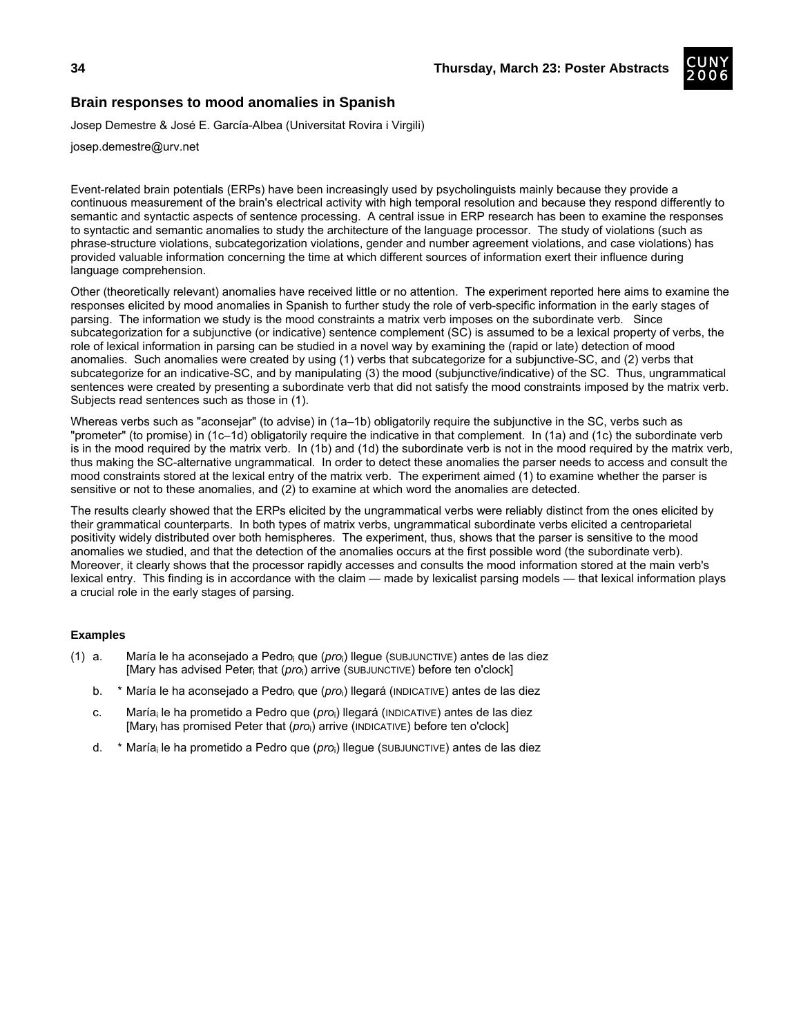## Brain responses to mood anomalies in Spanish

Josep Demestre & José E. García-Albea (Universitat Rovira i Virgili)

josep.demestre@urv.net

Event-related brain potentials (ERPs) have been increasingly used by psycholinguists mainly because they provide a continuous measurement of the brain's electrical activity with high temporal resolution and because they respond differently to semantic and syntactic aspects of sentence processing. A central issue in ERP research has been to examine the responses to syntactic and semantic anomalies to study the architecture of the language processor. The study of violations (such as phrase-structure violations, subcategorization violations, gender and number agreement violations, and case violations) has provided valuable information concerning the time at which different sources of information exert their influence during language comprehension.

Other (theoretically relevant) anomalies have received little or no attention. The experiment reported here aims to examine the responses elicited by mood anomalies in Spanish to further study the role of verb-specific information in the early stages of parsing. The information we study is the mood constraints a matrix verb imposes on the subordinate verb. Since subcategorization for a subjunctive (or indicative) sentence complement (SC) is assumed to be a lexical property of verbs, the role of lexical information in parsing can be studied in a novel way by examining the (rapid or late) detection of mood anomalies. Such anomalies were created by using (1) verbs that subcategorize for a subjunctive-SC, and (2) verbs that subcategorize for an indicative-SC, and by manipulating (3) the mood (subjunctive/indicative) of the SC. Thus, ungrammatical sentences were created by presenting a subordinate verb that did not satisfy the mood constraints imposed by the matrix verb. Subjects read sentences such as those in (1).

Whereas verbs such as "aconsejar" (to advise) in (1a–1b) obligatorily require the subjunctive in the SC, verbs such as "prometer" (to promise) in (1c–1d) obligatorily require the indicative in that complement. In (1a) and (1c) the subordinate verb is in the mood required by the matrix verb. In (1b) and (1d) the subordinate verb is not in the mood required by the matrix verb, thus making the SC-alternative ungrammatical. In order to detect these anomalies the parser needs to access and consult the mood constraints stored at the lexical entry of the matrix verb. The experiment aimed (1) to examine whether the parser is sensitive or not to these anomalies, and (2) to examine at which word the anomalies are detected.

The results clearly showed that the ERPs elicited by the ungrammatical verbs were reliably distinct from the ones elicited by their grammatical counterparts. In both types of matrix verbs, ungrammatical subordinate verbs elicited a centroparietal positivity widely distributed over both hemispheres. The experiment, thus, shows that the parser is sensitive to the mood anomalies we studied, and that the detection of the anomalies occurs at the first possible word (the subordinate verb). Moreover, it clearly shows that the processor rapidly accesses and consults the mood information stored at the main verb's lexical entry. This finding is in accordance with the claim — made by lexicalist parsing models — that lexical information plays a crucial role in the early stages of parsing.

### Examples

(1) a. María le ha aconsejado a Pedro$_i$ que (*pro*$_i$) llegue (SUBJUNCTIVE) antes de las diez
[Mary has advised Peter$_i$ that (*pro*$_i$) arrive (SUBJUNCTIVE) before ten o'clock]

b. * María le ha aconsejado a Pedro$_i$ que (*pro*$_i$) llegará (INDICATIVE) antes de las diez

c. María$_i$ le ha prometido a Pedro que (*pro*$_i$) llegará (INDICATIVE) antes de las diez
[Mary$_i$ has promised Peter that (*pro*$_i$) arrive (INDICATIVE) before ten o'clock]

d. * María$_i$ le ha prometido a Pedro que (*pro*$_i$) llegue (SUBJUNCTIVE) antes de las diez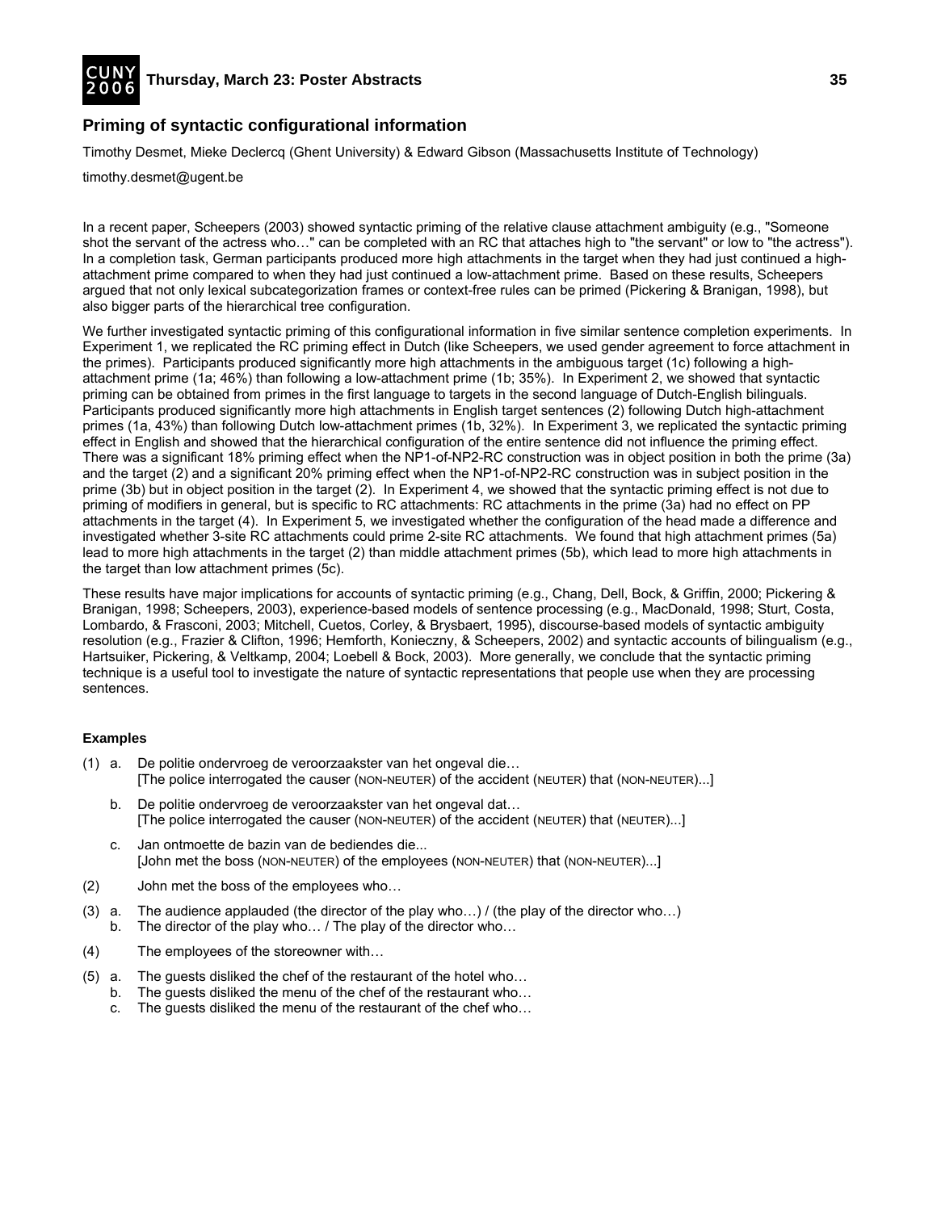## Priming of syntactic configurational information

Timothy Desmet, Mieke Declercq (Ghent University) & Edward Gibson (Massachusetts Institute of Technology)

timothy.desmet@ugent.be

In a recent paper, Scheepers (2003) showed syntactic priming of the relative clause attachment ambiguity (e.g., "Someone shot the servant of the actress who…" can be completed with an RC that attaches high to "the servant" or low to "the actress"). In a completion task, German participants produced more high attachments in the target when they had just continued a high-attachment prime compared to when they had just continued a low-attachment prime. Based on these results, Scheepers argued that not only lexical subcategorization frames or context-free rules can be primed (Pickering & Branigan, 1998), but also bigger parts of the hierarchical tree configuration.

We further investigated syntactic priming of this configurational information in five similar sentence completion experiments. In Experiment 1, we replicated the RC priming effect in Dutch (like Scheepers, we used gender agreement to force attachment in the primes). Participants produced significantly more high attachments in the ambiguous target (1c) following a high-attachment prime (1a; 46%) than following a low-attachment prime (1b; 35%). In Experiment 2, we showed that syntactic priming can be obtained from primes in the first language to targets in the second language of Dutch-English bilinguals. Participants produced significantly more high attachments in English target sentences (2) following Dutch high-attachment primes (1a, 43%) than following Dutch low-attachment primes (1b, 32%). In Experiment 3, we replicated the syntactic priming effect in English and showed that the hierarchical configuration of the entire sentence did not influence the priming effect. There was a significant 18% priming effect when the NP1-of-NP2-RC construction was in object position in both the prime (3a) and the target (2) and a significant 20% priming effect when the NP1-of-NP2-RC construction was in subject position in the prime (3b) but in object position in the target (2). In Experiment 4, we showed that the syntactic priming effect is not due to priming of modifiers in general, but is specific to RC attachments: RC attachments in the prime (3a) had no effect on PP attachments in the target (4). In Experiment 5, we investigated whether the configuration of the head made a difference and investigated whether 3-site RC attachments could prime 2-site RC attachments. We found that high attachment primes (5a) lead to more high attachments in the target (2) than middle attachment primes (5b), which lead to more high attachments in the target than low attachment primes (5c).

These results have major implications for accounts of syntactic priming (e.g., Chang, Dell, Bock, & Griffin, 2000; Pickering & Branigan, 1998; Scheepers, 2003), experience-based models of sentence processing (e.g., MacDonald, 1998; Sturt, Costa, Lombardo, & Frasconi, 2003; Mitchell, Cuetos, Corley, & Brysbaert, 1995), discourse-based models of syntactic ambiguity resolution (e.g., Frazier & Clifton, 1996; Hemforth, Konieczny, & Scheepers, 2002) and syntactic accounts of bilingualism (e.g., Hartsuiker, Pickering, & Veltkamp, 2004; Loebell & Bock, 2003). More generally, we conclude that the syntactic priming technique is a useful tool to investigate the nature of syntactic representations that people use when they are processing sentences.

#### Examples

(1) a. De politie ondervroeg de veroorzaakster van het ongeval die…
[The police interrogated the causer (NON-NEUTER) of the accident (NEUTER) that (NON-NEUTER)...]

b. De politie ondervroeg de veroorzaakster van het ongeval dat…
[The police interrogated the causer (NON-NEUTER) of the accident (NEUTER) that (NEUTER)...]

c. Jan ontmoette de bazin van de bediendes die...
[John met the boss (NON-NEUTER) of the employees (NON-NEUTER) that (NON-NEUTER)...]

(2) John met the boss of the employees who…

(3) a. The audience applauded (the director of the play who…) / (the play of the director who…)
b. The director of the play who… / The play of the director who…

(4) The employees of the storeowner with…

(5) a. The guests disliked the chef of the restaurant of the hotel who…
b. The guests disliked the menu of the chef of the restaurant who…
c. The guests disliked the menu of the restaurant of the chef who…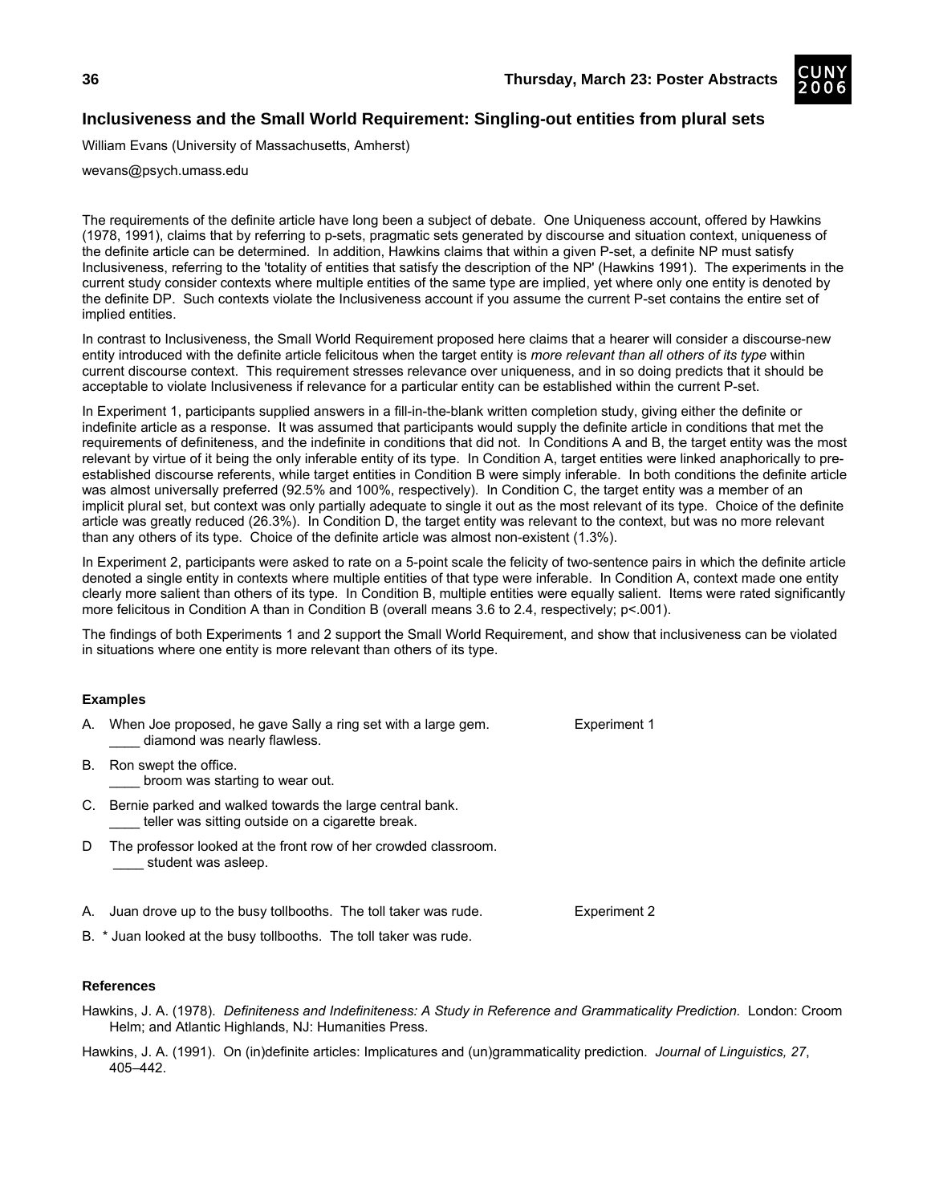## Inclusiveness and the Small World Requirement: Singling-out entities from plural sets

William Evans (University of Massachusetts, Amherst)

wevans@psych.umass.edu

The requirements of the definite article have long been a subject of debate. One Uniqueness account, offered by Hawkins (1978, 1991), claims that by referring to p-sets, pragmatic sets generated by discourse and situation context, uniqueness of the definite article can be determined. In addition, Hawkins claims that within a given P-set, a definite NP must satisfy Inclusiveness, referring to the 'totality of entities that satisfy the description of the NP' (Hawkins 1991). The experiments in the current study consider contexts where multiple entities of the same type are implied, yet where only one entity is denoted by the definite DP. Such contexts violate the Inclusiveness account if you assume the current P-set contains the entire set of implied entities.

In contrast to Inclusiveness, the Small World Requirement proposed here claims that a hearer will consider a discourse-new entity introduced with the definite article felicitous when the target entity is *more relevant than all others of its type* within current discourse context. This requirement stresses relevance over uniqueness, and in so doing predicts that it should be acceptable to violate Inclusiveness if relevance for a particular entity can be established within the current P-set.

In Experiment 1, participants supplied answers in a fill-in-the-blank written completion study, giving either the definite or indefinite article as a response. It was assumed that participants would supply the definite article in conditions that met the requirements of definiteness, and the indefinite in conditions that did not. In Conditions A and B, the target entity was the most relevant by virtue of it being the only inferable entity of its type. In Condition A, target entities were linked anaphorically to pre-established discourse referents, while target entities in Condition B were simply inferable. In both conditions the definite article was almost universally preferred (92.5% and 100%, respectively). In Condition C, the target entity was a member of an implicit plural set, but context was only partially adequate to single it out as the most relevant of its type. Choice of the definite article was greatly reduced (26.3%). In Condition D, the target entity was relevant to the context, but was no more relevant than any others of its type. Choice of the definite article was almost non-existent (1.3%).

In Experiment 2, participants were asked to rate on a 5-point scale the felicity of two-sentence pairs in which the definite article denoted a single entity in contexts where multiple entities of that type were inferable. In Condition A, context made one entity clearly more salient than others of its type. In Condition B, multiple entities were equally salient. Items were rated significantly more felicitous in Condition A than in Condition B (overall means 3.6 to 2.4, respectively; $p<.001$).

The findings of both Experiments 1 and 2 support the Small World Requirement, and show that inclusiveness can be violated in situations where one entity is more relevant than others of its type.

### Examples

Experiment 1

A. When Joe proposed, he gave Sally a ring set with a large gem.
____ diamond was nearly flawless.

B. Ron swept the office.
____ broom was starting to wear out.

C. Bernie parked and walked towards the large central bank.
____ teller was sitting outside on a cigarette break.

D The professor looked at the front row of her crowded classroom.
____ student was asleep.

Experiment 2

A. Juan drove up to the busy tollbooths. The toll taker was rude.

B. * Juan looked at the busy tollbooths. The toll taker was rude.

### References

Hawkins, J. A. (1978). *Definiteness and Indefiniteness: A Study in Reference and Grammaticality Prediction*. London: Croom Helm; and Atlantic Highlands, NJ: Humanities Press.

Hawkins, J. A. (1991). On (in)definite articles: Implicatures and (un)grammaticality prediction. *Journal of Linguistics, 27*, 405–442.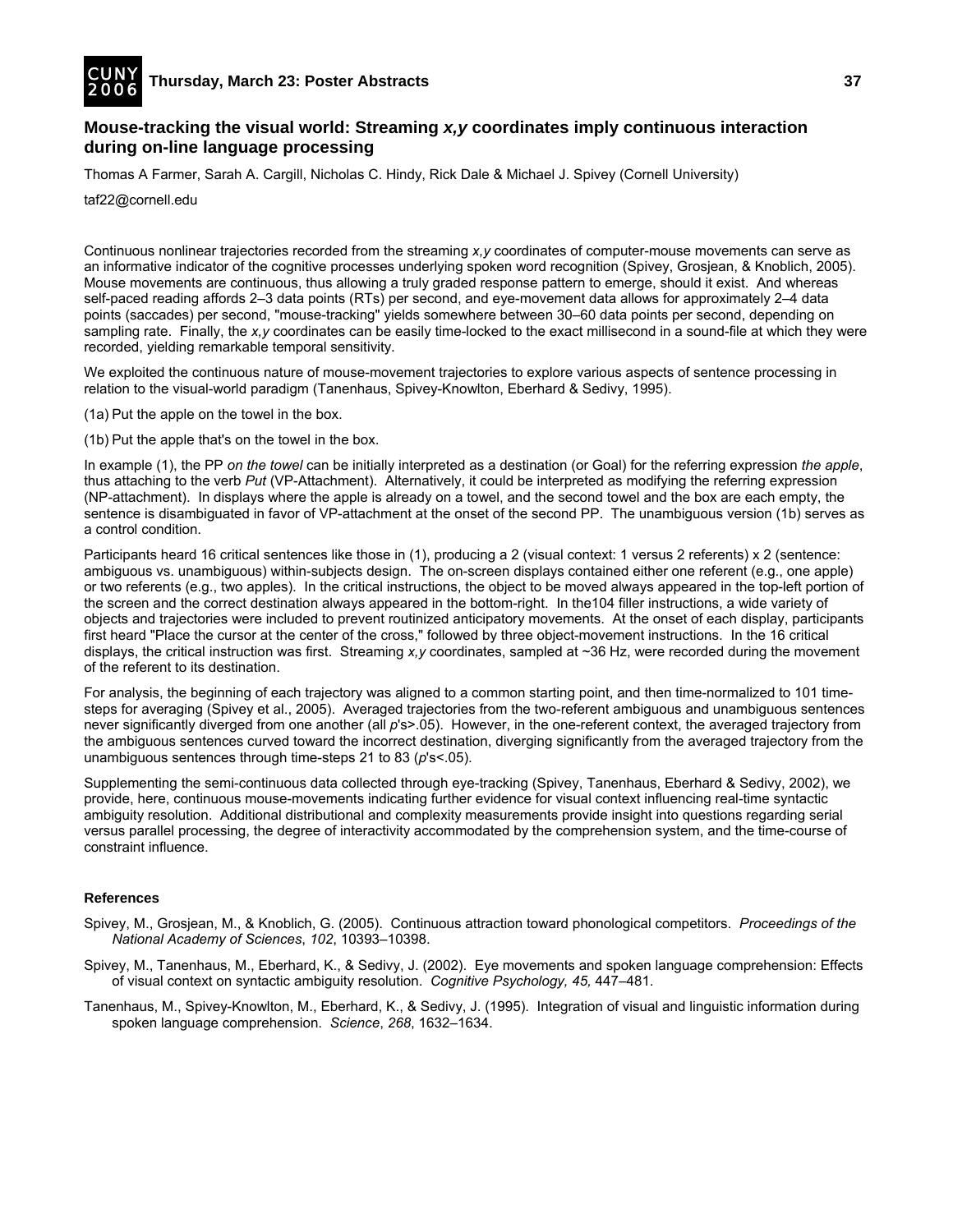## Mouse-tracking the visual world: Streaming *x,y* coordinates imply continuous interaction during on-line language processing

Thomas A Farmer, Sarah A. Cargill, Nicholas C. Hindy, Rick Dale & Michael J. Spivey (Cornell University)

taf22@cornell.edu

Continuous nonlinear trajectories recorded from the streaming *x,y* coordinates of computer-mouse movements can serve as an informative indicator of the cognitive processes underlying spoken word recognition (Spivey, Grosjean, & Knoblich, 2005). Mouse movements are continuous, thus allowing a truly graded response pattern to emerge, should it exist. And whereas self-paced reading affords 2–3 data points (RTs) per second, and eye-movement data allows for approximately 2–4 data points (saccades) per second, "mouse-tracking" yields somewhere between 30–60 data points per second, depending on sampling rate. Finally, the *x,y* coordinates can be easily time-locked to the exact millisecond in a sound-file at which they were recorded, yielding remarkable temporal sensitivity.

We exploited the continuous nature of mouse-movement trajectories to explore various aspects of sentence processing in relation to the visual-world paradigm (Tanenhaus, Spivey-Knowlton, Eberhard & Sedivy, 1995).

(1a) Put the apple on the towel in the box.

(1b) Put the apple that's on the towel in the box.

In example (1), the PP *on the towel* can be initially interpreted as a destination (or Goal) for the referring expression *the apple*, thus attaching to the verb *Put* (VP-Attachment). Alternatively, it could be interpreted as modifying the referring expression (NP-attachment). In displays where the apple is already on a towel, and the second towel and the box are each empty, the sentence is disambiguated in favor of VP-attachment at the onset of the second PP. The unambiguous version (1b) serves as a control condition.

Participants heard 16 critical sentences like those in (1), producing a 2 (visual context: 1 versus 2 referents) x 2 (sentence: ambiguous vs. unambiguous) within-subjects design. The on-screen displays contained either one referent (e.g., one apple) or two referents (e.g., two apples). In the critical instructions, the object to be moved always appeared in the top-left portion of the screen and the correct destination always appeared in the bottom-right. In the104 filler instructions, a wide variety of objects and trajectories were included to prevent routinized anticipatory movements. At the onset of each display, participants first heard "Place the cursor at the center of the cross," followed by three object-movement instructions. In the 16 critical displays, the critical instruction was first. Streaming *x,y* coordinates, sampled at ~36 Hz, were recorded during the movement of the referent to its destination.

For analysis, the beginning of each trajectory was aligned to a common starting point, and then time-normalized to 101 time-steps for averaging (Spivey et al., 2005). Averaged trajectories from the two-referent ambiguous and unambiguous sentences never significantly diverged from one another (all *p*'s>.05). However, in the one-referent context, the averaged trajectory from the ambiguous sentences curved toward the incorrect destination, diverging significantly from the averaged trajectory from the unambiguous sentences through time-steps 21 to 83 (*p*'s<.05).

Supplementing the semi-continuous data collected through eye-tracking (Spivey, Tanenhaus, Eberhard & Sedivy, 2002), we provide, here, continuous mouse-movements indicating further evidence for visual context influencing real-time syntactic ambiguity resolution. Additional distributional and complexity measurements provide insight into questions regarding serial versus parallel processing, the degree of interactivity accommodated by the comprehension system, and the time-course of constraint influence.

**References**

Spivey, M., Grosjean, M., & Knoblich, G. (2005). Continuous attraction toward phonological competitors. *Proceedings of the National Academy of Sciences*, *102*, 10393–10398.

Spivey, M., Tanenhaus, M., Eberhard, K., & Sedivy, J. (2002). Eye movements and spoken language comprehension: Effects of visual context on syntactic ambiguity resolution. *Cognitive Psychology, 45,* 447–481.

Tanenhaus, M., Spivey-Knowlton, M., Eberhard, K., & Sedivy, J. (1995). Integration of visual and linguistic information during spoken language comprehension. *Science*, *268*, 1632–1634.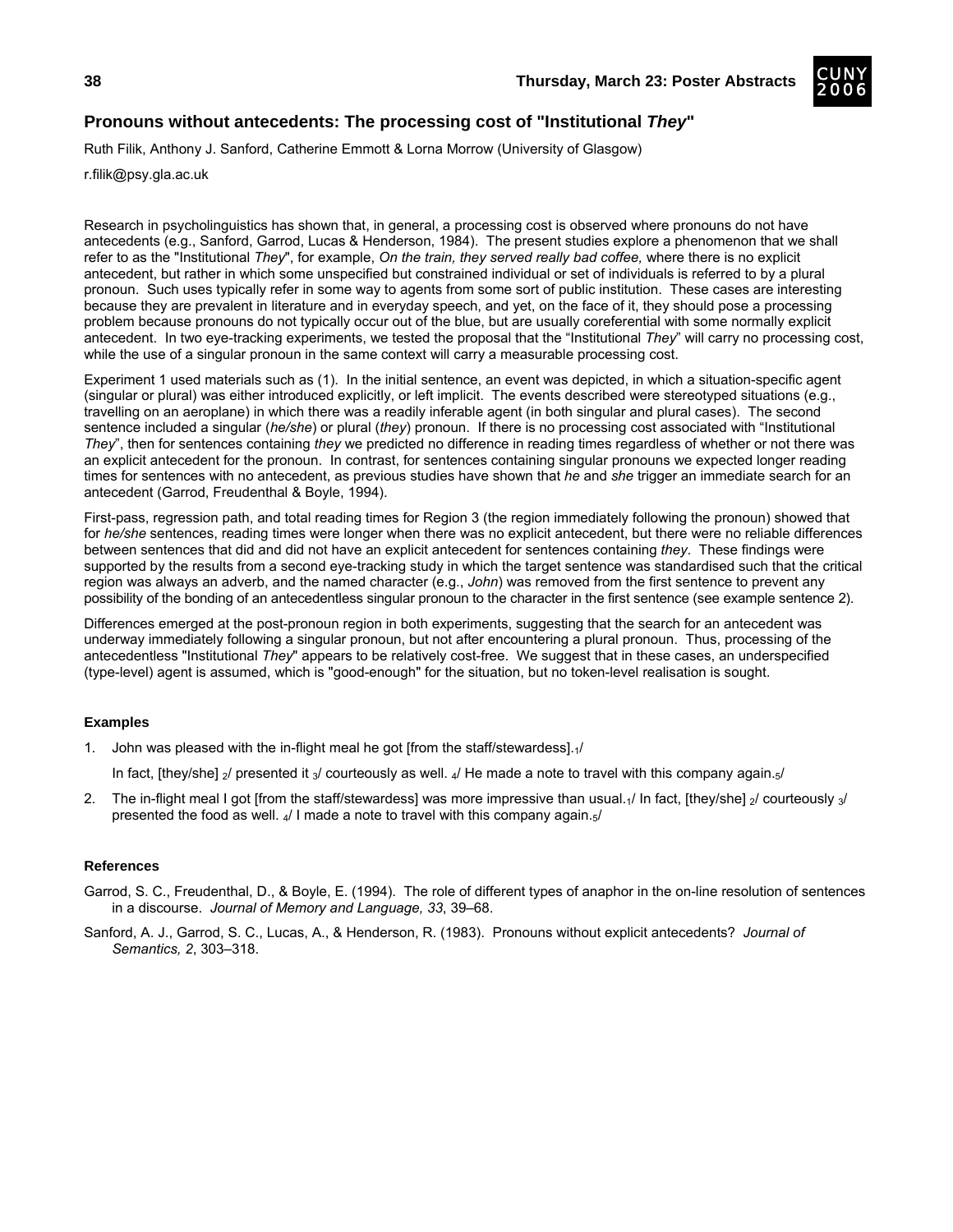## Pronouns without antecedents: The processing cost of "Institutional *They*"

Ruth Filik, Anthony J. Sanford, Catherine Emmott & Lorna Morrow (University of Glasgow)

r.filik@psy.gla.ac.uk

Research in psycholinguistics has shown that, in general, a processing cost is observed where pronouns do not have antecedents (e.g., Sanford, Garrod, Lucas & Henderson, 1984). The present studies explore a phenomenon that we shall refer to as the "Institutional *They*", for example, *On the train, they served really bad coffee,* where there is no explicit antecedent, but rather in which some unspecified but constrained individual or set of individuals is referred to by a plural pronoun. Such uses typically refer in some way to agents from some sort of public institution. These cases are interesting because they are prevalent in literature and in everyday speech, and yet, on the face of it, they should pose a processing problem because pronouns do not typically occur out of the blue, but are usually coreferential with some normally explicit antecedent. In two eye-tracking experiments, we tested the proposal that the "Institutional *They*" will carry no processing cost, while the use of a singular pronoun in the same context will carry a measurable processing cost.

Experiment 1 used materials such as (1). In the initial sentence, an event was depicted, in which a situation-specific agent (singular or plural) was either introduced explicitly, or left implicit. The events described were stereotyped situations (e.g., travelling on an aeroplane) in which there was a readily inferable agent (in both singular and plural cases). The second sentence included a singular (*he/she*) or plural (*they*) pronoun. If there is no processing cost associated with "Institutional *They*", then for sentences containing *they* we predicted no difference in reading times regardless of whether or not there was an explicit antecedent for the pronoun. In contrast, for sentences containing singular pronouns we expected longer reading times for sentences with no antecedent, as previous studies have shown that *he* and *she* trigger an immediate search for an antecedent (Garrod, Freudenthal & Boyle, 1994).

First-pass, regression path, and total reading times for Region 3 (the region immediately following the pronoun) showed that for *he/she* sentences, reading times were longer when there was no explicit antecedent, but there were no reliable differences between sentences that did and did not have an explicit antecedent for sentences containing *they*. These findings were supported by the results from a second eye-tracking study in which the target sentence was standardised such that the critical region was always an adverb, and the named character (e.g., *John*) was removed from the first sentence to prevent any possibility of the bonding of an antecedentless singular pronoun to the character in the first sentence (see example sentence 2).

Differences emerged at the post-pronoun region in both experiments, suggesting that the search for an antecedent was underway immediately following a singular pronoun, but not after encountering a plural pronoun. Thus, processing of the antecedentless "Institutional *They*" appears to be relatively cost-free. We suggest that in these cases, an underspecified (type-level) agent is assumed, which is "good-enough" for the situation, but no token-level realisation is sought.

### Examples

1. John was pleased with the in-flight meal he got [from the staff/stewardess].$_1$/

   In fact, [they/she] $_2$/ presented it $_3$/ courteously as well. $_4$/ He made a note to travel with this company again.$_5$/

2. The in-flight meal I got [from the staff/stewardess] was more impressive than usual.$_1$/ In fact, [they/she] $_2$/ courteously $_3$/ presented the food as well. $_4$/ I made a note to travel with this company again.$_5$/

### References

Garrod, S. C., Freudenthal, D., & Boyle, E. (1994). The role of different types of anaphor in the on-line resolution of sentences in a discourse. *Journal of Memory and Language, 33*, 39–68.

Sanford, A. J., Garrod, S. C., Lucas, A., & Henderson, R. (1983). Pronouns without explicit antecedents? *Journal of Semantics, 2*, 303–318.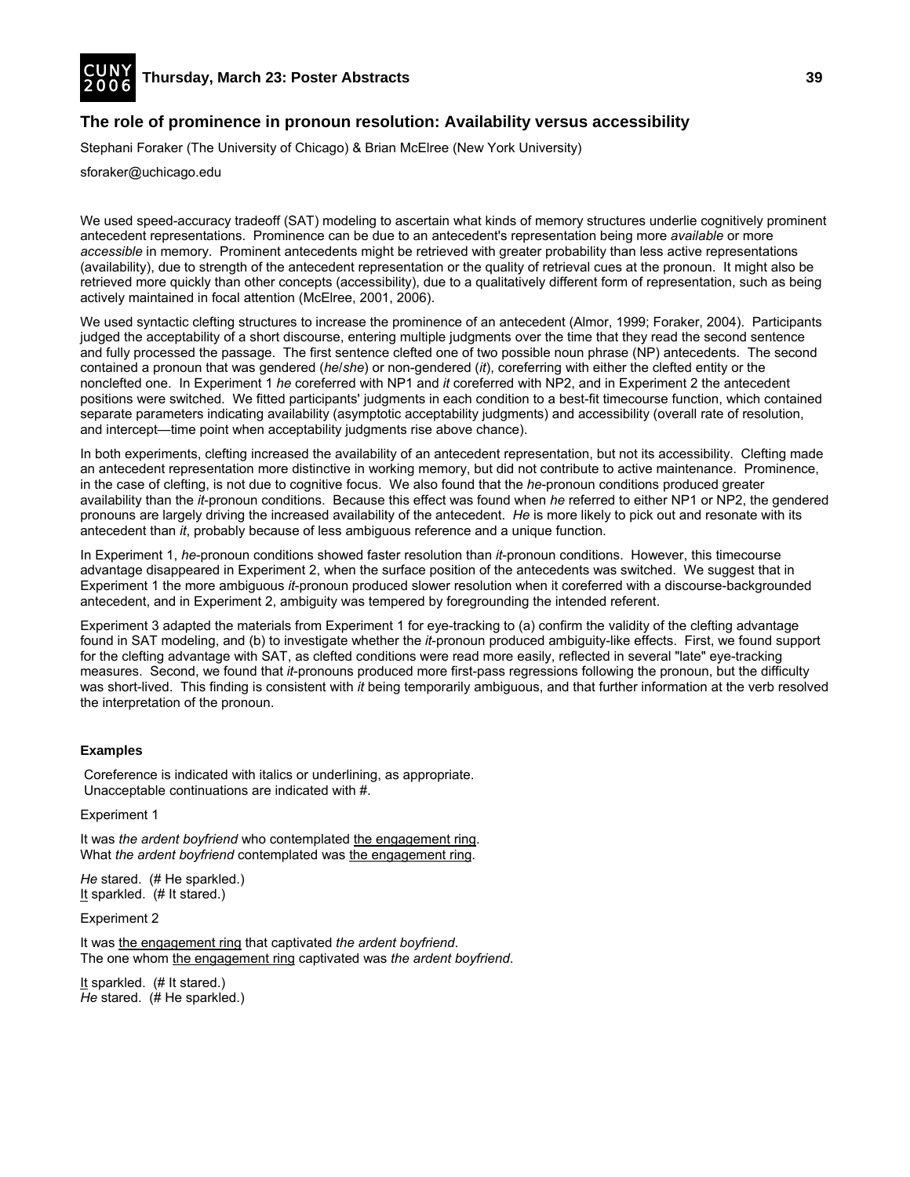## The role of prominence in pronoun resolution: Availability versus accessibility

Stephani Foraker (The University of Chicago) & Brian McElree (New York University)

sforaker@uchicago.edu

We used speed-accuracy tradeoff (SAT) modeling to ascertain what kinds of memory structures underlie cognitively prominent antecedent representations. Prominence can be due to an antecedent's representation being more *available* or more *accessible* in memory. Prominent antecedents might be retrieved with greater probability than less active representations (availability), due to strength of the antecedent representation or the quality of retrieval cues at the pronoun. It might also be retrieved more quickly than other concepts (accessibility), due to a qualitatively different form of representation, such as being actively maintained in focal attention (McElree, 2001, 2006).

We used syntactic clefting structures to increase the prominence of an antecedent (Almor, 1999; Foraker, 2004). Participants judged the acceptability of a short discourse, entering multiple judgments over the time that they read the second sentence and fully processed the passage. The first sentence clefted one of two possible noun phrase (NP) antecedents. The second contained a pronoun that was gendered (*he*/*she*) or non-gendered (*it*), coreferring with either the clefted entity or the nonclefted one. In Experiment 1 *he* coreferred with NP1 and *it* coreferred with NP2, and in Experiment 2 the antecedent positions were switched. We fitted participants' judgments in each condition to a best-fit timecourse function, which contained separate parameters indicating availability (asymptotic acceptability judgments) and accessibility (overall rate of resolution, and intercept—time point when acceptability judgments rise above chance).

In both experiments, clefting increased the availability of an antecedent representation, but not its accessibility. Clefting made an antecedent representation more distinctive in working memory, but did not contribute to active maintenance. Prominence, in the case of clefting, is not due to cognitive focus. We also found that the *he*-pronoun conditions produced greater availability than the *it*-pronoun conditions. Because this effect was found when *he* referred to either NP1 or NP2, the gendered pronouns are largely driving the increased availability of the antecedent. *He* is more likely to pick out and resonate with its antecedent than *it*, probably because of less ambiguous reference and a unique function.

In Experiment 1, *he*-pronoun conditions showed faster resolution than *it*-pronoun conditions. However, this timecourse advantage disappeared in Experiment 2, when the surface position of the antecedents was switched. We suggest that in Experiment 1 the more ambiguous *it*-pronoun produced slower resolution when it coreferred with a discourse-backgrounded antecedent, and in Experiment 2, ambiguity was tempered by foregrounding the intended referent.

Experiment 3 adapted the materials from Experiment 1 for eye-tracking to (a) confirm the validity of the clefting advantage found in SAT modeling, and (b) to investigate whether the *it*-pronoun produced ambiguity-like effects. First, we found support for the clefting advantage with SAT, as clefted conditions were read more easily, reflected in several "late" eye-tracking measures. Second, we found that *it*-pronouns produced more first-pass regressions following the pronoun, but the difficulty was short-lived. This finding is consistent with *it* being temporarily ambiguous, and that further information at the verb resolved the interpretation of the pronoun.

**Examples**

Coreference is indicated with italics or underlining, as appropriate.
Unacceptable continuations are indicated with #.

Experiment 1

It was *the ardent boyfriend* who contemplated <u>the engagement ring</u>.
What *the ardent boyfriend* contemplated was <u>the engagement ring</u>.

*He* stared. (# He sparkled.)
<u>It</u> sparkled. (# It stared.)

Experiment 2

It was <u>the engagement ring</u> that captivated *the ardent boyfriend*.
The one whom <u>the engagement ring</u> captivated was *the ardent boyfriend*.

<u>It</u> sparkled. (# It stared.)
*He* stared. (# He sparkled.)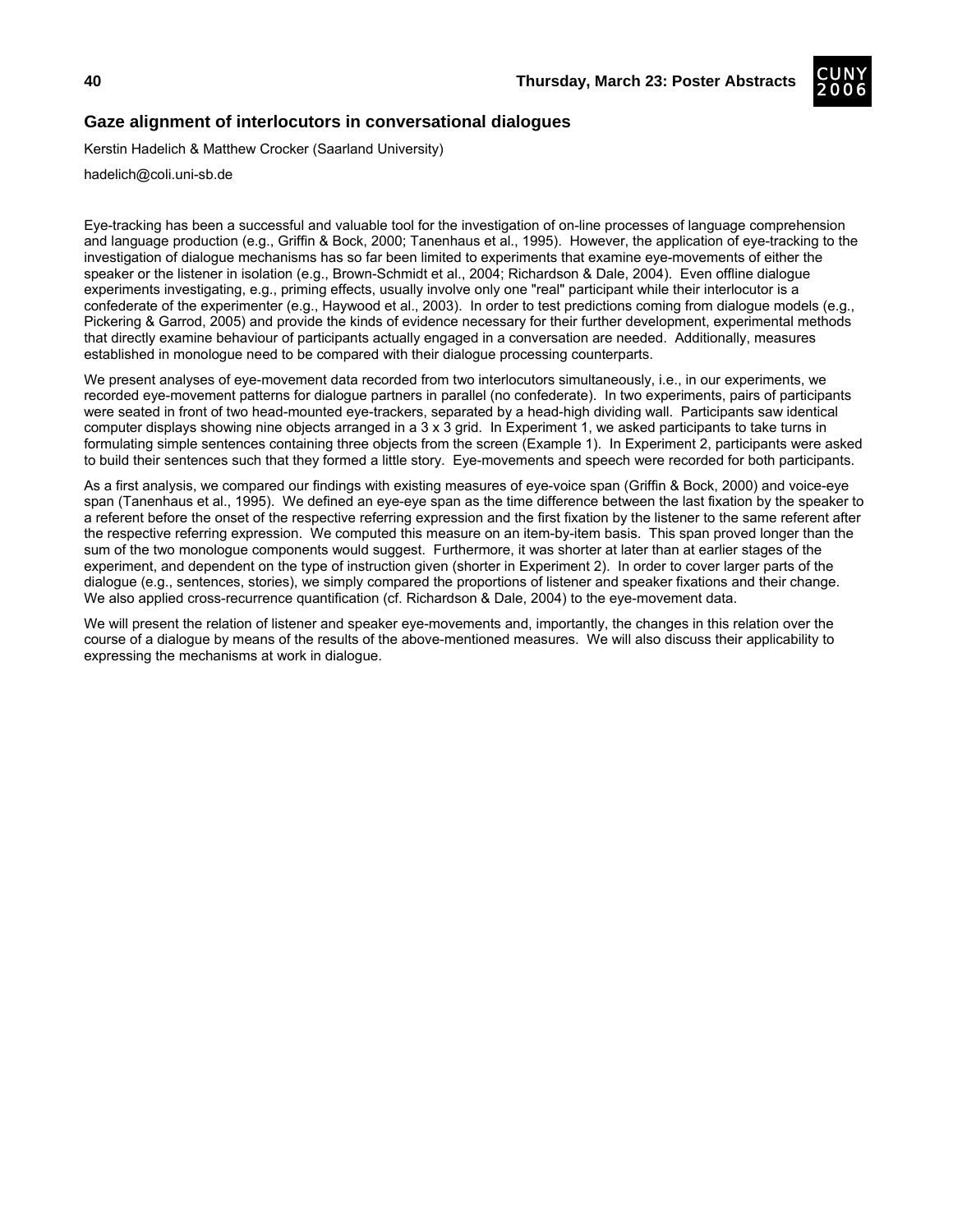## Gaze alignment of interlocutors in conversational dialogues

Kerstin Hadelich & Matthew Crocker (Saarland University)

hadelich@coli.uni-sb.de

Eye-tracking has been a successful and valuable tool for the investigation of on-line processes of language comprehension and language production (e.g., Griffin & Bock, 2000; Tanenhaus et al., 1995). However, the application of eye-tracking to the investigation of dialogue mechanisms has so far been limited to experiments that examine eye-movements of either the speaker or the listener in isolation (e.g., Brown-Schmidt et al., 2004; Richardson & Dale, 2004). Even offline dialogue experiments investigating, e.g., priming effects, usually involve only one "real" participant while their interlocutor is a confederate of the experimenter (e.g., Haywood et al., 2003). In order to test predictions coming from dialogue models (e.g., Pickering & Garrod, 2005) and provide the kinds of evidence necessary for their further development, experimental methods that directly examine behaviour of participants actually engaged in a conversation are needed. Additionally, measures established in monologue need to be compared with their dialogue processing counterparts.

We present analyses of eye-movement data recorded from two interlocutors simultaneously, i.e., in our experiments, we recorded eye-movement patterns for dialogue partners in parallel (no confederate). In two experiments, pairs of participants were seated in front of two head-mounted eye-trackers, separated by a head-high dividing wall. Participants saw identical computer displays showing nine objects arranged in a 3 x 3 grid. In Experiment 1, we asked participants to take turns in formulating simple sentences containing three objects from the screen (Example 1). In Experiment 2, participants were asked to build their sentences such that they formed a little story. Eye-movements and speech were recorded for both participants.

As a first analysis, we compared our findings with existing measures of eye-voice span (Griffin & Bock, 2000) and voice-eye span (Tanenhaus et al., 1995). We defined an eye-eye span as the time difference between the last fixation by the speaker to a referent before the onset of the respective referring expression and the first fixation by the listener to the same referent after the respective referring expression. We computed this measure on an item-by-item basis. This span proved longer than the sum of the two monologue components would suggest. Furthermore, it was shorter at later than at earlier stages of the experiment, and dependent on the type of instruction given (shorter in Experiment 2). In order to cover larger parts of the dialogue (e.g., sentences, stories), we simply compared the proportions of listener and speaker fixations and their change. We also applied cross-recurrence quantification (cf. Richardson & Dale, 2004) to the eye-movement data.

We will present the relation of listener and speaker eye-movements and, importantly, the changes in this relation over the course of a dialogue by means of the results of the above-mentioned measures. We will also discuss their applicability to expressing the mechanisms at work in dialogue.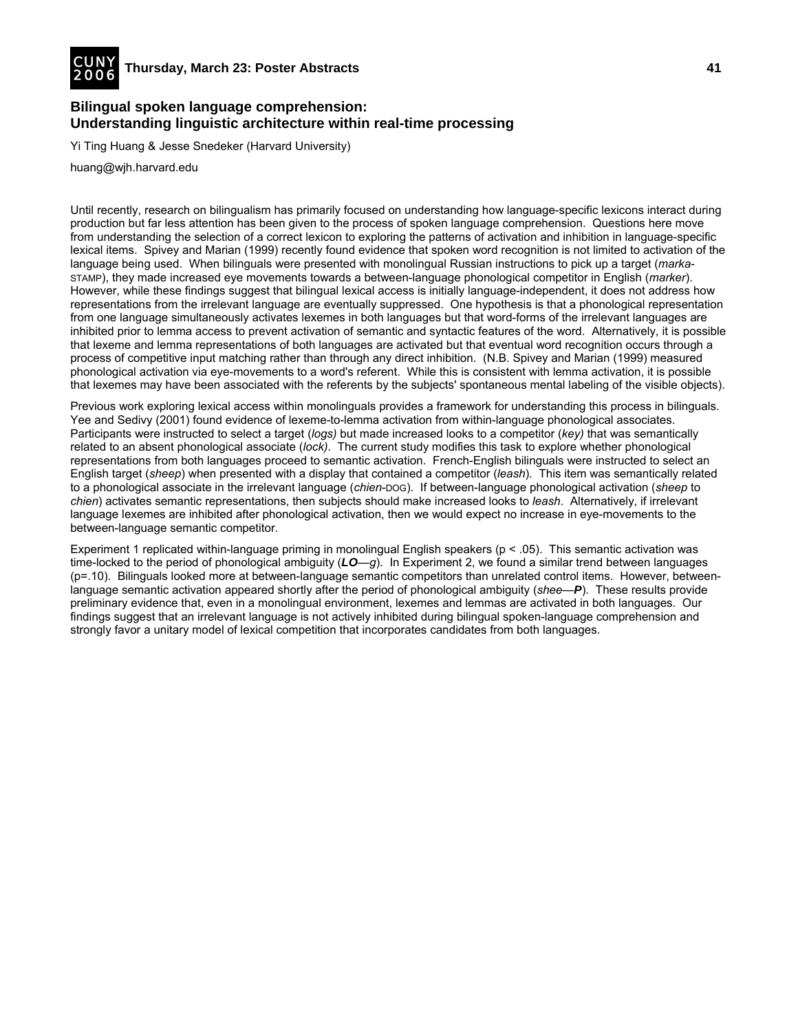## Bilingual spoken language comprehension: Understanding linguistic architecture within real-time processing

Yi Ting Huang & Jesse Snedeker (Harvard University)

huang@wjh.harvard.edu

Until recently, research on bilingualism has primarily focused on understanding how language-specific lexicons interact during production but far less attention has been given to the process of spoken language comprehension. Questions here move from understanding the selection of a correct lexicon to exploring the patterns of activation and inhibition in language-specific lexical items. Spivey and Marian (1999) recently found evidence that spoken word recognition is not limited to activation of the language being used. When bilinguals were presented with monolingual Russian instructions to pick up a target (*marka*-STAMP), they made increased eye movements towards a between-language phonological competitor in English (*marker*). However, while these findings suggest that bilingual lexical access is initially language-independent, it does not address how representations from the irrelevant language are eventually suppressed. One hypothesis is that a phonological representation from one language simultaneously activates lexemes in both languages but that word-forms of the irrelevant languages are inhibited prior to lemma access to prevent activation of semantic and syntactic features of the word. Alternatively, it is possible that lexeme and lemma representations of both languages are activated but that eventual word recognition occurs through a process of competitive input matching rather than through any direct inhibition. (N.B. Spivey and Marian (1999) measured phonological activation via eye-movements to a word's referent. While this is consistent with lemma activation, it is possible that lexemes may have been associated with the referents by the subjects' spontaneous mental labeling of the visible objects).

Previous work exploring lexical access within monolinguals provides a framework for understanding this process in bilinguals. Yee and Sedivy (2001) found evidence of lexeme-to-lemma activation from within-language phonological associates. Participants were instructed to select a target (*logs)* but made increased looks to a competitor (*key)* that was semantically related to an absent phonological associate (*lock)*. The current study modifies this task to explore whether phonological representations from both languages proceed to semantic activation. French-English bilinguals were instructed to select an English target (*sheep*) when presented with a display that contained a competitor (*leash*). This item was semantically related to a phonological associate in the irrelevant language (*chien*-DOG). If between-language phonological activation (*sheep* to *chien*) activates semantic representations, then subjects should make increased looks to *leash*. Alternatively, if irrelevant language lexemes are inhibited after phonological activation, then we would expect no increase in eye-movements to the between-language semantic competitor.

Experiment 1 replicated within-language priming in monolingual English speakers ($p < .05$). This semantic activation was time-locked to the period of phonological ambiguity (***LO***—*g*). In Experiment 2, we found a similar trend between languages ($p = .10$). Bilinguals looked more at between-language semantic competitors than unrelated control items. However, between-language semantic activation appeared shortly after the period of phonological ambiguity (*shee*—***P***). These results provide preliminary evidence that, even in a monolingual environment, lexemes and lemmas are activated in both languages. Our findings suggest that an irrelevant language is not actively inhibited during bilingual spoken-language comprehension and strongly favor a unitary model of lexical competition that incorporates candidates from both languages.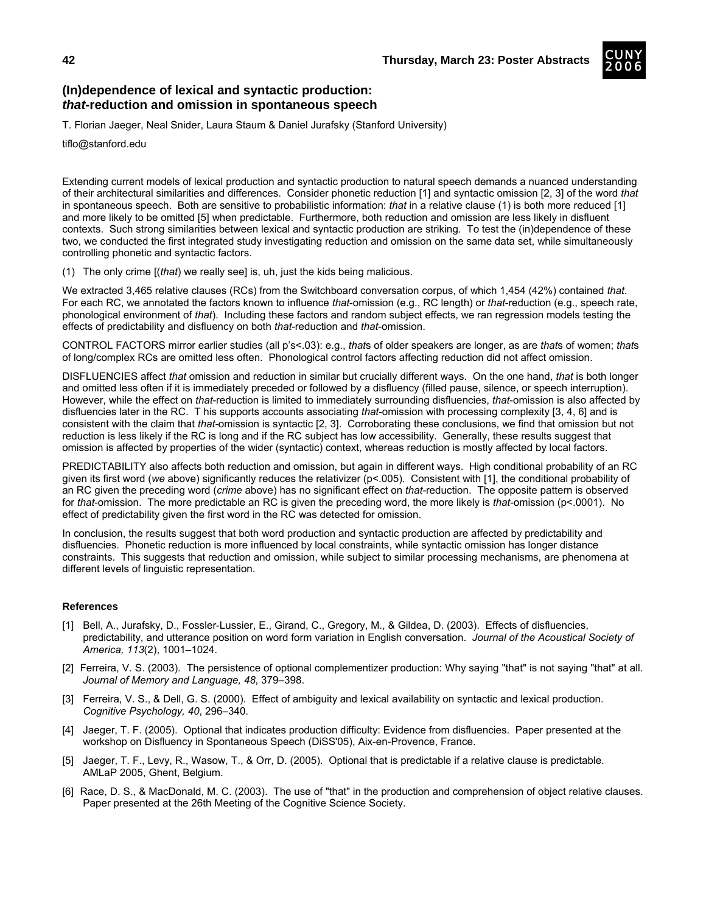## (In)dependence of lexical and syntactic production: *that*-reduction and omission in spontaneous speech

T. Florian Jaeger, Neal Snider, Laura Staum & Daniel Jurafsky (Stanford University)

tiflo@stanford.edu

Extending current models of lexical production and syntactic production to natural speech demands a nuanced understanding of their architectural similarities and differences. Consider phonetic reduction [1] and syntactic omission [2, 3] of the word *that* in spontaneous speech. Both are sensitive to probabilistic information: *that* in a relative clause (1) is both more reduced [1] and more likely to be omitted [5] when predictable. Furthermore, both reduction and omission are less likely in disfluent contexts. Such strong similarities between lexical and syntactic production are striking. To test the (in)dependence of these two, we conducted the first integrated study investigating reduction and omission on the same data set, while simultaneously controlling phonetic and syntactic factors.

(1) The only crime [(*that*) we really see] is, uh, just the kids being malicious.

We extracted 3,465 relative clauses (RCs) from the Switchboard conversation corpus, of which 1,454 (42%) contained *that*. For each RC, we annotated the factors known to influence *that*-omission (e.g., RC length) or *that*-reduction (e.g., speech rate, phonological environment of *that*). Including these factors and random subject effects, we ran regression models testing the effects of predictability and disfluency on both *that*-reduction and *that*-omission.

CONTROL FACTORS mirror earlier studies (all p's<.03): e.g., *that*s of older speakers are longer, as are *that*s of women; *that*s of long/complex RCs are omitted less often. Phonological control factors affecting reduction did not affect omission.

DISFLUENCIES affect *that* omission and reduction in similar but crucially different ways. On the one hand, *that* is both longer and omitted less often if it is immediately preceded or followed by a disfluency (filled pause, silence, or speech interruption). However, while the effect on *that*-reduction is limited to immediately surrounding disfluencies, *that*-omission is also affected by disfluencies later in the RC. T his supports accounts associating *that*-omission with processing complexity [3, 4, 6] and is consistent with the claim that *that*-omission is syntactic [2, 3]. Corroborating these conclusions, we find that omission but not reduction is less likely if the RC is long and if the RC subject has low accessibility. Generally, these results suggest that omission is affected by properties of the wider (syntactic) context, whereas reduction is mostly affected by local factors.

PREDICTABILITY also affects both reduction and omission, but again in different ways. High conditional probability of an RC given its first word (*we* above) significantly reduces the relativizer (p<.005). Consistent with [1], the conditional probability of an RC given the preceding word (*crime* above) has no significant effect on *that*-reduction. The opposite pattern is observed for *that*-omission. The more predictable an RC is given the preceding word, the more likely is *that*-omission (p<.0001). No effect of predictability given the first word in the RC was detected for omission.

In conclusion, the results suggest that both word production and syntactic production are affected by predictability and disfluencies. Phonetic reduction is more influenced by local constraints, while syntactic omission has longer distance constraints. This suggests that reduction and omission, while subject to similar processing mechanisms, are phenomena at different levels of linguistic representation.

### References

[1] Bell, A., Jurafsky, D., Fossler-Lussier, E., Girand, C., Gregory, M., & Gildea, D. (2003). Effects of disfluencies, predictability, and utterance position on word form variation in English conversation. *Journal of the Acoustical Society of America, 113*(2), 1001–1024.

[2] Ferreira, V. S. (2003). The persistence of optional complementizer production: Why saying "that" is not saying "that" at all. *Journal of Memory and Language, 48*, 379–398.

[3] Ferreira, V. S., & Dell, G. S. (2000). Effect of ambiguity and lexical availability on syntactic and lexical production. *Cognitive Psychology, 40*, 296–340.

[4] Jaeger, T. F. (2005). Optional that indicates production difficulty: Evidence from disfluencies. Paper presented at the workshop on Disfluency in Spontaneous Speech (DiSS'05), Aix-en-Provence, France.

[5] Jaeger, T. F., Levy, R., Wasow, T., & Orr, D. (2005). Optional that is predictable if a relative clause is predictable. AMLaP 2005, Ghent, Belgium.

[6] Race, D. S., & MacDonald, M. C. (2003). The use of "that" in the production and comprehension of object relative clauses. Paper presented at the 26th Meeting of the Cognitive Science Society.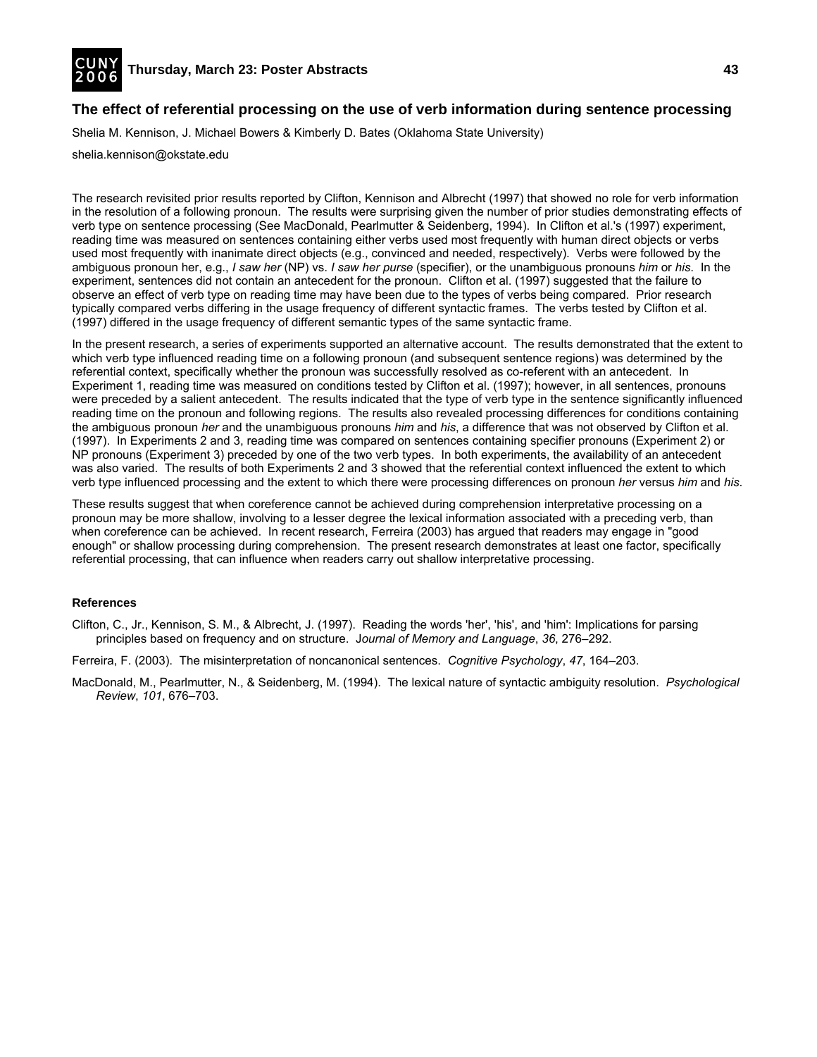## The effect of referential processing on the use of verb information during sentence processing

Shelia M. Kennison, J. Michael Bowers & Kimberly D. Bates (Oklahoma State University)

shelia.kennison@okstate.edu

The research revisited prior results reported by Clifton, Kennison and Albrecht (1997) that showed no role for verb information in the resolution of a following pronoun. The results were surprising given the number of prior studies demonstrating effects of verb type on sentence processing (See MacDonald, Pearlmutter & Seidenberg, 1994). In Clifton et al.'s (1997) experiment, reading time was measured on sentences containing either verbs used most frequently with human direct objects or verbs used most frequently with inanimate direct objects (e.g., convinced and needed, respectively). Verbs were followed by the ambiguous pronoun her, e.g., *I saw her* (NP) vs. *I saw her purse* (specifier), or the unambiguous pronouns *him* or *his*. In the experiment, sentences did not contain an antecedent for the pronoun. Clifton et al. (1997) suggested that the failure to observe an effect of verb type on reading time may have been due to the types of verbs being compared. Prior research typically compared verbs differing in the usage frequency of different syntactic frames. The verbs tested by Clifton et al. (1997) differed in the usage frequency of different semantic types of the same syntactic frame.

In the present research, a series of experiments supported an alternative account. The results demonstrated that the extent to which verb type influenced reading time on a following pronoun (and subsequent sentence regions) was determined by the referential context, specifically whether the pronoun was successfully resolved as co-referent with an antecedent. In Experiment 1, reading time was measured on conditions tested by Clifton et al. (1997); however, in all sentences, pronouns were preceded by a salient antecedent. The results indicated that the type of verb type in the sentence significantly influenced reading time on the pronoun and following regions. The results also revealed processing differences for conditions containing the ambiguous pronoun *her* and the unambiguous pronouns *him* and *his*, a difference that was not observed by Clifton et al. (1997). In Experiments 2 and 3, reading time was compared on sentences containing specifier pronouns (Experiment 2) or NP pronouns (Experiment 3) preceded by one of the two verb types. In both experiments, the availability of an antecedent was also varied. The results of both Experiments 2 and 3 showed that the referential context influenced the extent to which verb type influenced processing and the extent to which there were processing differences on pronoun *her* versus *him* and *his*.

These results suggest that when coreference cannot be achieved during comprehension interpretative processing on a pronoun may be more shallow, involving to a lesser degree the lexical information associated with a preceding verb, than when coreference can be achieved. In recent research, Ferreira (2003) has argued that readers may engage in "good enough" or shallow processing during comprehension. The present research demonstrates at least one factor, specifically referential processing, that can influence when readers carry out shallow interpretative processing.

### References

Clifton, C., Jr., Kennison, S. M., & Albrecht, J. (1997). Reading the words 'her', 'his', and 'him': Implications for parsing principles based on frequency and on structure. *Journal of Memory and Language*, *36*, 276–292.

Ferreira, F. (2003). The misinterpretation of noncanonical sentences. *Cognitive Psychology*, *47*, 164–203.

MacDonald, M., Pearlmutter, N., & Seidenberg, M. (1994). The lexical nature of syntactic ambiguity resolution. *Psychological Review*, *101*, 676–703.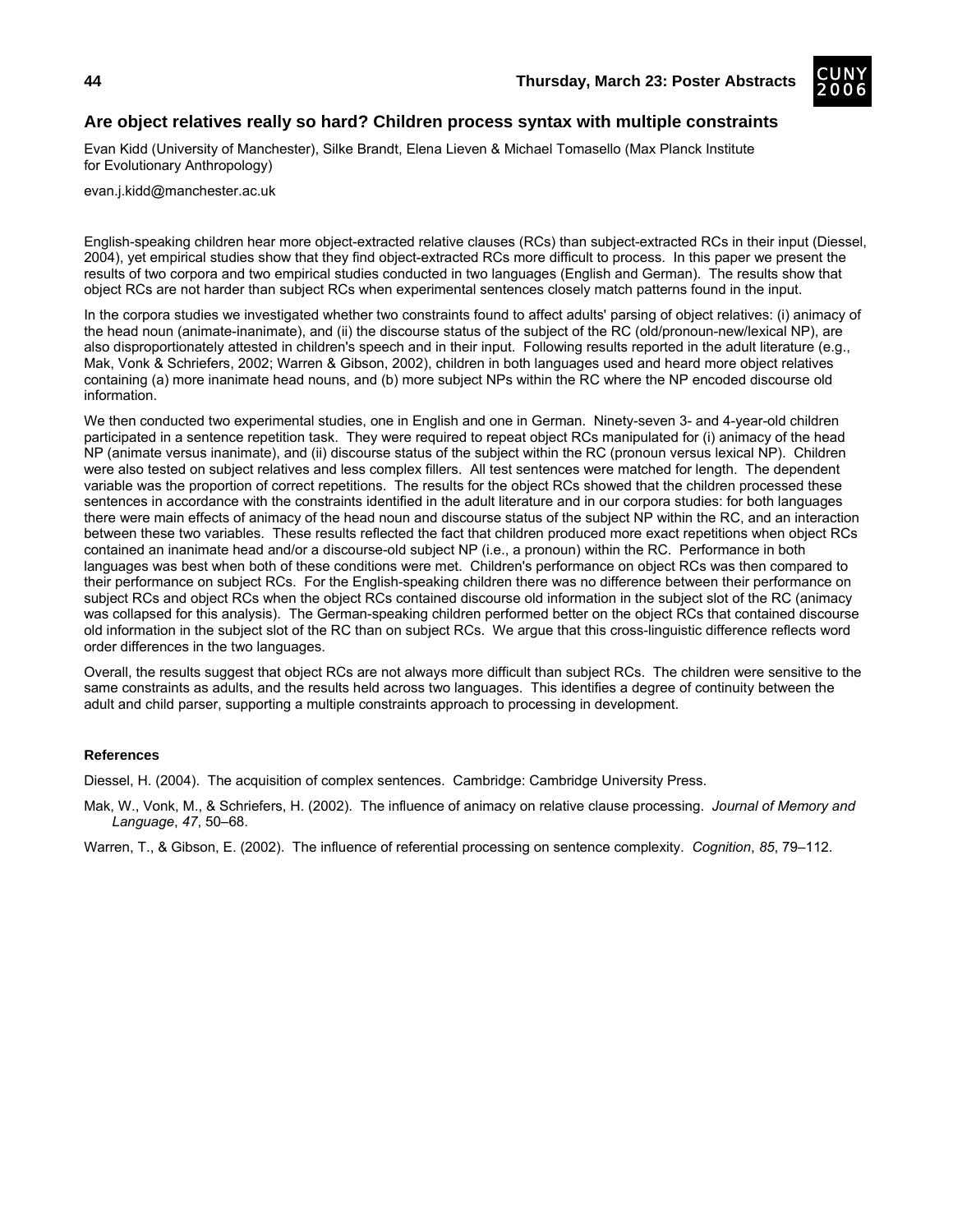## Are object relatives really so hard? Children process syntax with multiple constraints

Evan Kidd (University of Manchester), Silke Brandt, Elena Lieven & Michael Tomasello (Max Planck Institute for Evolutionary Anthropology)

evan.j.kidd@manchester.ac.uk

English-speaking children hear more object-extracted relative clauses (RCs) than subject-extracted RCs in their input (Diessel, 2004), yet empirical studies show that they find object-extracted RCs more difficult to process. In this paper we present the results of two corpora and two empirical studies conducted in two languages (English and German). The results show that object RCs are not harder than subject RCs when experimental sentences closely match patterns found in the input.

In the corpora studies we investigated whether two constraints found to affect adults' parsing of object relatives: (i) animacy of the head noun (animate-inanimate), and (ii) the discourse status of the subject of the RC (old/pronoun-new/lexical NP), are also disproportionately attested in children's speech and in their input. Following results reported in the adult literature (e.g., Mak, Vonk & Schriefers, 2002; Warren & Gibson, 2002), children in both languages used and heard more object relatives containing (a) more inanimate head nouns, and (b) more subject NPs within the RC where the NP encoded discourse old information.

We then conducted two experimental studies, one in English and one in German. Ninety-seven 3- and 4-year-old children participated in a sentence repetition task. They were required to repeat object RCs manipulated for (i) animacy of the head NP (animate versus inanimate), and (ii) discourse status of the subject within the RC (pronoun versus lexical NP). Children were also tested on subject relatives and less complex fillers. All test sentences were matched for length. The dependent variable was the proportion of correct repetitions. The results for the object RCs showed that the children processed these sentences in accordance with the constraints identified in the adult literature and in our corpora studies: for both languages there were main effects of animacy of the head noun and discourse status of the subject NP within the RC, and an interaction between these two variables. These results reflected the fact that children produced more exact repetitions when object RCs contained an inanimate head and/or a discourse-old subject NP (i.e., a pronoun) within the RC. Performance in both languages was best when both of these conditions were met. Children's performance on object RCs was then compared to their performance on subject RCs. For the English-speaking children there was no difference between their performance on subject RCs and object RCs when the object RCs contained discourse old information in the subject slot of the RC (animacy was collapsed for this analysis). The German-speaking children performed better on the object RCs that contained discourse old information in the subject slot of the RC than on subject RCs. We argue that this cross-linguistic difference reflects word order differences in the two languages.

Overall, the results suggest that object RCs are not always more difficult than subject RCs. The children were sensitive to the same constraints as adults, and the results held across two languages. This identifies a degree of continuity between the adult and child parser, supporting a multiple constraints approach to processing in development.

### References

Diessel, H. (2004). The acquisition of complex sentences. Cambridge: Cambridge University Press.

Mak, W., Vonk, M., & Schriefers, H. (2002). The influence of animacy on relative clause processing. *Journal of Memory and Language*, *47*, 50–68.

Warren, T., & Gibson, E. (2002). The influence of referential processing on sentence complexity. *Cognition*, *85*, 79–112.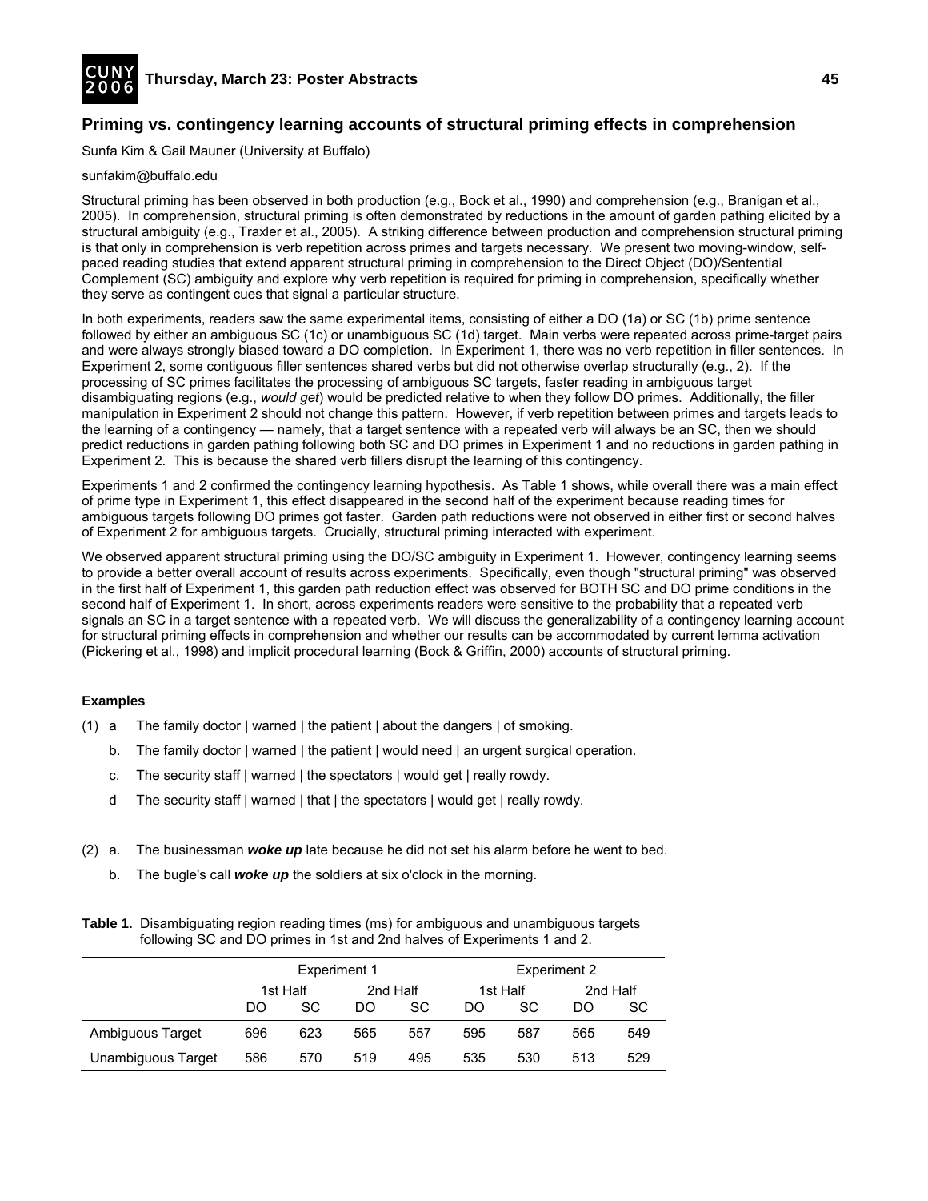## Priming vs. contingency learning accounts of structural priming effects in comprehension

Sunfa Kim & Gail Mauner (University at Buffalo)

sunfakim@buffalo.edu

Structural priming has been observed in both production (e.g., Bock et al., 1990) and comprehension (e.g., Branigan et al., 2005). In comprehension, structural priming is often demonstrated by reductions in the amount of garden pathing elicited by a structural ambiguity (e.g., Traxler et al., 2005). A striking difference between production and comprehension structural priming is that only in comprehension is verb repetition across primes and targets necessary. We present two moving-window, self-paced reading studies that extend apparent structural priming in comprehension to the Direct Object (DO)/Sentential Complement (SC) ambiguity and explore why verb repetition is required for priming in comprehension, specifically whether they serve as contingent cues that signal a particular structure.

In both experiments, readers saw the same experimental items, consisting of either a DO (1a) or SC (1b) prime sentence followed by either an ambiguous SC (1c) or unambiguous SC (1d) target. Main verbs were repeated across prime-target pairs and were always strongly biased toward a DO completion. In Experiment 1, there was no verb repetition in filler sentences. In Experiment 2, some contiguous filler sentences shared verbs but did not otherwise overlap structurally (e.g., 2). If the processing of SC primes facilitates the processing of ambiguous SC targets, faster reading in ambiguous target disambiguating regions (e.g., *would get*) would be predicted relative to when they follow DO primes. Additionally, the filler manipulation in Experiment 2 should not change this pattern. However, if verb repetition between primes and targets leads to the learning of a contingency — namely, that a target sentence with a repeated verb will always be an SC, then we should predict reductions in garden pathing following both SC and DO primes in Experiment 1 and no reductions in garden pathing in Experiment 2. This is because the shared verb fillers disrupt the learning of this contingency.

Experiments 1 and 2 confirmed the contingency learning hypothesis. As Table 1 shows, while overall there was a main effect of prime type in Experiment 1, this effect disappeared in the second half of the experiment because reading times for ambiguous targets following DO primes got faster. Garden path reductions were not observed in either first or second halves of Experiment 2 for ambiguous targets. Crucially, structural priming interacted with experiment.

We observed apparent structural priming using the DO/SC ambiguity in Experiment 1. However, contingency learning seems to provide a better overall account of results across experiments. Specifically, even though "structural priming" was observed in the first half of Experiment 1, this garden path reduction effect was observed for BOTH SC and DO prime conditions in the second half of Experiment 1. In short, across experiments readers were sensitive to the probability that a repeated verb signals an SC in a target sentence with a repeated verb. We will discuss the generalizability of a contingency learning account for structural priming effects in comprehension and whether our results can be accommodated by current lemma activation (Pickering et al., 1998) and implicit procedural learning (Bock & Griffin, 2000) accounts of structural priming.

**Examples**

(1) a The family doctor | warned | the patient | about the dangers | of smoking.

b. The family doctor | warned | the patient | would need | an urgent surgical operation.

c. The security staff | warned | the spectators | would get | really rowdy.

d The security staff | warned | that | the spectators | would get | really rowdy.

(2) a. The businessman ***woke up*** late because he did not set his alarm before he went to bed.

b. The bugle's call ***woke up*** the soldiers at six o'clock in the morning.

**Table 1.** Disambiguating region reading times (ms) for ambiguous and unambiguous targets following SC and DO primes in 1st and 2nd halves of Experiments 1 and 2.

| | Experiment 1 | | | | Experiment 2 | | | |
|---|---|---|---|---|---|---|---|---|
| | 1st Half | | 2nd Half | | 1st Half | | 2nd Half | |
| | DO | SC | DO | SC | DO | SC | DO | SC |
| Ambiguous Target | 696 | 623 | 565 | 557 | 595 | 587 | 565 | 549 |
| Unambiguous Target | 586 | 570 | 519 | 495 | 535 | 530 | 513 | 529 |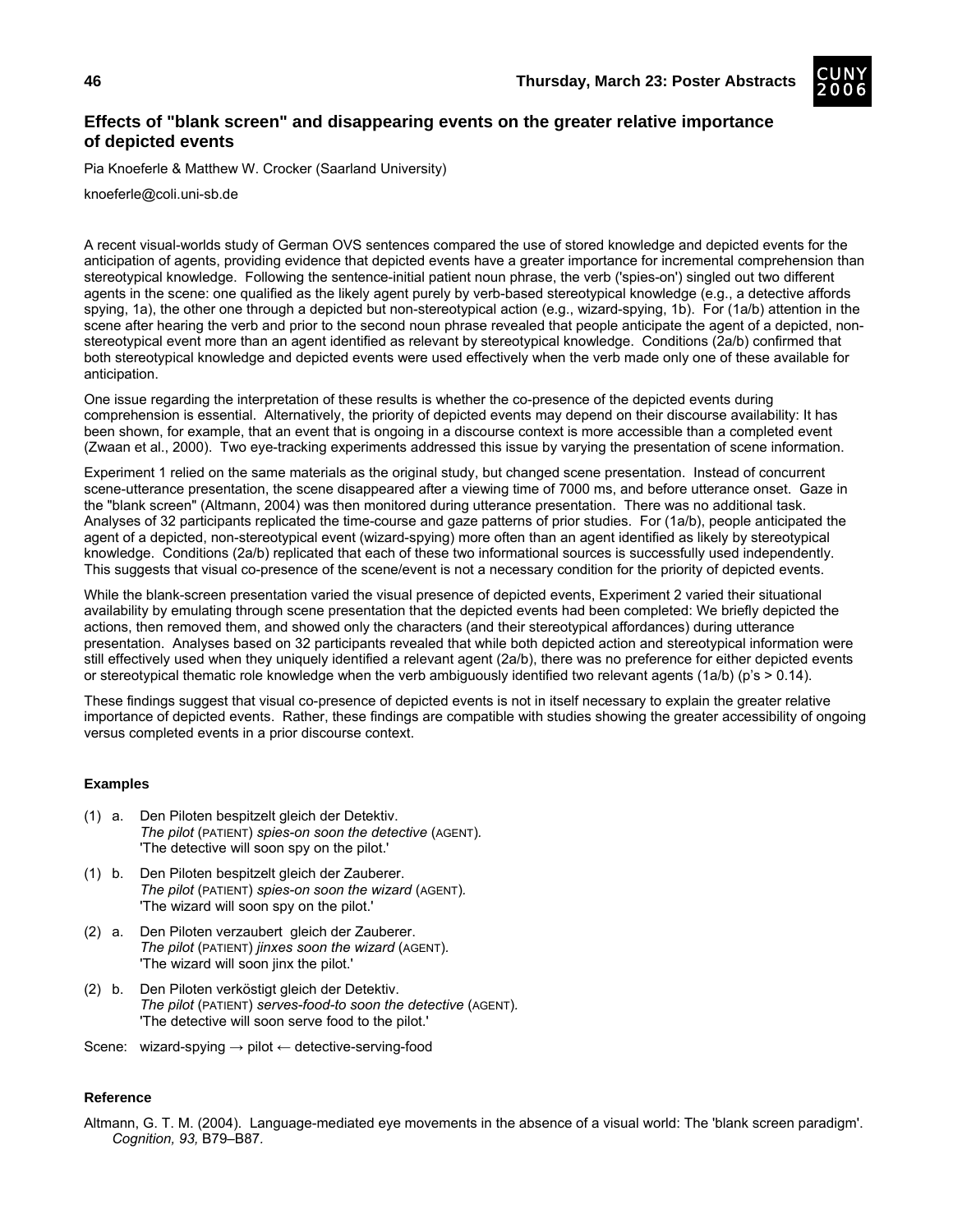## Effects of "blank screen" and disappearing events on the greater relative importance of depicted events

Pia Knoeferle & Matthew W. Crocker (Saarland University)

knoeferle@coli.uni-sb.de

A recent visual-worlds study of German OVS sentences compared the use of stored knowledge and depicted events for the anticipation of agents, providing evidence that depicted events have a greater importance for incremental comprehension than stereotypical knowledge. Following the sentence-initial patient noun phrase, the verb ('spies-on') singled out two different agents in the scene: one qualified as the likely agent purely by verb-based stereotypical knowledge (e.g., a detective affords spying, 1a), the other one through a depicted but non-stereotypical action (e.g., wizard-spying, 1b). For (1a/b) attention in the scene after hearing the verb and prior to the second noun phrase revealed that people anticipate the agent of a depicted, non-stereotypical event more than an agent identified as relevant by stereotypical knowledge. Conditions (2a/b) confirmed that both stereotypical knowledge and depicted events were used effectively when the verb made only one of these available for anticipation.

One issue regarding the interpretation of these results is whether the co-presence of the depicted events during comprehension is essential. Alternatively, the priority of depicted events may depend on their discourse availability: It has been shown, for example, that an event that is ongoing in a discourse context is more accessible than a completed event (Zwaan et al., 2000). Two eye-tracking experiments addressed this issue by varying the presentation of scene information.

Experiment 1 relied on the same materials as the original study, but changed scene presentation. Instead of concurrent scene-utterance presentation, the scene disappeared after a viewing time of 7000 ms, and before utterance onset. Gaze in the "blank screen" (Altmann, 2004) was then monitored during utterance presentation. There was no additional task. Analyses of 32 participants replicated the time-course and gaze patterns of prior studies. For (1a/b), people anticipated the agent of a depicted, non-stereotypical event (wizard-spying) more often than an agent identified as likely by stereotypical knowledge. Conditions (2a/b) replicated that each of these two informational sources is successfully used independently. This suggests that visual co-presence of the scene/event is not a necessary condition for the priority of depicted events.

While the blank-screen presentation varied the visual presence of depicted events, Experiment 2 varied their situational availability by emulating through scene presentation that the depicted events had been completed: We briefly depicted the actions, then removed them, and showed only the characters (and their stereotypical affordances) during utterance presentation. Analyses based on 32 participants revealed that while both depicted action and stereotypical information were still effectively used when they uniquely identified a relevant agent (2a/b), there was no preference for either depicted events or stereotypical thematic role knowledge when the verb ambiguously identified two relevant agents (1a/b) (p's > 0.14).

These findings suggest that visual co-presence of depicted events is not in itself necessary to explain the greater relative importance of depicted events. Rather, these findings are compatible with studies showing the greater accessibility of ongoing versus completed events in a prior discourse context.

### Examples

(1) a. Den Piloten bespitzelt gleich der Detektiv.
*The pilot* (PATIENT) *spies-on soon the detective* (AGENT).
'The detective will soon spy on the pilot.'

(1) b. Den Piloten bespitzelt gleich der Zauberer.
*The pilot* (PATIENT) *spies-on soon the wizard* (AGENT).
'The wizard will soon spy on the pilot.'

(2) a. Den Piloten verzaubert gleich der Zauberer.
*The pilot* (PATIENT) *jinxes soon the wizard* (AGENT).
'The wizard will soon jinx the pilot.'

(2) b. Den Piloten verköstigt gleich der Detektiv.
*The pilot* (PATIENT) *serves-food-to soon the detective* (AGENT).
'The detective will soon serve food to the pilot.'

Scene: wizard-spying → pilot ← detective-serving-food

### Reference

Altmann, G. T. M. (2004). Language-mediated eye movements in the absence of a visual world: The 'blank screen paradigm'. *Cognition, 93,* B79–B87.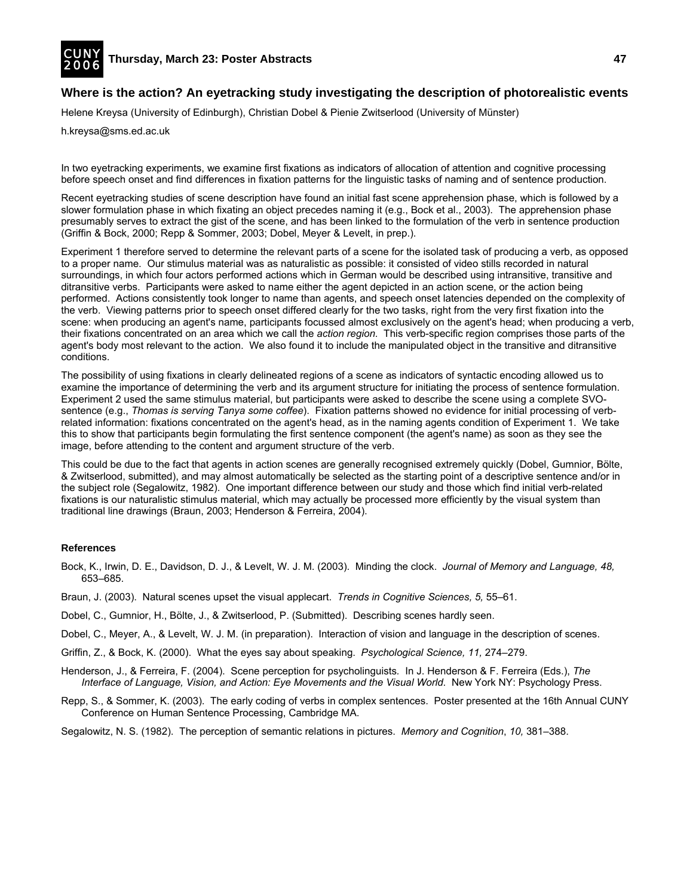## Where is the action? An eyetracking study investigating the description of photorealistic events

Helene Kreysa (University of Edinburgh), Christian Dobel & Pienie Zwitserlood (University of Münster)

h.kreysa@sms.ed.ac.uk

In two eyetracking experiments, we examine first fixations as indicators of allocation of attention and cognitive processing before speech onset and find differences in fixation patterns for the linguistic tasks of naming and of sentence production.

Recent eyetracking studies of scene description have found an initial fast scene apprehension phase, which is followed by a slower formulation phase in which fixating an object precedes naming it (e.g., Bock et al., 2003). The apprehension phase presumably serves to extract the gist of the scene, and has been linked to the formulation of the verb in sentence production (Griffin & Bock, 2000; Repp & Sommer, 2003; Dobel, Meyer & Levelt, in prep.).

Experiment 1 therefore served to determine the relevant parts of a scene for the isolated task of producing a verb, as opposed to a proper name. Our stimulus material was as naturalistic as possible: it consisted of video stills recorded in natural surroundings, in which four actors performed actions which in German would be described using intransitive, transitive and ditransitive verbs. Participants were asked to name either the agent depicted in an action scene, or the action being performed. Actions consistently took longer to name than agents, and speech onset latencies depended on the complexity of the verb. Viewing patterns prior to speech onset differed clearly for the two tasks, right from the very first fixation into the scene: when producing an agent's name, participants focussed almost exclusively on the agent's head; when producing a verb, their fixations concentrated on an area which we call the *action region*. This verb-specific region comprises those parts of the agent's body most relevant to the action. We also found it to include the manipulated object in the transitive and ditransitive conditions.

The possibility of using fixations in clearly delineated regions of a scene as indicators of syntactic encoding allowed us to examine the importance of determining the verb and its argument structure for initiating the process of sentence formulation. Experiment 2 used the same stimulus material, but participants were asked to describe the scene using a complete SVO-sentence (e.g., *Thomas is serving Tanya some coffee*). Fixation patterns showed no evidence for initial processing of verb-related information: fixations concentrated on the agent's head, as in the naming agents condition of Experiment 1. We take this to show that participants begin formulating the first sentence component (the agent's name) as soon as they see the image, before attending to the content and argument structure of the verb.

This could be due to the fact that agents in action scenes are generally recognised extremely quickly (Dobel, Gumnior, Bölte, & Zwitserlood, submitted), and may almost automatically be selected as the starting point of a descriptive sentence and/or in the subject role (Segalowitz, 1982). One important difference between our study and those which find initial verb-related fixations is our naturalistic stimulus material, which may actually be processed more efficiently by the visual system than traditional line drawings (Braun, 2003; Henderson & Ferreira, 2004).

### References

Bock, K., Irwin, D. E., Davidson, D. J., & Levelt, W. J. M. (2003). Minding the clock. *Journal of Memory and Language, 48,* 653–685.

Braun, J. (2003). Natural scenes upset the visual applecart. *Trends in Cognitive Sciences, 5,* 55–61.

Dobel, C., Gumnior, H., Bölte, J., & Zwitserlood, P. (Submitted). Describing scenes hardly seen.

Dobel, C., Meyer, A., & Levelt, W. J. M. (in preparation). Interaction of vision and language in the description of scenes.

Griffin, Z., & Bock, K. (2000). What the eyes say about speaking. *Psychological Science, 11,* 274–279.

Henderson, J., & Ferreira, F. (2004). Scene perception for psycholinguists. In J. Henderson & F. Ferreira (Eds.), *The Interface of Language, Vision, and Action: Eye Movements and the Visual World.* New York NY: Psychology Press.

Repp, S., & Sommer, K. (2003). The early coding of verbs in complex sentences. Poster presented at the 16th Annual CUNY Conference on Human Sentence Processing, Cambridge MA.

Segalowitz, N. S. (1982). The perception of semantic relations in pictures. *Memory and Cognition*, *10,* 381–388.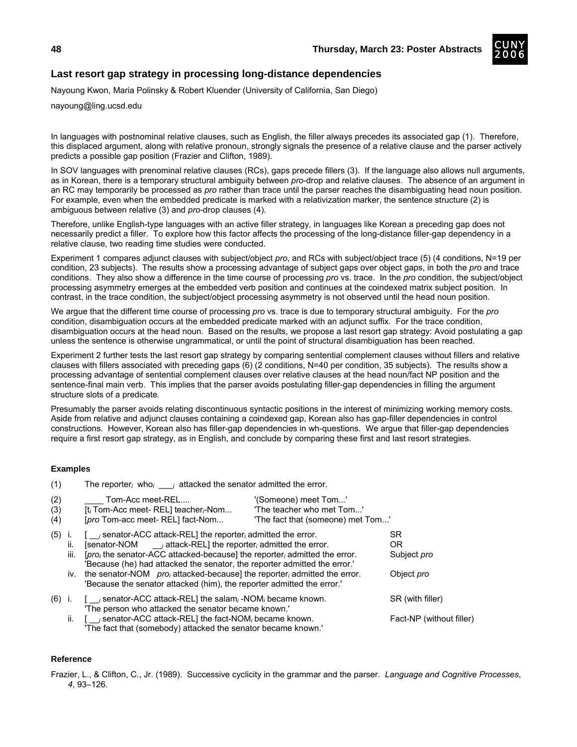## Last resort gap strategy in processing long-distance dependencies

Nayoung Kwon, Maria Polinsky & Robert Kluender (University of California, San Diego)

nayoung@ling.ucsd.edu

In languages with postnominal relative clauses, such as English, the filler always precedes its associated gap (1). Therefore, this displaced argument, along with relative pronoun, strongly signals the presence of a relative clause and the parser actively predicts a possible gap position (Frazier and Clifton, 1989).

In SOV languages with prenominal relative clauses (RCs), gaps precede fillers (3). If the language also allows null arguments, as in Korean, there is a temporary structural ambiguity between *pro*-drop and relative clauses. The absence of an argument in an RC may temporarily be processed as *pro* rather than trace until the parser reaches the disambiguating head noun position. For example, even when the embedded predicate is marked with a relativization marker, the sentence structure (2) is ambiguous between relative (3) and *pro*-drop clauses (4).

Therefore, unlike English-type languages with an active filler strategy, in languages like Korean a preceding gap does not necessarily predict a filler. To explore how this factor affects the processing of the long-distance filler-gap dependency in a relative clause, two reading time studies were conducted.

Experiment 1 compares adjunct clauses with subject/object *pro*, and RCs with subject/object trace (5) (4 conditions, N=19 per condition, 23 subjects). The results show a processing advantage of subject gaps over object gaps, in both the *pro* and trace conditions. They also show a difference in the time course of processing *pro* vs. trace. In the *pro* condition, the subject/object processing asymmetry emerges at the embedded verb position and continues at the coindexed matrix subject position. In contrast, in the trace condition, the subject/object processing asymmetry is not observed until the head noun position.

We argue that the different time course of processing *pro* vs. trace is due to temporary structural ambiguity. For the *pro* condition, disambiguation occurs at the embedded predicate marked with an adjunct suffix. For the trace condition, disambiguation occurs at the head noun. Based on the results, we propose a last resort gap strategy: Avoid postulating a gap unless the sentence is otherwise ungrammatical, or until the point of structural disambiguation has been reached.

Experiment 2 further tests the last resort gap strategy by comparing sentential complement clauses without fillers and relative clauses with fillers associated with preceding gaps (6) (2 conditions, N=40 per condition, 35 subjects). The results show a processing advantage of sentential complement clauses over relative clauses at the head noun/fact NP position and the sentence-final main verb. This implies that the parser avoids postulating filler-gap dependencies in filling the argument structure slots of a predicate.

Presumably the parser avoids relating discontinuous syntactic positions in the interest of minimizing working memory costs. Aside from relative and adjunct clauses containing a coindexed gap, Korean also has gap-filler dependencies in control constructions. However, Korean also has filler-gap dependencies in wh-questions. We argue that filler-gap dependencies require a first resort gap strategy, as in English, and conclude by comparing these first and last resort strategies.

### Examples

(1) The reporter$_i$ who$_i$ ___$_i$ attacked the senator admitted the error.

(2) ____ Tom-Acc meet-REL.... '(Someone) meet Tom...'
(3) [t$_i$ Tom-Acc meet- REL] teacher$_i$-Nom... 'The teacher who met Tom...'
(4) [*pro* Tom-acc meet- REL] fact-Nom... 'The fact that (someone) met Tom...'

(5)
i. [ __$_i$ senator-ACC attack-REL] the reporter$_i$ admitted the error. — SR
ii. [senator-NOM __$_i$ attack-REL] the reporter$_i$ admitted the error. — OR
iii. [*pro*$_i$ the senator-ACC attacked-because] the reporter$_i$ admitted the error. — Subject *pro*
'Because (he) had attacked the senator, the reporter admitted the error.'
iv. the senator-NOM *pro*$_i$ attacked-because] the reporter$_i$ admitted the error. — Object *pro*
'Because the senator attacked (him), the reporter admitted the error.'

(6)
i. [ __$_i$ senator-ACC attack-REL] the salam$_i$ -NOM$_i$ became known. — SR (with filler)
'The person who attacked the senator became known.'
ii. [ __$_i$ senator-ACC attack-REL] the fact-NOM$_i$ became known. — Fact-NP (without filler)
'The fact that (somebody) attacked the senator became known.'

### Reference

Frazier, L., & Clifton, C., Jr. (1989). Successive cyclicity in the grammar and the parser. *Language and Cognitive Processes*, *4*, 93–126.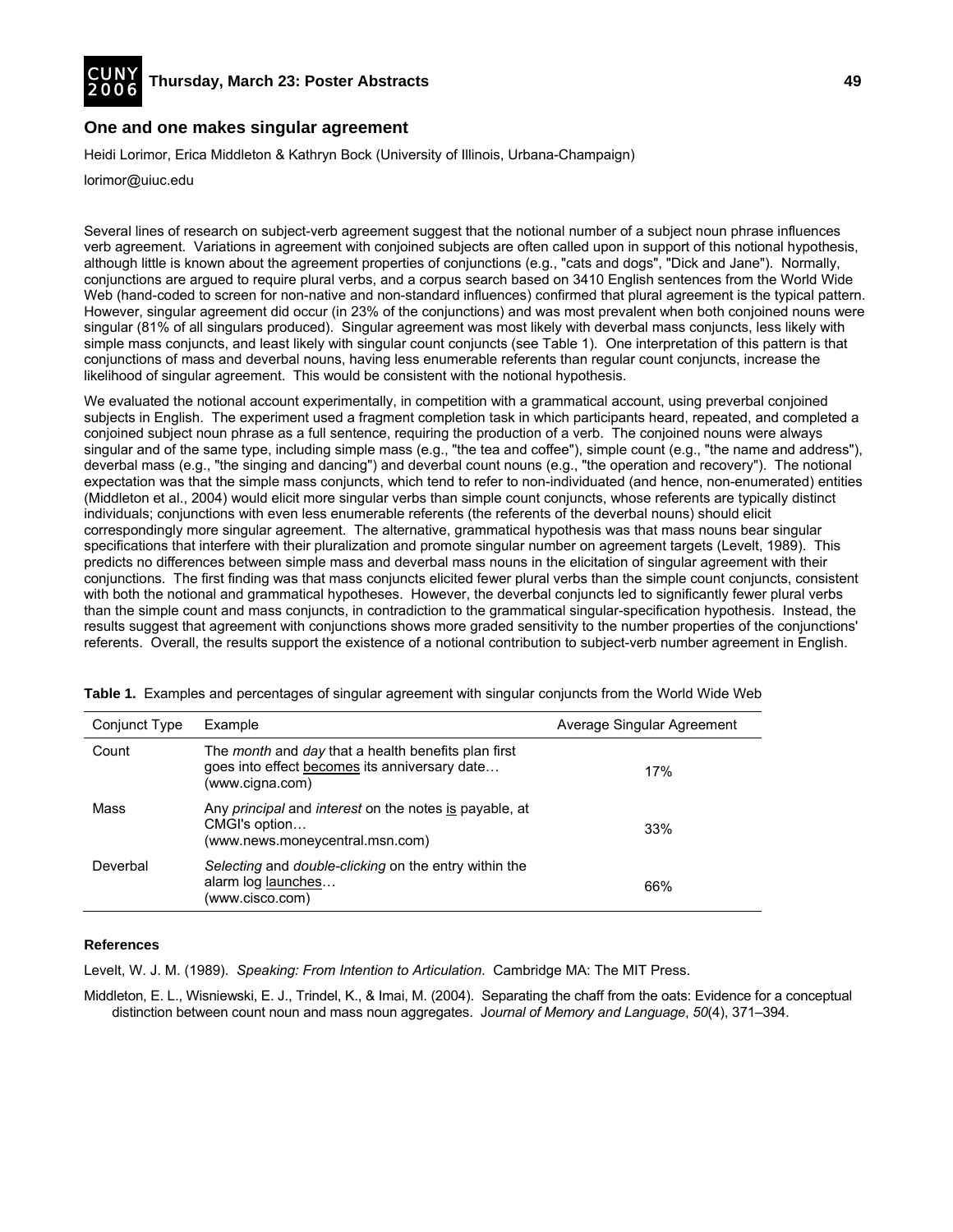## One and one makes singular agreement

Heidi Lorimor, Erica Middleton & Kathryn Bock (University of Illinois, Urbana-Champaign)

lorimor@uiuc.edu

Several lines of research on subject-verb agreement suggest that the notional number of a subject noun phrase influences verb agreement. Variations in agreement with conjoined subjects are often called upon in support of this notional hypothesis, although little is known about the agreement properties of conjunctions (e.g., "cats and dogs", "Dick and Jane"). Normally, conjunctions are argued to require plural verbs, and a corpus search based on 3410 English sentences from the World Wide Web (hand-coded to screen for non-native and non-standard influences) confirmed that plural agreement is the typical pattern. However, singular agreement did occur (in 23% of the conjunctions) and was most prevalent when both conjoined nouns were singular (81% of all singulars produced). Singular agreement was most likely with deverbal mass conjuncts, less likely with simple mass conjuncts, and least likely with singular count conjuncts (see Table 1). One interpretation of this pattern is that conjunctions of mass and deverbal nouns, having less enumerable referents than regular count conjuncts, increase the likelihood of singular agreement. This would be consistent with the notional hypothesis.

We evaluated the notional account experimentally, in competition with a grammatical account, using preverbal conjoined subjects in English. The experiment used a fragment completion task in which participants heard, repeated, and completed a conjoined subject noun phrase as a full sentence, requiring the production of a verb. The conjoined nouns were always singular and of the same type, including simple mass (e.g., "the tea and coffee"), simple count (e.g., "the name and address"), deverbal mass (e.g., "the singing and dancing") and deverbal count nouns (e.g., "the operation and recovery"). The notional expectation was that the simple mass conjuncts, which tend to refer to non-individuated (and hence, non-enumerated) entities (Middleton et al., 2004) would elicit more singular verbs than simple count conjuncts, whose referents are typically distinct individuals; conjunctions with even less enumerable referents (the referents of the deverbal nouns) should elicit correspondingly more singular agreement. The alternative, grammatical hypothesis was that mass nouns bear singular specifications that interfere with their pluralization and promote singular number on agreement targets (Levelt, 1989). This predicts no differences between simple mass and deverbal mass nouns in the elicitation of singular agreement with their conjunctions. The first finding was that mass conjuncts elicited fewer plural verbs than the simple count conjuncts, consistent with both the notional and grammatical hypotheses. However, the deverbal conjuncts led to significantly fewer plural verbs than the simple count and mass conjuncts, in contradiction to the grammatical singular-specification hypothesis. Instead, the results suggest that agreement with conjunctions shows more graded sensitivity to the number properties of the conjunctions' referents. Overall, the results support the existence of a notional contribution to subject-verb number agreement in English.

**Table 1.** Examples and percentages of singular agreement with singular conjuncts from the World Wide Web

| Conjunct Type | Example | Average Singular Agreement |
|---|---|---|
| Count | The *month* and *day* that a health benefits plan first goes into effect becomes its anniversary date… (www.cigna.com) | 17% |
| Mass | Any *principal* and *interest* on the notes is payable, at CMGI's option… (www.news.moneycentral.msn.com) | 33% |
| Deverbal | *Selecting* and *double-clicking* on the entry within the alarm log launches… (www.cisco.com) | 66% |

**References**

Levelt, W. J. M. (1989). *Speaking: From Intention to Articulation.* Cambridge MA: The MIT Press.

Middleton, E. L., Wisniewski, E. J., Trindel, K., & Imai, M. (2004). Separating the chaff from the oats: Evidence for a conceptual distinction between count noun and mass noun aggregates. *Journal of Memory and Language*, *50*(4), 371–394.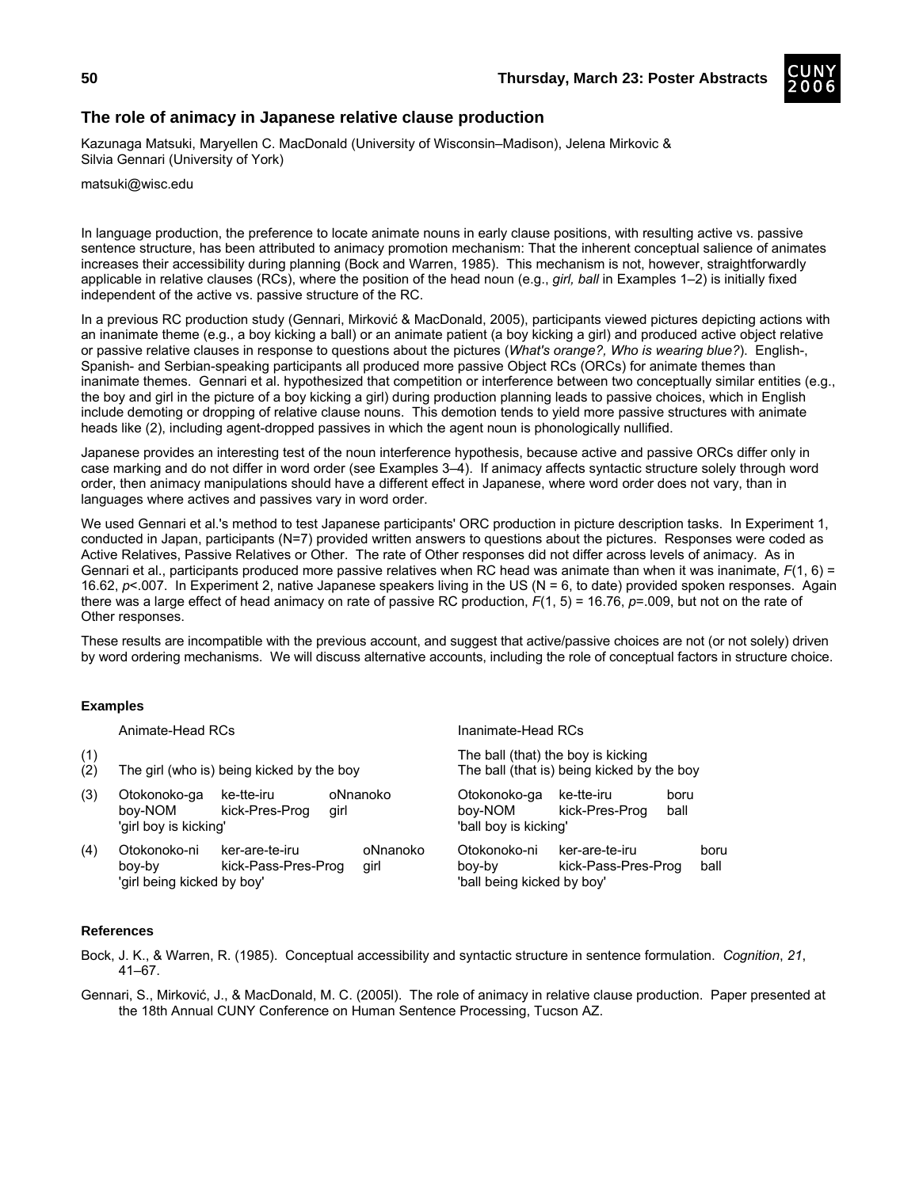## The role of animacy in Japanese relative clause production

Kazunaga Matsuki, Maryellen C. MacDonald (University of Wisconsin–Madison), Jelena Mirkovic & Silvia Gennari (University of York)

matsuki@wisc.edu

In language production, the preference to locate animate nouns in early clause positions, with resulting active vs. passive sentence structure, has been attributed to animacy promotion mechanism: That the inherent conceptual salience of animates increases their accessibility during planning (Bock and Warren, 1985). This mechanism is not, however, straightforwardly applicable in relative clauses (RCs), where the position of the head noun (e.g., *girl, ball* in Examples 1–2) is initially fixed independent of the active vs. passive structure of the RC.

In a previous RC production study (Gennari, Mirković & MacDonald, 2005), participants viewed pictures depicting actions with an inanimate theme (e.g., a boy kicking a ball) or an animate patient (a boy kicking a girl) and produced active object relative or passive relative clauses in response to questions about the pictures (*What's orange?, Who is wearing blue?*). English-, Spanish- and Serbian-speaking participants all produced more passive Object RCs (ORCs) for animate themes than inanimate themes. Gennari et al. hypothesized that competition or interference between two conceptually similar entities (e.g., the boy and girl in the picture of a boy kicking a girl) during production planning leads to passive choices, which in English include demoting or dropping of relative clause nouns. This demotion tends to yield more passive structures with animate heads like (2), including agent-dropped passives in which the agent noun is phonologically nullified.

Japanese provides an interesting test of the noun interference hypothesis, because active and passive ORCs differ only in case marking and do not differ in word order (see Examples 3–4). If animacy affects syntactic structure solely through word order, then animacy manipulations should have a different effect in Japanese, where word order does not vary, than in languages where actives and passives vary in word order.

We used Gennari et al.'s method to test Japanese participants' ORC production in picture description tasks. In Experiment 1, conducted in Japan, participants (N=7) provided written answers to questions about the pictures. Responses were coded as Active Relatives, Passive Relatives or Other. The rate of Other responses did not differ across levels of animacy. As in Gennari et al., participants produced more passive relatives when RC head was animate than when it was inanimate, $F(1, 6) = 16.62$, $p<.007$. In Experiment 2, native Japanese speakers living in the US (N = 6, to date) provided spoken responses. Again there was a large effect of head animacy on rate of passive RC production, $F(1, 5) = 16.76$, $p=.009$, but not on the rate of Other responses.

These results are incompatible with the previous account, and suggest that active/passive choices are not (or not solely) driven by word ordering mechanisms. We will discuss alternative accounts, including the role of conceptual factors in structure choice.

### Examples

| | Animate-Head RCs | Inanimate-Head RCs |
|---|---|---|
| (1) | | The ball (that) the boy is kicking |
| (2) | The girl (who is) being kicked by the boy | The ball (that is) being kicked by the boy |
| (3) | Otokonoko-ga ke-tte-iru oNnanoko<br>boy-NOM kick-Pres-Prog girl<br>'girl boy is kicking' | Otokonoko-ga ke-tte-iru boru<br>boy-NOM kick-Pres-Prog ball<br>'ball boy is kicking' |
| (4) | Otokonoko-ni ker-are-te-iru oNnanoko<br>boy-by kick-Pass-Pres-Prog girl<br>'girl being kicked by boy' | Otokonoko-ni ker-are-te-iru boru<br>boy-by kick-Pass-Pres-Prog ball<br>'ball being kicked by boy' |

### References

Bock, J. K., & Warren, R. (1985). Conceptual accessibility and syntactic structure in sentence formulation. *Cognition*, *21*, 41–67.

Gennari, S., Mirković, J., & MacDonald, M. C. (2005l). The role of animacy in relative clause production. Paper presented at the 18th Annual CUNY Conference on Human Sentence Processing, Tucson AZ.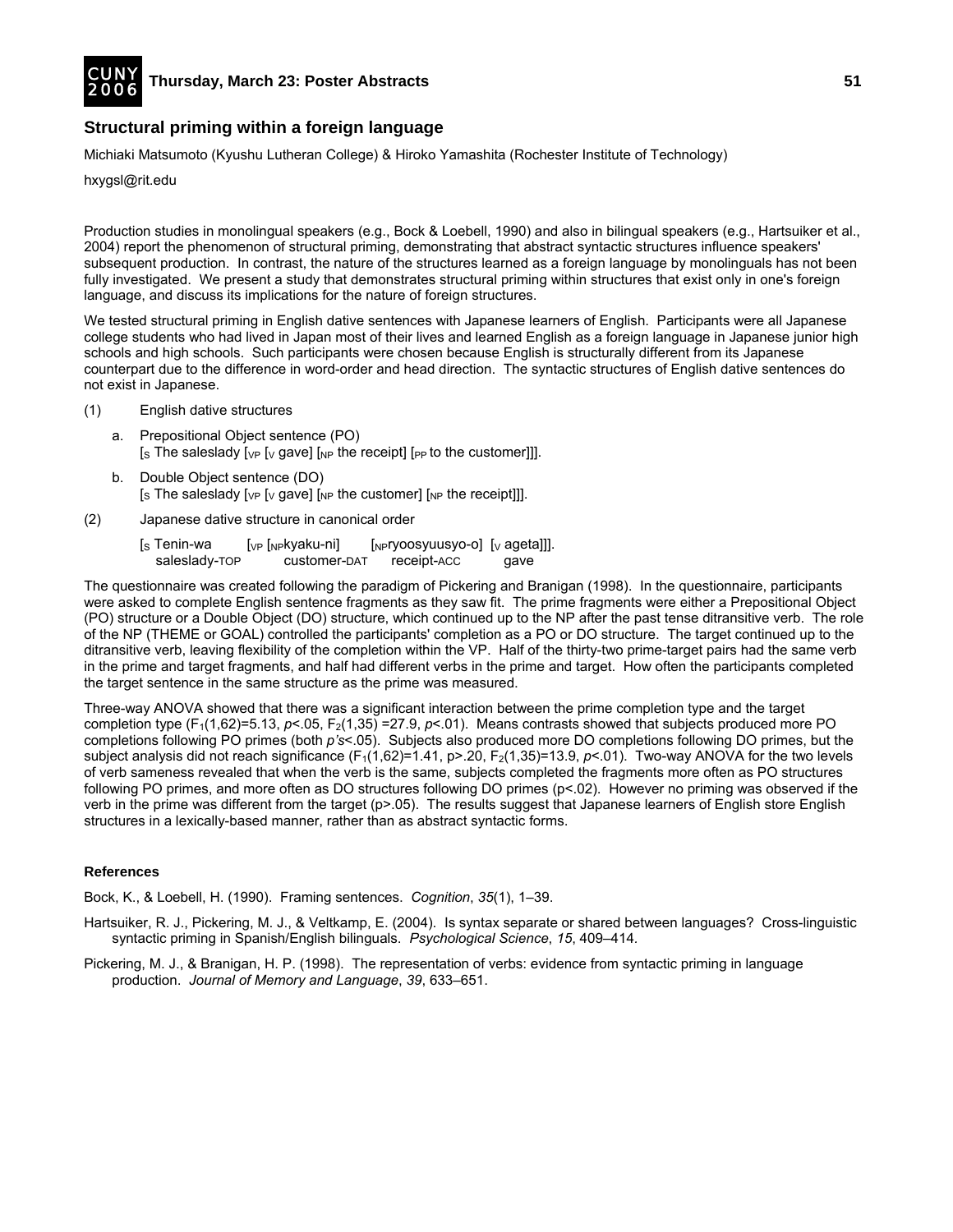## Structural priming within a foreign language

Michiaki Matsumoto (Kyushu Lutheran College) & Hiroko Yamashita (Rochester Institute of Technology)

hxygsl@rit.edu

Production studies in monolingual speakers (e.g., Bock & Loebell, 1990) and also in bilingual speakers (e.g., Hartsuiker et al., 2004) report the phenomenon of structural priming, demonstrating that abstract syntactic structures influence speakers' subsequent production. In contrast, the nature of the structures learned as a foreign language by monolinguals has not been fully investigated. We present a study that demonstrates structural priming within structures that exist only in one's foreign language, and discuss its implications for the nature of foreign structures.

We tested structural priming in English dative sentences with Japanese learners of English. Participants were all Japanese college students who had lived in Japan most of their lives and learned English as a foreign language in Japanese junior high schools and high schools. Such participants were chosen because English is structurally different from its Japanese counterpart due to the difference in word-order and head direction. The syntactic structures of English dative sentences do not exist in Japanese.

(1) English dative structures

a. Prepositional Object sentence (PO)
$[_S$ The saleslady $[_{VP}$ $[_V$ gave$]$ $[_{NP}$ the receipt$]$ $[_{PP}$ to the customer$]]]$.

b. Double Object sentence (DO)
$[_S$ The saleslady $[_{VP}$ $[_V$ gave$]$ $[_{NP}$ the customer$]$ $[_{NP}$ the receipt$]]]$.

(2) Japanese dative structure in canonical order

$[_S$ Tenin-wa $[_{VP}$ $[_{NP}$kyaku-ni$]$ $[_{NP}$ryoosyuusyo-o$]$ $[_V$ ageta$]]]$.
saleslady-TOP customer-DAT receipt-ACC gave

The questionnaire was created following the paradigm of Pickering and Branigan (1998). In the questionnaire, participants were asked to complete English sentence fragments as they saw fit. The prime fragments were either a Prepositional Object (PO) structure or a Double Object (DO) structure, which continued up to the NP after the past tense ditransitive verb. The role of the NP (THEME or GOAL) controlled the participants' completion as a PO or DO structure. The target continued up to the ditransitive verb, leaving flexibility of the completion within the VP. Half of the thirty-two prime-target pairs had the same verb in the prime and target fragments, and half had different verbs in the prime and target. How often the participants completed the target sentence in the same structure as the prime was measured.

Three-way ANOVA showed that there was a significant interaction between the prime completion type and the target completion type ($F_1(1,62)=5.13$, $p<.05$, $F_2(1,35)=27.9$, $p<.01$). Means contrasts showed that subjects produced more PO completions following PO primes (both *p's*<.05). Subjects also produced more DO completions following DO primes, but the subject analysis did not reach significance ($F_1(1,62)=1.41$, $p>.20$, $F_2(1,35)=13.9$, $p<.01$). Two-way ANOVA for the two levels of verb sameness revealed that when the verb is the same, subjects completed the fragments more often as PO structures following PO primes, and more often as DO structures following DO primes ($p<.02$). However no priming was observed if the verb in the prime was different from the target ($p>.05$). The results suggest that Japanese learners of English store English structures in a lexically-based manner, rather than as abstract syntactic forms.

### References

Bock, K., & Loebell, H. (1990). Framing sentences. *Cognition*, *35*(1), 1–39.

Hartsuiker, R. J., Pickering, M. J., & Veltkamp, E. (2004). Is syntax separate or shared between languages? Cross-linguistic syntactic priming in Spanish/English bilinguals. *Psychological Science*, *15*, 409–414.

Pickering, M. J., & Branigan, H. P. (1998). The representation of verbs: evidence from syntactic priming in language production. *Journal of Memory and Language*, *39*, 633–651.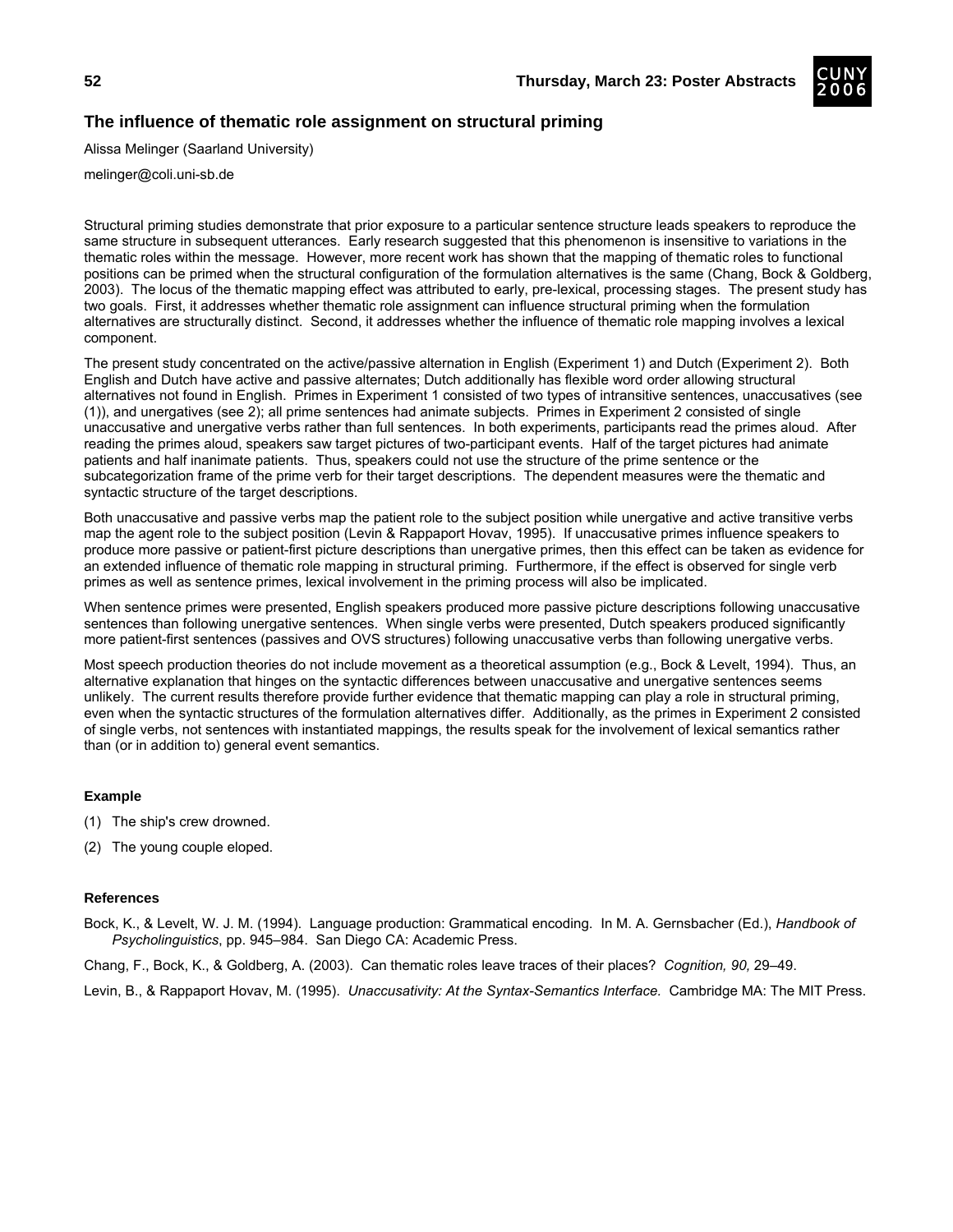## The influence of thematic role assignment on structural priming

Alissa Melinger (Saarland University)

melinger@coli.uni-sb.de

Structural priming studies demonstrate that prior exposure to a particular sentence structure leads speakers to reproduce the same structure in subsequent utterances. Early research suggested that this phenomenon is insensitive to variations in the thematic roles within the message. However, more recent work has shown that the mapping of thematic roles to functional positions can be primed when the structural configuration of the formulation alternatives is the same (Chang, Bock & Goldberg, 2003). The locus of the thematic mapping effect was attributed to early, pre-lexical, processing stages. The present study has two goals. First, it addresses whether thematic role assignment can influence structural priming when the formulation alternatives are structurally distinct. Second, it addresses whether the influence of thematic role mapping involves a lexical component.

The present study concentrated on the active/passive alternation in English (Experiment 1) and Dutch (Experiment 2). Both English and Dutch have active and passive alternates; Dutch additionally has flexible word order allowing structural alternatives not found in English. Primes in Experiment 1 consisted of two types of intransitive sentences, unaccusatives (see (1)), and unergatives (see 2); all prime sentences had animate subjects. Primes in Experiment 2 consisted of single unaccusative and unergative verbs rather than full sentences. In both experiments, participants read the primes aloud. After reading the primes aloud, speakers saw target pictures of two-participant events. Half of the target pictures had animate patients and half inanimate patients. Thus, speakers could not use the structure of the prime sentence or the subcategorization frame of the prime verb for their target descriptions. The dependent measures were the thematic and syntactic structure of the target descriptions.

Both unaccusative and passive verbs map the patient role to the subject position while unergative and active transitive verbs map the agent role to the subject position (Levin & Rappaport Hovav, 1995). If unaccusative primes influence speakers to produce more passive or patient-first picture descriptions than unergative primes, then this effect can be taken as evidence for an extended influence of thematic role mapping in structural priming. Furthermore, if the effect is observed for single verb primes as well as sentence primes, lexical involvement in the priming process will also be implicated.

When sentence primes were presented, English speakers produced more passive picture descriptions following unaccusative sentences than following unergative sentences. When single verbs were presented, Dutch speakers produced significantly more patient-first sentences (passives and OVS structures) following unaccusative verbs than following unergative verbs.

Most speech production theories do not include movement as a theoretical assumption (e.g., Bock & Levelt, 1994). Thus, an alternative explanation that hinges on the syntactic differences between unaccusative and unergative sentences seems unlikely. The current results therefore provide further evidence that thematic mapping can play a role in structural priming, even when the syntactic structures of the formulation alternatives differ. Additionally, as the primes in Experiment 2 consisted of single verbs, not sentences with instantiated mappings, the results speak for the involvement of lexical semantics rather than (or in addition to) general event semantics.

### Example

(1) The ship's crew drowned.

(2) The young couple eloped.

### References

Bock, K., & Levelt, W. J. M. (1994). Language production: Grammatical encoding. In M. A. Gernsbacher (Ed.), *Handbook of Psycholinguistics*, pp. 945–984. San Diego CA: Academic Press.

Chang, F., Bock, K., & Goldberg, A. (2003). Can thematic roles leave traces of their places? *Cognition, 90,* 29–49.

Levin, B., & Rappaport Hovav, M. (1995). *Unaccusativity: At the Syntax-Semantics Interface.* Cambridge MA: The MIT Press.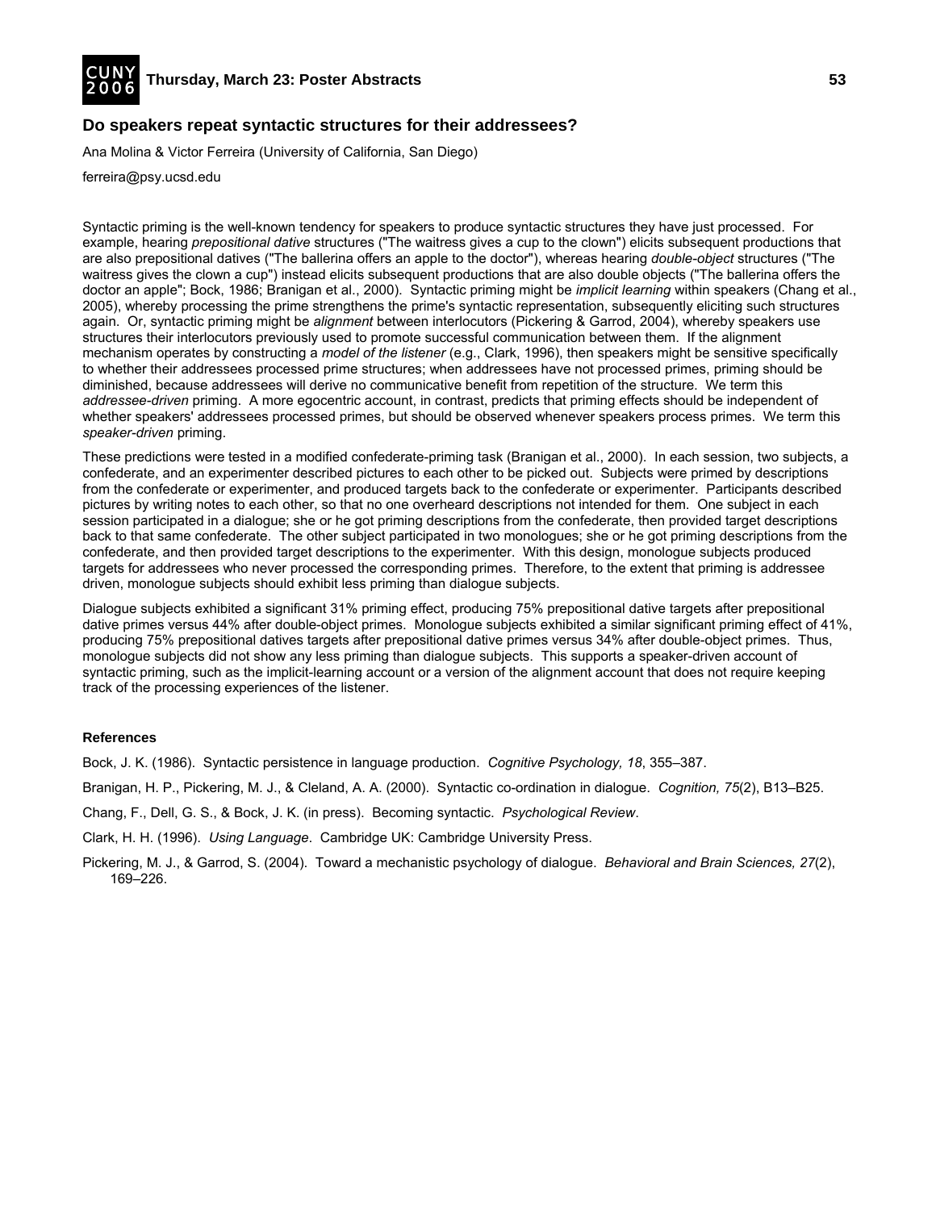## Do speakers repeat syntactic structures for their addressees?

Ana Molina & Victor Ferreira (University of California, San Diego)

ferreira@psy.ucsd.edu

Syntactic priming is the well-known tendency for speakers to produce syntactic structures they have just processed. For example, hearing *prepositional dative* structures ("The waitress gives a cup to the clown") elicits subsequent productions that are also prepositional datives ("The ballerina offers an apple to the doctor"), whereas hearing *double-object* structures ("The waitress gives the clown a cup") instead elicits subsequent productions that are also double objects ("The ballerina offers the doctor an apple"; Bock, 1986; Branigan et al., 2000). Syntactic priming might be *implicit learning* within speakers (Chang et al., 2005), whereby processing the prime strengthens the prime's syntactic representation, subsequently eliciting such structures again. Or, syntactic priming might be *alignment* between interlocutors (Pickering & Garrod, 2004), whereby speakers use structures their interlocutors previously used to promote successful communication between them. If the alignment mechanism operates by constructing a *model of the listener* (e.g., Clark, 1996), then speakers might be sensitive specifically to whether their addressees processed prime structures; when addressees have not processed primes, priming should be diminished, because addressees will derive no communicative benefit from repetition of the structure. We term this *addressee-driven* priming. A more egocentric account, in contrast, predicts that priming effects should be independent of whether speakers' addressees processed primes, but should be observed whenever speakers process primes. We term this *speaker-driven* priming.

These predictions were tested in a modified confederate-priming task (Branigan et al., 2000). In each session, two subjects, a confederate, and an experimenter described pictures to each other to be picked out. Subjects were primed by descriptions from the confederate or experimenter, and produced targets back to the confederate or experimenter. Participants described pictures by writing notes to each other, so that no one overheard descriptions not intended for them. One subject in each session participated in a dialogue; she or he got priming descriptions from the confederate, then provided target descriptions back to that same confederate. The other subject participated in two monologues; she or he got priming descriptions from the confederate, and then provided target descriptions to the experimenter. With this design, monologue subjects produced targets for addressees who never processed the corresponding primes. Therefore, to the extent that priming is addressee driven, monologue subjects should exhibit less priming than dialogue subjects.

Dialogue subjects exhibited a significant 31% priming effect, producing 75% prepositional dative targets after prepositional dative primes versus 44% after double-object primes. Monologue subjects exhibited a similar significant priming effect of 41%, producing 75% prepositional datives targets after prepositional dative primes versus 34% after double-object primes. Thus, monologue subjects did not show any less priming than dialogue subjects. This supports a speaker-driven account of syntactic priming, such as the implicit-learning account or a version of the alignment account that does not require keeping track of the processing experiences of the listener.

### References

Bock, J. K. (1986). Syntactic persistence in language production. *Cognitive Psychology, 18*, 355–387.

Branigan, H. P., Pickering, M. J., & Cleland, A. A. (2000). Syntactic co-ordination in dialogue. *Cognition, 75*(2), B13–B25.

Chang, F., Dell, G. S., & Bock, J. K. (in press). Becoming syntactic. *Psychological Review*.

Clark, H. H. (1996). *Using Language*. Cambridge UK: Cambridge University Press.

Pickering, M. J., & Garrod, S. (2004). Toward a mechanistic psychology of dialogue. *Behavioral and Brain Sciences, 27*(2), 169–226.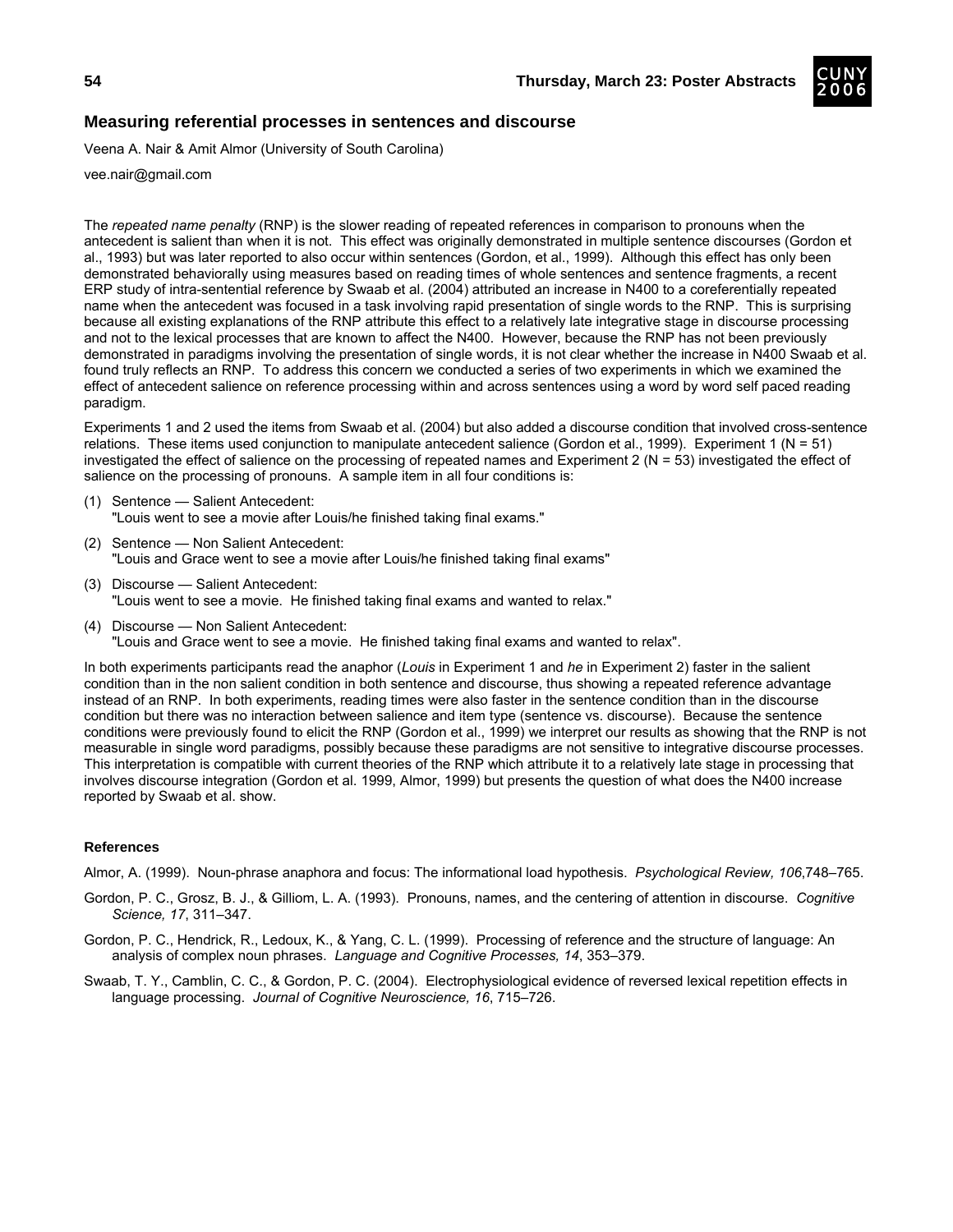## Measuring referential processes in sentences and discourse

Veena A. Nair & Amit Almor (University of South Carolina)

vee.nair@gmail.com

The *repeated name penalty* (RNP) is the slower reading of repeated references in comparison to pronouns when the antecedent is salient than when it is not. This effect was originally demonstrated in multiple sentence discourses (Gordon et al., 1993) but was later reported to also occur within sentences (Gordon, et al., 1999). Although this effect has only been demonstrated behaviorally using measures based on reading times of whole sentences and sentence fragments, a recent ERP study of intra-sentential reference by Swaab et al. (2004) attributed an increase in N400 to a coreferentially repeated name when the antecedent was focused in a task involving rapid presentation of single words to the RNP. This is surprising because all existing explanations of the RNP attribute this effect to a relatively late integrative stage in discourse processing and not to the lexical processes that are known to affect the N400. However, because the RNP has not been previously demonstrated in paradigms involving the presentation of single words, it is not clear whether the increase in N400 Swaab et al. found truly reflects an RNP. To address this concern we conducted a series of two experiments in which we examined the effect of antecedent salience on reference processing within and across sentences using a word by word self paced reading paradigm.

Experiments 1 and 2 used the items from Swaab et al. (2004) but also added a discourse condition that involved cross-sentence relations. These items used conjunction to manipulate antecedent salience (Gordon et al., 1999). Experiment 1 (N = 51) investigated the effect of salience on the processing of repeated names and Experiment 2 (N = 53) investigated the effect of salience on the processing of pronouns. A sample item in all four conditions is:

(1) Sentence — Salient Antecedent:
"Louis went to see a movie after Louis/he finished taking final exams."

(2) Sentence — Non Salient Antecedent:
"Louis and Grace went to see a movie after Louis/he finished taking final exams"

(3) Discourse — Salient Antecedent:
"Louis went to see a movie. He finished taking final exams and wanted to relax."

(4) Discourse — Non Salient Antecedent:
"Louis and Grace went to see a movie. He finished taking final exams and wanted to relax".

In both experiments participants read the anaphor (*Louis* in Experiment 1 and *he* in Experiment 2) faster in the salient condition than in the non salient condition in both sentence and discourse, thus showing a repeated reference advantage instead of an RNP. In both experiments, reading times were also faster in the sentence condition than in the discourse condition but there was no interaction between salience and item type (sentence vs. discourse). Because the sentence conditions were previously found to elicit the RNP (Gordon et al., 1999) we interpret our results as showing that the RNP is not measurable in single word paradigms, possibly because these paradigms are not sensitive to integrative discourse processes. This interpretation is compatible with current theories of the RNP which attribute it to a relatively late stage in processing that involves discourse integration (Gordon et al. 1999, Almor, 1999) but presents the question of what does the N400 increase reported by Swaab et al. show.

**References**

Almor, A. (1999). Noun-phrase anaphora and focus: The informational load hypothesis. *Psychological Review, 106*,748–765.

Gordon, P. C., Grosz, B. J., & Gilliom, L. A. (1993). Pronouns, names, and the centering of attention in discourse. *Cognitive Science, 17*, 311–347.

Gordon, P. C., Hendrick, R., Ledoux, K., & Yang, C. L. (1999). Processing of reference and the structure of language: An analysis of complex noun phrases. *Language and Cognitive Processes, 14*, 353–379.

Swaab, T. Y., Camblin, C. C., & Gordon, P. C. (2004). Electrophysiological evidence of reversed lexical repetition effects in language processing. *Journal of Cognitive Neuroscience, 16*, 715–726.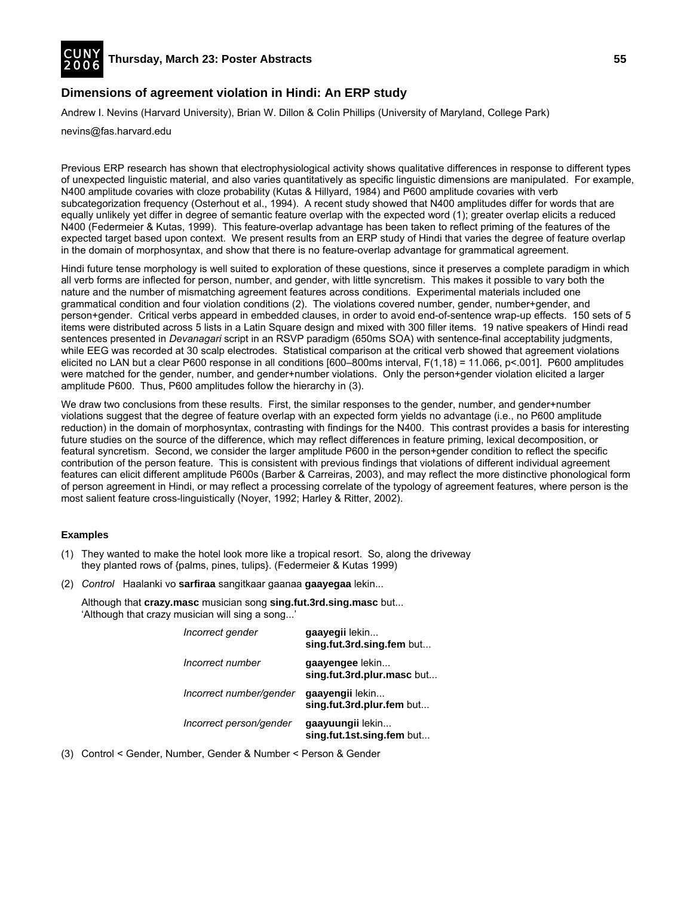## Dimensions of agreement violation in Hindi: An ERP study

Andrew I. Nevins (Harvard University), Brian W. Dillon & Colin Phillips (University of Maryland, College Park)

nevins@fas.harvard.edu

Previous ERP research has shown that electrophysiological activity shows qualitative differences in response to different types of unexpected linguistic material, and also varies quantitatively as specific linguistic dimensions are manipulated. For example, N400 amplitude covaries with cloze probability (Kutas & Hillyard, 1984) and P600 amplitude covaries with verb subcategorization frequency (Osterhout et al., 1994). A recent study showed that N400 amplitudes differ for words that are equally unlikely yet differ in degree of semantic feature overlap with the expected word (1); greater overlap elicits a reduced N400 (Federmeier & Kutas, 1999). This feature-overlap advantage has been taken to reflect priming of the features of the expected target based upon context. We present results from an ERP study of Hindi that varies the degree of feature overlap in the domain of morphosyntax, and show that there is no feature-overlap advantage for grammatical agreement.

Hindi future tense morphology is well suited to exploration of these questions, since it preserves a complete paradigm in which all verb forms are inflected for person, number, and gender, with little syncretism. This makes it possible to vary both the nature and the number of mismatching agreement features across conditions. Experimental materials included one grammatical condition and four violation conditions (2). The violations covered number, gender, number+gender, and person+gender. Critical verbs appeared in embedded clauses, in order to avoid end-of-sentence wrap-up effects. 150 sets of 5 items were distributed across 5 lists in a Latin Square design and mixed with 300 filler items. 19 native speakers of Hindi read sentences presented in *Devanagari* script in an RSVP paradigm (650ms SOA) with sentence-final acceptability judgments, while EEG was recorded at 30 scalp electrodes. Statistical comparison at the critical verb showed that agreement violations elicited no LAN but a clear P600 response in all conditions [600–800ms interval, $F(1,18) = 11.066$, $p<.001$]. P600 amplitudes were matched for the gender, number, and gender+number violations. Only the person+gender violation elicited a larger amplitude P600. Thus, P600 amplitudes follow the hierarchy in (3).

We draw two conclusions from these results. First, the similar responses to the gender, number, and gender+number violations suggest that the degree of feature overlap with an expected form yields no advantage (i.e., no P600 amplitude reduction) in the domain of morphosyntax, contrasting with findings for the N400. This contrast provides a basis for interesting future studies on the source of the difference, which may reflect differences in feature priming, lexical decomposition, or featural syncretism. Second, we consider the larger amplitude P600 in the person+gender condition to reflect the specific contribution of the person feature. This is consistent with previous findings that violations of different individual agreement features can elicit different amplitude P600s (Barber & Carreiras, 2003), and may reflect the more distinctive phonological form of person agreement in Hindi, or may reflect a processing correlate of the typology of agreement features, where person is the most salient feature cross-linguistically (Noyer, 1992; Harley & Ritter, 2002).

### Examples

(1) They wanted to make the hotel look more like a tropical resort. So, along the driveway they planted rows of {palms, pines, tulips}. (Federmeier & Kutas 1999)

(2) *Control* Haalanki vo **sarfiraa** sangitkaar gaanaa **gaayegaa** lekin...

Although that **crazy.masc** musician song **sing.fut.3rd.sing.masc** but...
'Although that crazy musician will sing a song...'

| | |
|---|---|
| *Incorrect gender* | **gaayegii** lekin... **sing.fut.3rd.sing.fem** but... |
| *Incorrect number* | **gaayengee** lekin... **sing.fut.3rd.plur.masc** but... |
| *Incorrect number/gender* | **gaayengii** lekin... **sing.fut.3rd.plur.fem** but... |
| *Incorrect person/gender* | **gaayuungii** lekin... **sing.fut.1st.sing.fem** but... |

(3) Control < Gender, Number, Gender & Number < Person & Gender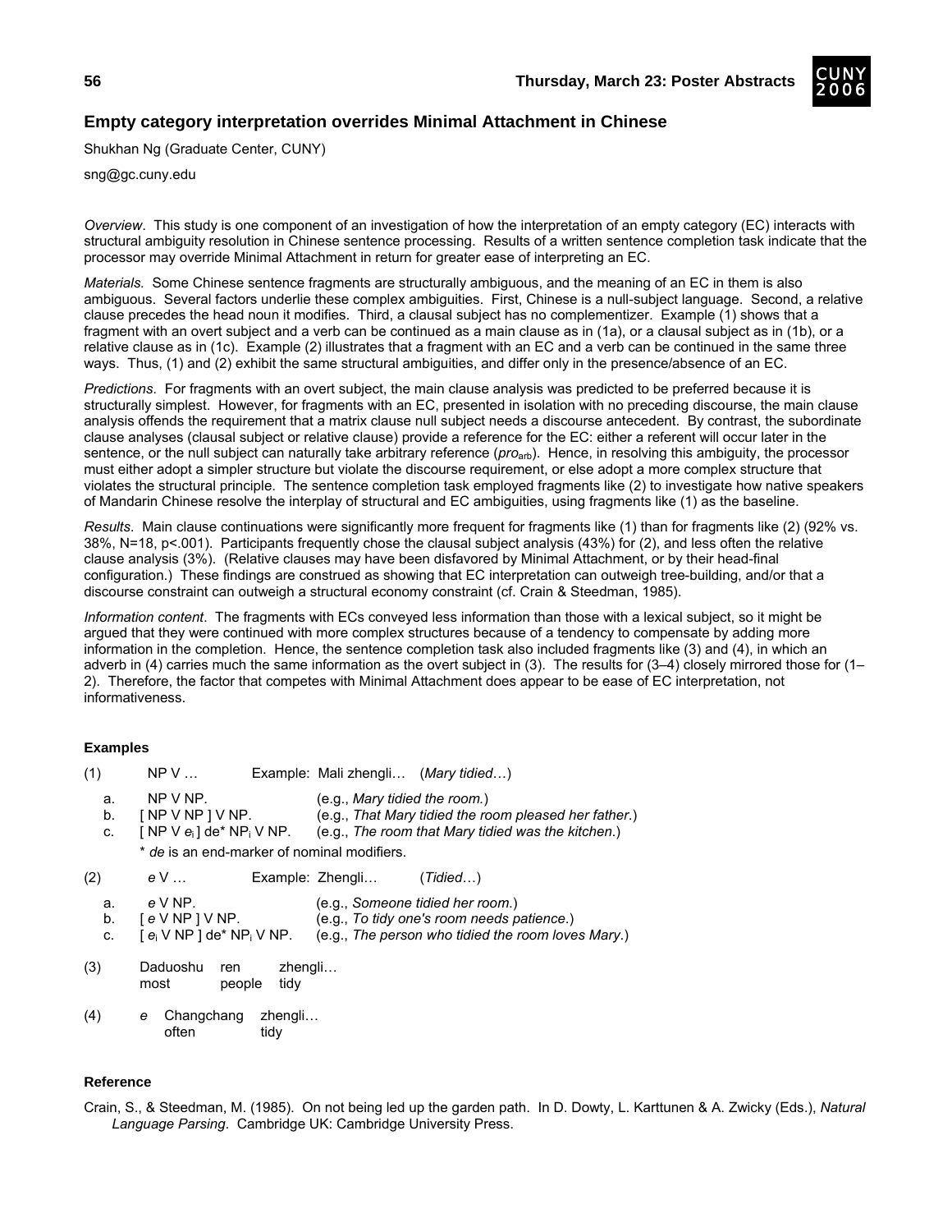## Empty category interpretation overrides Minimal Attachment in Chinese

Shukhan Ng (Graduate Center, CUNY)

sng@gc.cuny.edu

*Overview*. This study is one component of an investigation of how the interpretation of an empty category (EC) interacts with structural ambiguity resolution in Chinese sentence processing. Results of a written sentence completion task indicate that the processor may override Minimal Attachment in return for greater ease of interpreting an EC.

*Materials.* Some Chinese sentence fragments are structurally ambiguous, and the meaning of an EC in them is also ambiguous. Several factors underlie these complex ambiguities. First, Chinese is a null-subject language. Second, a relative clause precedes the head noun it modifies. Third, a clausal subject has no complementizer. Example (1) shows that a fragment with an overt subject and a verb can be continued as a main clause as in (1a), or a clausal subject as in (1b), or a relative clause as in (1c). Example (2) illustrates that a fragment with an EC and a verb can be continued in the same three ways. Thus, (1) and (2) exhibit the same structural ambiguities, and differ only in the presence/absence of an EC.

*Predictions*. For fragments with an overt subject, the main clause analysis was predicted to be preferred because it is structurally simplest. However, for fragments with an EC, presented in isolation with no preceding discourse, the main clause analysis offends the requirement that a matrix clause null subject needs a discourse antecedent. By contrast, the subordinate clause analyses (clausal subject or relative clause) provide a reference for the EC: either a referent will occur later in the sentence, or the null subject can naturally take arbitrary reference (*pro*$_{\text{arb}}$). Hence, in resolving this ambiguity, the processor must either adopt a simpler structure but violate the discourse requirement, or else adopt a more complex structure that violates the structural principle. The sentence completion task employed fragments like (2) to investigate how native speakers of Mandarin Chinese resolve the interplay of structural and EC ambiguities, using fragments like (1) as the baseline.

*Results*. Main clause continuations were significantly more frequent for fragments like (1) than for fragments like (2) (92% vs. 38%, N=18, p<.001). Participants frequently chose the clausal subject analysis (43%) for (2), and less often the relative clause analysis (3%). (Relative clauses may have been disfavored by Minimal Attachment, or by their head-final configuration.) These findings are construed as showing that EC interpretation can outweigh tree-building, and/or that a discourse constraint can outweigh a structural economy constraint (cf. Crain & Steedman, 1985).

*Information content*. The fragments with ECs conveyed less information than those with a lexical subject, so it might be argued that they were continued with more complex structures because of a tendency to compensate by adding more information in the completion. Hence, the sentence completion task also included fragments like (3) and (4), in which an adverb in (4) carries much the same information as the overt subject in (3). The results for (3–4) closely mirrored those for (1–2). Therefore, the factor that competes with Minimal Attachment does appear to be ease of EC interpretation, not informativeness.

### Examples

(1) NP V … Example: Mali zhengli… (*Mary tidied…*)

- a. NP V NP. (e.g., *Mary tidied the room.*)
- b. [ NP V NP ] V NP. (e.g., *That Mary tidied the room pleased her father.*)
- c. [ NP V $e_i$ ] de* NP$_i$ V NP. (e.g., *The room that Mary tidied was the kitchen.*)

\* *de* is an end-marker of nominal modifiers.

(2) *e* V … Example: Zhengli… (*Tidied…*)

- a. *e* V NP. (e.g., *Someone tidied her room.*)
- b. [ *e* V NP ] V NP. (e.g., *To tidy one's room needs patience.*)
- c. [ $e_i$ V NP ] de* NP$_i$ V NP. (e.g., *The person who tidied the room loves Mary.*)

(3) Daduoshu ren zhengli…
most people tidy

(4) *e* Changchang zhengli…
often tidy

### Reference

Crain, S., & Steedman, M. (1985). On not being led up the garden path. In D. Dowty, L. Karttunen & A. Zwicky (Eds.), *Natural Language Parsing*. Cambridge UK: Cambridge University Press.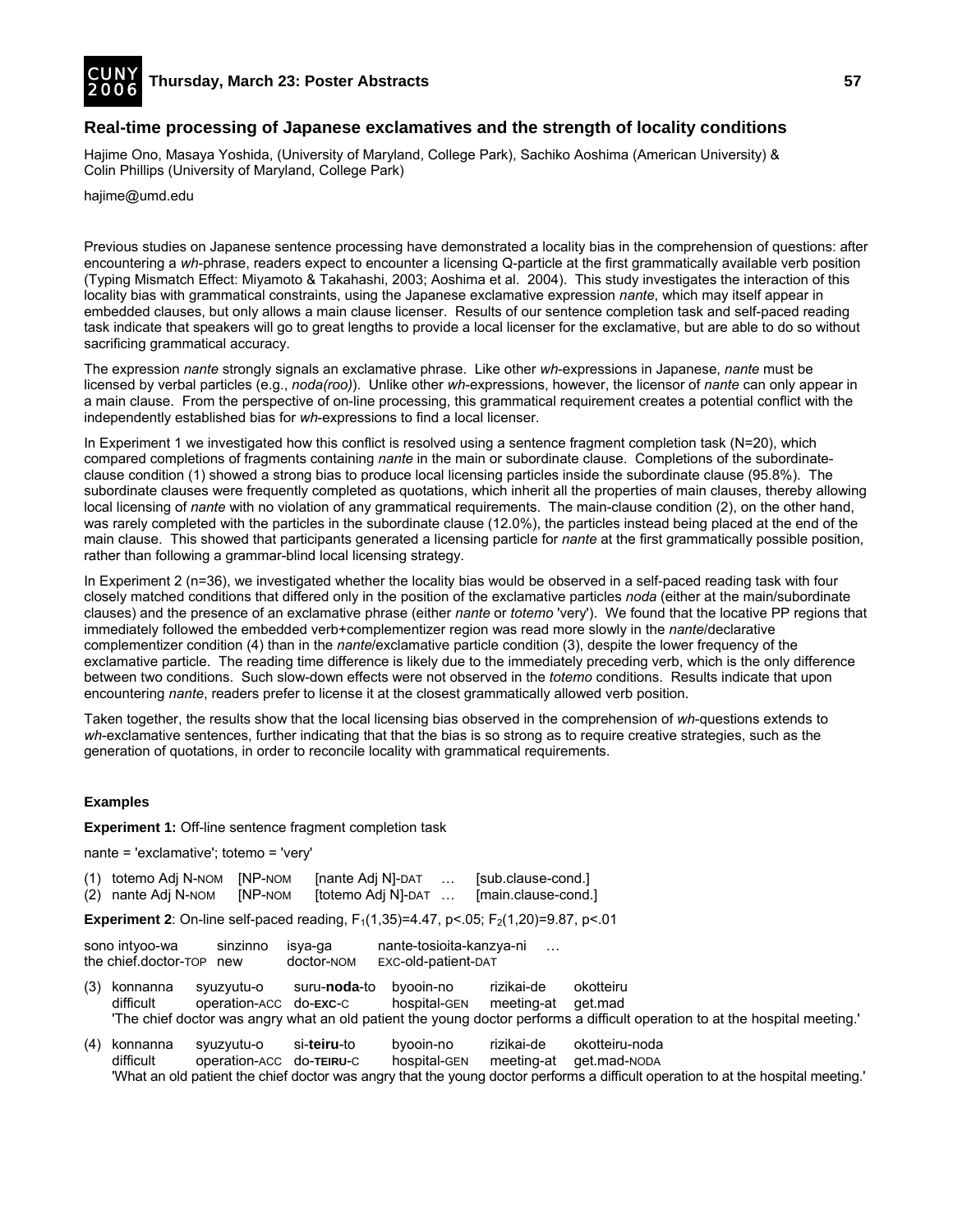## Real-time processing of Japanese exclamatives and the strength of locality conditions

Hajime Ono, Masaya Yoshida, (University of Maryland, College Park), Sachiko Aoshima (American University) & Colin Phillips (University of Maryland, College Park)

hajime@umd.edu

Previous studies on Japanese sentence processing have demonstrated a locality bias in the comprehension of questions: after encountering a *wh*-phrase, readers expect to encounter a licensing Q-particle at the first grammatically available verb position (Typing Mismatch Effect: Miyamoto & Takahashi, 2003; Aoshima et al. 2004). This study investigates the interaction of this locality bias with grammatical constraints, using the Japanese exclamative expression *nante*, which may itself appear in embedded clauses, but only allows a main clause licenser. Results of our sentence completion task and self-paced reading task indicate that speakers will go to great lengths to provide a local licenser for the exclamative, but are able to do so without sacrificing grammatical accuracy.

The expression *nante* strongly signals an exclamative phrase. Like other *wh*-expressions in Japanese, *nante* must be licensed by verbal particles (e.g., *noda(roo)*). Unlike other *wh*-expressions, however, the licensor of *nante* can only appear in a main clause. From the perspective of on-line processing, this grammatical requirement creates a potential conflict with the independently established bias for *wh*-expressions to find a local licenser.

In Experiment 1 we investigated how this conflict is resolved using a sentence fragment completion task (N=20), which compared completions of fragments containing *nante* in the main or subordinate clause. Completions of the subordinate-clause condition (1) showed a strong bias to produce local licensing particles inside the subordinate clause (95.8%). The subordinate clauses were frequently completed as quotations, which inherit all the properties of main clauses, thereby allowing local licensing of *nante* with no violation of any grammatical requirements. The main-clause condition (2), on the other hand, was rarely completed with the particles in the subordinate clause (12.0%), the particles instead being placed at the end of the main clause. This showed that participants generated a licensing particle for *nante* at the first grammatically possible position, rather than following a grammar-blind local licensing strategy.

In Experiment 2 (n=36), we investigated whether the locality bias would be observed in a self-paced reading task with four closely matched conditions that differed only in the position of the exclamative particles *noda* (either at the main/subordinate clauses) and the presence of an exclamative phrase (either *nante* or *totemo* 'very'). We found that the locative PP regions that immediately followed the embedded verb+complementizer region was read more slowly in the *nante*/declarative complementizer condition (4) than in the *nante*/exclamative particle condition (3), despite the lower frequency of the exclamative particle. The reading time difference is likely due to the immediately preceding verb, which is the only difference between two conditions. Such slow-down effects were not observed in the *totemo* conditions. Results indicate that upon encountering *nante*, readers prefer to license it at the closest grammatically allowed verb position.

Taken together, the results show that the local licensing bias observed in the comprehension of *wh*-questions extends to *wh*-exclamative sentences, further indicating that that the bias is so strong as to require creative strategies, such as the generation of quotations, in order to reconcile locality with grammatical requirements.

### Examples

**Experiment 1:** Off-line sentence fragment completion task

nante = 'exclamative'; totemo = 'very'

(1) totemo Adj N-NOM [NP-NOM [nante Adj N]-DAT … [sub.clause-cond.]
(2) nante Adj N-NOM [NP-NOM [totemo Adj N]-DAT … [main.clause-cond.]

**Experiment 2**: On-line self-paced reading, $F_1(1,35)=4.47$, $p<.05$; $F_2(1,20)=9.87$, $p<.01$

sono intyoo-wa sinzinno isya-ga nante-tosioita-kanzya-ni …
the chief.doctor-TOP new doctor-NOM EXC-old-patient-DAT

(3) konnanna syuzyutu-o suru-**noda**-to byooin-no rizikai-de okotteiru
difficult operation-ACC do-**EXC**-C hospital-GEN meeting-at get.mad
'The chief doctor was angry what an old patient the young doctor performs a difficult operation to at the hospital meeting.'

(4) konnanna syuzyutu-o si-**teiru**-to byooin-no rizikai-de okotteiru-noda
difficult operation-ACC do-**TEIRU**-C hospital-GEN meeting-at get.mad-NODA
'What an old patient the chief doctor was angry that the young doctor performs a difficult operation to at the hospital meeting.'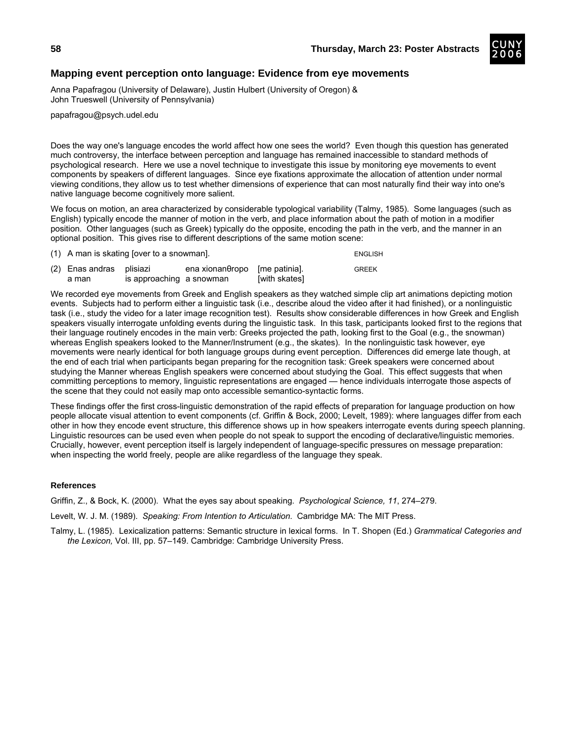## Mapping event perception onto language: Evidence from eye movements

Anna Papafragou (University of Delaware), Justin Hulbert (University of Oregon) &
John Trueswell (University of Pennsylvania)

papafragou@psych.udel.edu

Does the way one's language encodes the world affect how one sees the world? Even though this question has generated much controversy, the interface between perception and language has remained inaccessible to standard methods of psychological research. Here we use a novel technique to investigate this issue by monitoring eye movements to event components by speakers of different languages. Since eye fixations approximate the allocation of attention under normal viewing conditions, they allow us to test whether dimensions of experience that can most naturally find their way into one's native language become cognitively more salient.

We focus on motion, an area characterized by considerable typological variability (Talmy, 1985). Some languages (such as English) typically encode the manner of motion in the verb, and place information about the path of motion in a modifier position. Other languages (such as Greek) typically do the opposite, encoding the path in the verb, and the manner in an optional position. This gives rise to different descriptions of the same motion scene:

(1) A man is skating [over to a snowman]. ENGLISH

(2) Enas andras plisiazi ena xionanθropo [me patinia]. GREEK
a man is approaching a snowman [with skates]

We recorded eye movements from Greek and English speakers as they watched simple clip art animations depicting motion events. Subjects had to perform either a linguistic task (i.e., describe aloud the video after it had finished), or a nonlinguistic task (i.e., study the video for a later image recognition test). Results show considerable differences in how Greek and English speakers visually interrogate unfolding events during the linguistic task. In this task, participants looked first to the regions that their language routinely encodes in the main verb: Greeks projected the path, looking first to the Goal (e.g., the snowman) whereas English speakers looked to the Manner/Instrument (e.g., the skates). In the nonlinguistic task however, eye movements were nearly identical for both language groups during event perception. Differences did emerge late though, at the end of each trial when participants began preparing for the recognition task: Greek speakers were concerned about studying the Manner whereas English speakers were concerned about studying the Goal. This effect suggests that when committing perceptions to memory, linguistic representations are engaged — hence individuals interrogate those aspects of the scene that they could not easily map onto accessible semantico-syntactic forms.

These findings offer the first cross-linguistic demonstration of the rapid effects of preparation for language production on how people allocate visual attention to event components (cf. Griffin & Bock, 2000; Levelt, 1989): where languages differ from each other in how they encode event structure, this difference shows up in how speakers interrogate events during speech planning. Linguistic resources can be used even when people do not speak to support the encoding of declarative/linguistic memories. Crucially, however, event perception itself is largely independent of language-specific pressures on message preparation: when inspecting the world freely, people are alike regardless of the language they speak.

**References**

Griffin, Z., & Bock, K. (2000). What the eyes say about speaking. *Psychological Science, 11*, 274–279.

Levelt, W. J. M. (1989). *Speaking: From Intention to Articulation.* Cambridge MA: The MIT Press.

Talmy, L. (1985). Lexicalization patterns: Semantic structure in lexical forms. In T. Shopen (Ed.) *Grammatical Categories and the Lexicon,* Vol. III, pp. 57–149. Cambridge: Cambridge University Press.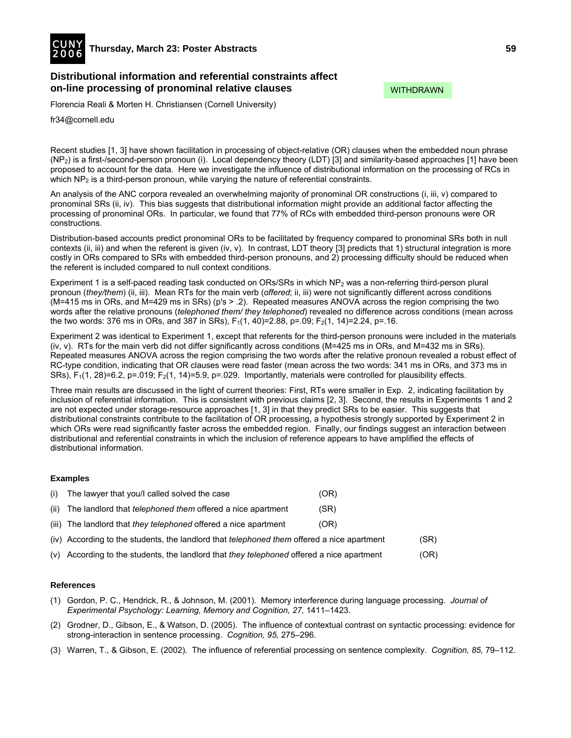## Distributional information and referential constraints affect on-line processing of pronominal relative clauses

WITHDRAWN

Florencia Reali & Morten H. Christiansen (Cornell University)

fr34@cornell.edu

Recent studies [1, 3] have shown facilitation in processing of object-relative (OR) clauses when the embedded noun phrase ($NP_2$) is a first-/second-person pronoun (i). Local dependency theory (LDT) [3] and similarity-based approaches [1] have been proposed to account for the data. Here we investigate the influence of distributional information on the processing of RCs in which $NP_2$ is a third-person pronoun, while varying the nature of referential constraints.

An analysis of the ANC corpora revealed an overwhelming majority of pronominal OR constructions (i, iii, v) compared to pronominal SRs (ii, iv). This bias suggests that distributional information might provide an additional factor affecting the processing of pronominal ORs. In particular, we found that 77% of RCs with embedded third-person pronouns were OR constructions.

Distribution-based accounts predict pronominal ORs to be facilitated by frequency compared to pronominal SRs both in null contexts (ii, iii) and when the referent is given (iv, v). In contrast, LDT theory [3] predicts that 1) structural integration is more costly in ORs compared to SRs with embedded third-person pronouns, and 2) processing difficulty should be reduced when the referent is included compared to null context conditions.

Experiment 1 is a self-paced reading task conducted on ORs/SRs in which $NP_2$ was a non-referring third-person plural pronoun (*they/them*) (ii, iii). Mean RTs for the main verb (*offered*; ii, iii) were not significantly different across conditions (M=415 ms in ORs, and M=429 ms in SRs) (p's > .2). Repeated measures ANOVA across the region comprising the two words after the relative pronouns (*telephoned them/ they telephoned*) revealed no difference across conditions (mean across the two words: 376 ms in ORs, and 387 in SRs), $F_1(1, 40)=2.88$, $p=.09$; $F_2(1, 14)=2.24$, $p=.16$.

Experiment 2 was identical to Experiment 1, except that referents for the third-person pronouns were included in the materials (iv, v). RTs for the main verb did not differ significantly across conditions (M=425 ms in ORs, and M=432 ms in SRs). Repeated measures ANOVA across the region comprising the two words after the relative pronoun revealed a robust effect of RC-type condition, indicating that OR clauses were read faster (mean across the two words: 341 ms in ORs, and 373 ms in SRs), $F_1(1, 28)=6.2$, $p=.019$; $F_2(1, 14)=5.9$, $p=.029$. Importantly, materials were controlled for plausibility effects.

Three main results are discussed in the light of current theories: First, RTs were smaller in Exp. 2, indicating facilitation by inclusion of referential information. This is consistent with previous claims [2, 3]. Second, the results in Experiments 1 and 2 are not expected under storage-resource approaches [1, 3] in that they predict SRs to be easier. This suggests that distributional constraints contribute to the facilitation of OR processing, a hypothesis strongly supported by Experiment 2 in which ORs were read significantly faster across the embedded region. Finally, our findings suggest an interaction between distributional and referential constraints in which the inclusion of reference appears to have amplified the effects of distributional information.

### Examples

(i) The lawyer that you/I called solved the case (OR)

(ii) The landlord that *telephoned them* offered a nice apartment (SR)

(iii) The landlord that *they telephoned* offered a nice apartment (OR)

(iv) According to the students, the landlord that *telephoned them* offered a nice apartment (SR)

(v) According to the students, the landlord that *they telephoned* offered a nice apartment (OR)

### References

(1) Gordon, P. C., Hendrick, R., & Johnson, M. (2001). Memory interference during language processing. *Journal of Experimental Psychology: Learning, Memory and Cognition, 27,* 1411–1423.

(2) Grodner, D., Gibson, E., & Watson, D. (2005). The influence of contextual contrast on syntactic processing: evidence for strong-interaction in sentence processing. *Cognition, 95,* 275–296.

(3) Warren, T., & Gibson, E. (2002). The influence of referential processing on sentence complexity. *Cognition, 85,* 79–112.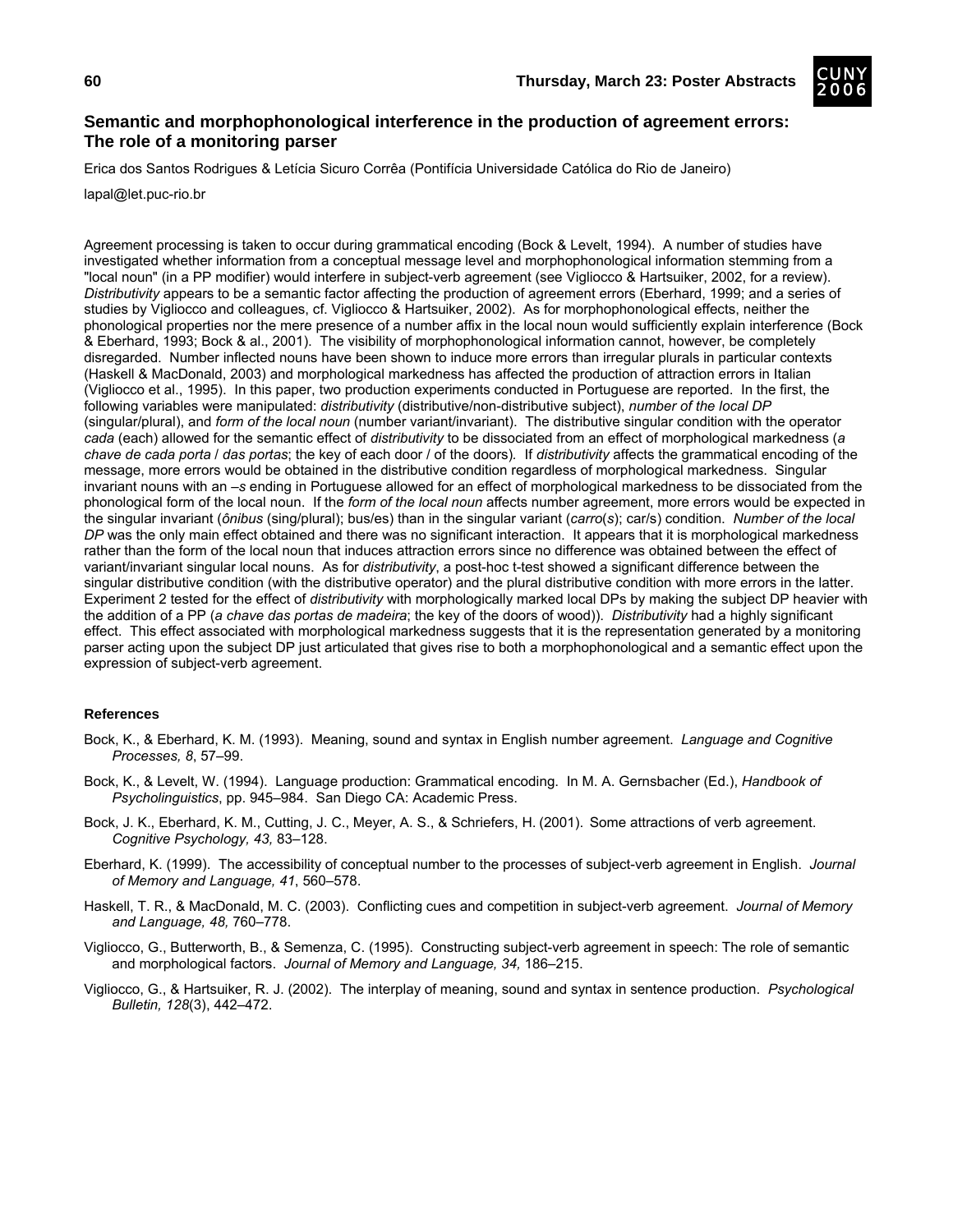## Semantic and morphophonological interference in the production of agreement errors: The role of a monitoring parser

Erica dos Santos Rodrigues & Letícia Sicuro Corrêa (Pontifícia Universidade Católica do Rio de Janeiro)

lapal@let.puc-rio.br

Agreement processing is taken to occur during grammatical encoding (Bock & Levelt, 1994). A number of studies have investigated whether information from a conceptual message level and morphophonological information stemming from a "local noun" (in a PP modifier) would interfere in subject-verb agreement (see Vigliocco & Hartsuiker, 2002, for a review). *Distributivity* appears to be a semantic factor affecting the production of agreement errors (Eberhard, 1999; and a series of studies by Vigliocco and colleagues, cf. Vigliocco & Hartsuiker, 2002). As for morphophonological effects, neither the phonological properties nor the mere presence of a number affix in the local noun would sufficiently explain interference (Bock & Eberhard, 1993; Bock & al., 2001). The visibility of morphophonological information cannot, however, be completely disregarded. Number inflected nouns have been shown to induce more errors than irregular plurals in particular contexts (Haskell & MacDonald, 2003) and morphological markedness has affected the production of attraction errors in Italian (Vigliocco et al., 1995). In this paper, two production experiments conducted in Portuguese are reported. In the first, the following variables were manipulated: *distributivity* (distributive/non-distributive subject), *number of the local DP* (singular/plural), and *form of the local noun* (number variant/invariant). The distributive singular condition with the operator *cada* (each) allowed for the semantic effect of *distributivity* to be dissociated from an effect of morphological markedness (*a chave de cada porta* / *das portas*; the key of each door / of the doors). If *distributivity* affects the grammatical encoding of the message, more errors would be obtained in the distributive condition regardless of morphological markedness. Singular invariant nouns with an *–s* ending in Portuguese allowed for an effect of morphological markedness to be dissociated from the phonological form of the local noun. If the *form of the local noun* affects number agreement, more errors would be expected in the singular invariant (*ônibus* (sing/plural); bus/es) than in the singular variant (*carro*(*s*); car/s) condition. *Number of the local DP* was the only main effect obtained and there was no significant interaction. It appears that it is morphological markedness rather than the form of the local noun that induces attraction errors since no difference was obtained between the effect of variant/invariant singular local nouns. As for *distributivity*, a post-hoc t-test showed a significant difference between the singular distributive condition (with the distributive operator) and the plural distributive condition with more errors in the latter. Experiment 2 tested for the effect of *distributivity* with morphologically marked local DPs by making the subject DP heavier with the addition of a PP (*a chave das portas de madeira*; the key of the doors of wood)). *Distributivity* had a highly significant effect. This effect associated with morphological markedness suggests that it is the representation generated by a monitoring parser acting upon the subject DP just articulated that gives rise to both a morphophonological and a semantic effect upon the expression of subject-verb agreement.

### References

Bock, K., & Eberhard, K. M. (1993). Meaning, sound and syntax in English number agreement. *Language and Cognitive Processes, 8*, 57–99.

Bock, K., & Levelt, W. (1994). Language production: Grammatical encoding. In M. A. Gernsbacher (Ed.), *Handbook of Psycholinguistics*, pp. 945–984. San Diego CA: Academic Press.

Bock, J. K., Eberhard, K. M., Cutting, J. C., Meyer, A. S., & Schriefers, H. (2001). Some attractions of verb agreement. *Cognitive Psychology, 43,* 83–128.

Eberhard, K. (1999). The accessibility of conceptual number to the processes of subject-verb agreement in English. *Journal of Memory and Language, 41*, 560–578.

Haskell, T. R., & MacDonald, M. C. (2003). Conflicting cues and competition in subject-verb agreement. *Journal of Memory and Language, 48,* 760–778.

Vigliocco, G., Butterworth, B., & Semenza, C. (1995). Constructing subject-verb agreement in speech: The role of semantic and morphological factors. *Journal of Memory and Language, 34,* 186–215.

Vigliocco, G., & Hartsuiker, R. J. (2002). The interplay of meaning, sound and syntax in sentence production. *Psychological Bulletin, 128*(3), 442–472.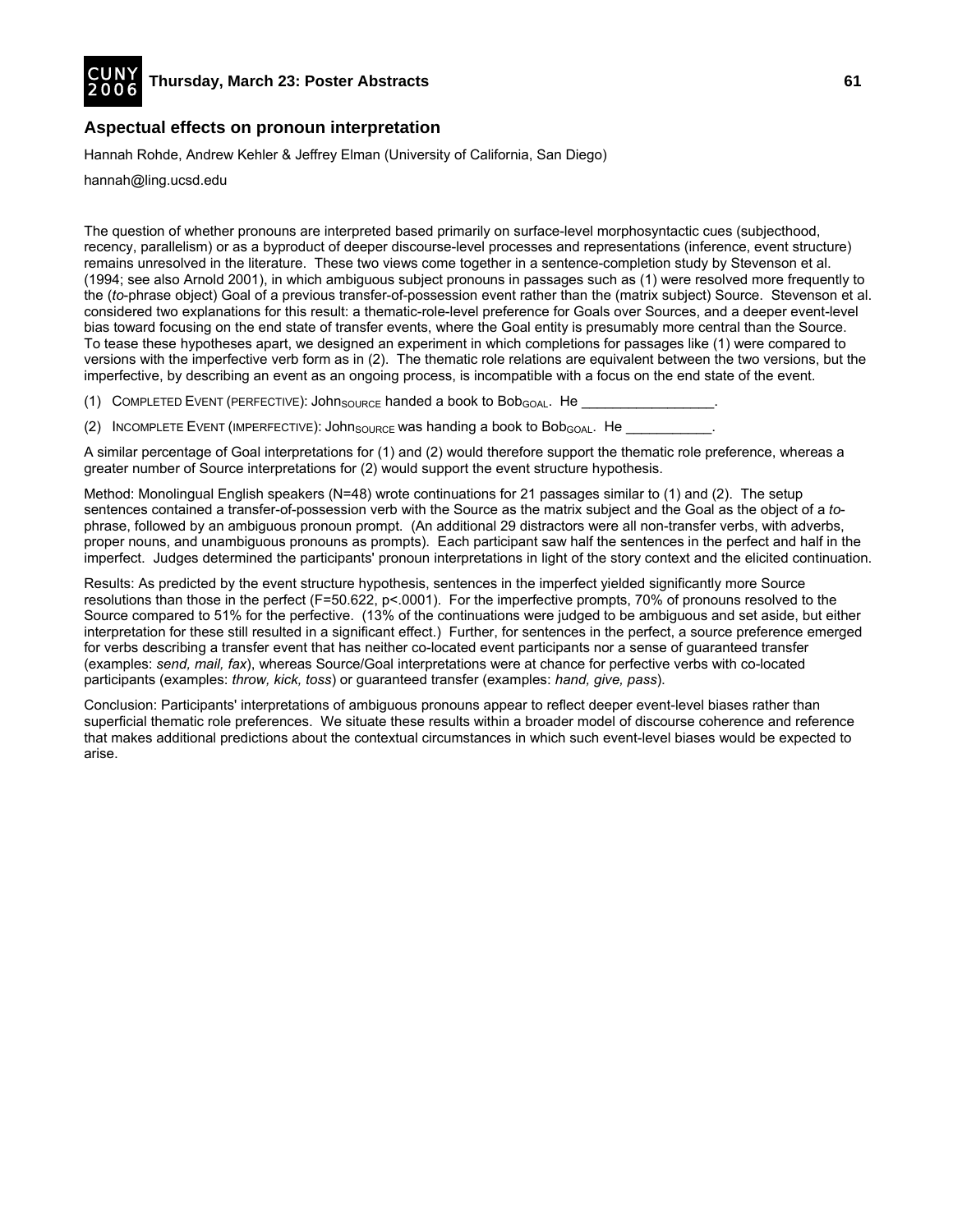## Aspectual effects on pronoun interpretation

Hannah Rohde, Andrew Kehler & Jeffrey Elman (University of California, San Diego)

hannah@ling.ucsd.edu

The question of whether pronouns are interpreted based primarily on surface-level morphosyntactic cues (subjecthood, recency, parallelism) or as a byproduct of deeper discourse-level processes and representations (inference, event structure) remains unresolved in the literature. These two views come together in a sentence-completion study by Stevenson et al. (1994; see also Arnold 2001), in which ambiguous subject pronouns in passages such as (1) were resolved more frequently to the (*to*-phrase object) Goal of a previous transfer-of-possession event rather than the (matrix subject) Source. Stevenson et al. considered two explanations for this result: a thematic-role-level preference for Goals over Sources, and a deeper event-level bias toward focusing on the end state of transfer events, where the Goal entity is presumably more central than the Source. To tease these hypotheses apart, we designed an experiment in which completions for passages like (1) were compared to versions with the imperfective verb form as in (2). The thematic role relations are equivalent between the two versions, but the imperfective, by describing an event as an ongoing process, is incompatible with a focus on the end state of the event.

(1) COMPLETED EVENT (PERFECTIVE): $\text{John}_{\text{SOURCE}}$ handed a book to $\text{Bob}_{\text{GOAL}}$. He \_\_\_\_\_\_\_\_\_\_\_\_\_\_\_\_\_.

(2) INCOMPLETE EVENT (IMPERFECTIVE): $\text{John}_{\text{SOURCE}}$ was handing a book to $\text{Bob}_{\text{GOAL}}$. He \_\_\_\_\_\_\_\_\_\_\_.

A similar percentage of Goal interpretations for (1) and (2) would therefore support the thematic role preference, whereas a greater number of Source interpretations for (2) would support the event structure hypothesis.

Method: Monolingual English speakers (N=48) wrote continuations for 21 passages similar to (1) and (2). The setup sentences contained a transfer-of-possession verb with the Source as the matrix subject and the Goal as the object of a *to*-phrase, followed by an ambiguous pronoun prompt. (An additional 29 distractors were all non-transfer verbs, with adverbs, proper nouns, and unambiguous pronouns as prompts). Each participant saw half the sentences in the perfect and half in the imperfect. Judges determined the participants' pronoun interpretations in light of the story context and the elicited continuation.

Results: As predicted by the event structure hypothesis, sentences in the imperfect yielded significantly more Source resolutions than those in the perfect ($F=50.622$, $p<.0001$). For the imperfective prompts, 70% of pronouns resolved to the Source compared to 51% for the perfective. (13% of the continuations were judged to be ambiguous and set aside, but either interpretation for these still resulted in a significant effect.) Further, for sentences in the perfect, a source preference emerged for verbs describing a transfer event that has neither co-located event participants nor a sense of guaranteed transfer (examples: *send, mail, fax*), whereas Source/Goal interpretations were at chance for perfective verbs with co-located participants (examples: *throw, kick, toss*) or guaranteed transfer (examples: *hand, give, pass*).

Conclusion: Participants' interpretations of ambiguous pronouns appear to reflect deeper event-level biases rather than superficial thematic role preferences. We situate these results within a broader model of discourse coherence and reference that makes additional predictions about the contextual circumstances in which such event-level biases would be expected to arise.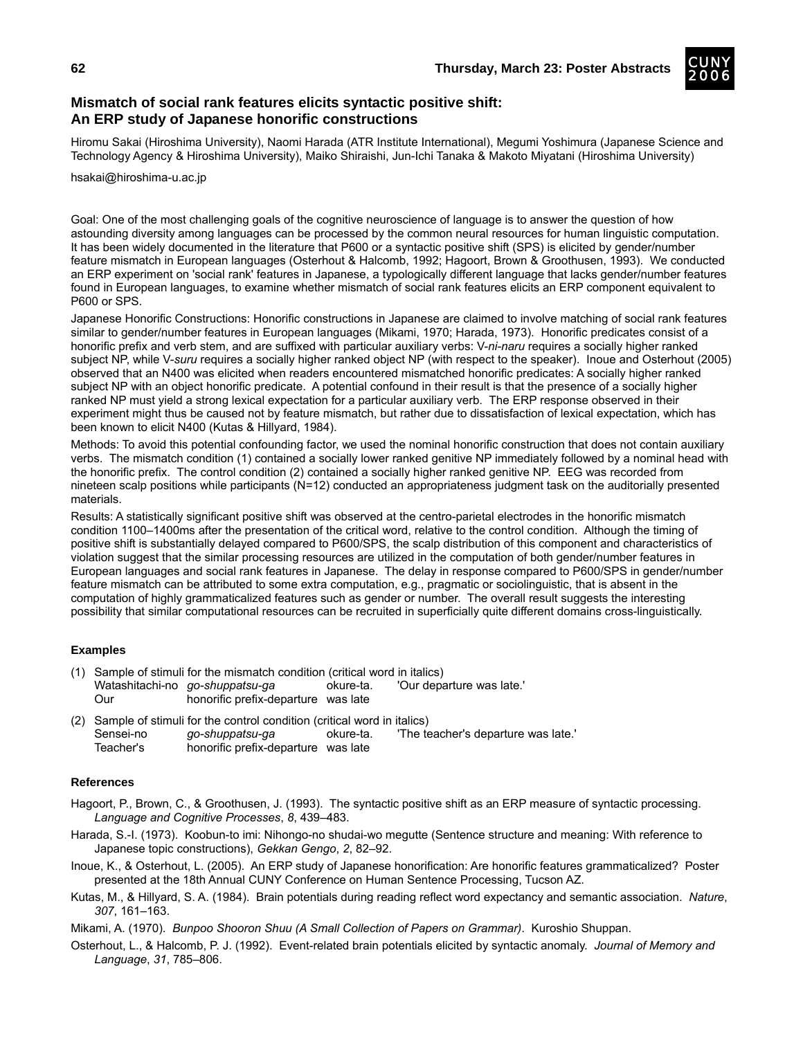## Mismatch of social rank features elicits syntactic positive shift: An ERP study of Japanese honorific constructions

Hiromu Sakai (Hiroshima University), Naomi Harada (ATR Institute International), Megumi Yoshimura (Japanese Science and Technology Agency & Hiroshima University), Maiko Shiraishi, Jun-Ichi Tanaka & Makoto Miyatani (Hiroshima University)

hsakai@hiroshima-u.ac.jp

Goal: One of the most challenging goals of the cognitive neuroscience of language is to answer the question of how astounding diversity among languages can be processed by the common neural resources for human linguistic computation. It has been widely documented in the literature that P600 or a syntactic positive shift (SPS) is elicited by gender/number feature mismatch in European languages (Osterhout & Halcomb, 1992; Hagoort, Brown & Groothusen, 1993). We conducted an ERP experiment on 'social rank' features in Japanese, a typologically different language that lacks gender/number features found in European languages, to examine whether mismatch of social rank features elicits an ERP component equivalent to P600 or SPS.

Japanese Honorific Constructions: Honorific constructions in Japanese are claimed to involve matching of social rank features similar to gender/number features in European languages (Mikami, 1970; Harada, 1973). Honorific predicates consist of a honorific prefix and verb stem, and are suffixed with particular auxiliary verbs: V-*ni-naru* requires a socially higher ranked subject NP, while V-*suru* requires a socially higher ranked object NP (with respect to the speaker). Inoue and Osterhout (2005) observed that an N400 was elicited when readers encountered mismatched honorific predicates: A socially higher ranked subject NP with an object honorific predicate. A potential confound in their result is that the presence of a socially higher ranked NP must yield a strong lexical expectation for a particular auxiliary verb. The ERP response observed in their experiment might thus be caused not by feature mismatch, but rather due to dissatisfaction of lexical expectation, which has been known to elicit N400 (Kutas & Hillyard, 1984).

Methods: To avoid this potential confounding factor, we used the nominal honorific construction that does not contain auxiliary verbs. The mismatch condition (1) contained a socially lower ranked genitive NP immediately followed by a nominal head with the honorific prefix. The control condition (2) contained a socially higher ranked genitive NP. EEG was recorded from nineteen scalp positions while participants (N=12) conducted an appropriateness judgment task on the auditorially presented materials.

Results: A statistically significant positive shift was observed at the centro-parietal electrodes in the honorific mismatch condition 1100–1400ms after the presentation of the critical word, relative to the control condition. Although the timing of positive shift is substantially delayed compared to P600/SPS, the scalp distribution of this component and characteristics of violation suggest that the similar processing resources are utilized in the computation of both gender/number features in European languages and social rank features in Japanese. The delay in response compared to P600/SPS in gender/number feature mismatch can be attributed to some extra computation, e.g., pragmatic or sociolinguistic, that is absent in the computation of highly grammaticalized features such as gender or number. The overall result suggests the interesting possibility that similar computational resources can be recruited in superficially quite different domains cross-linguistically.

### Examples

(1) Sample of stimuli for the mismatch condition (critical word in italics)

| Watashitachi-no | *go-shuppatsu-ga* | okure-ta. | 'Our departure was late.' |
|---|---|---|---|
| Our | honorific prefix-departure | was late | |

(2) Sample of stimuli for the control condition (critical word in italics)

| Sensei-no | *go-shuppatsu-ga* | okure-ta. | 'The teacher's departure was late.' |
|---|---|---|---|
| Teacher's | honorific prefix-departure | was late | |

### References

Hagoort, P., Brown, C., & Groothusen, J. (1993). The syntactic positive shift as an ERP measure of syntactic processing. *Language and Cognitive Processes*, *8*, 439–483.

Harada, S.-I. (1973). Koobun-to imi: Nihongo-no shudai-wo megutte (Sentence structure and meaning: With reference to Japanese topic constructions), *Gekkan Gengo*, *2*, 82–92.

Inoue, K., & Osterhout, L. (2005). An ERP study of Japanese honorification: Are honorific features grammaticalized? Poster presented at the 18th Annual CUNY Conference on Human Sentence Processing, Tucson AZ.

Kutas, M., & Hillyard, S. A. (1984). Brain potentials during reading reflect word expectancy and semantic association. *Nature*, *307*, 161–163.

Mikami, A. (1970). *Bunpoo Shooron Shuu (A Small Collection of Papers on Grammar)*. Kuroshio Shuppan.

Osterhout, L., & Halcomb, P. J. (1992). Event-related brain potentials elicited by syntactic anomaly. *Journal of Memory and Language*, *31*, 785–806.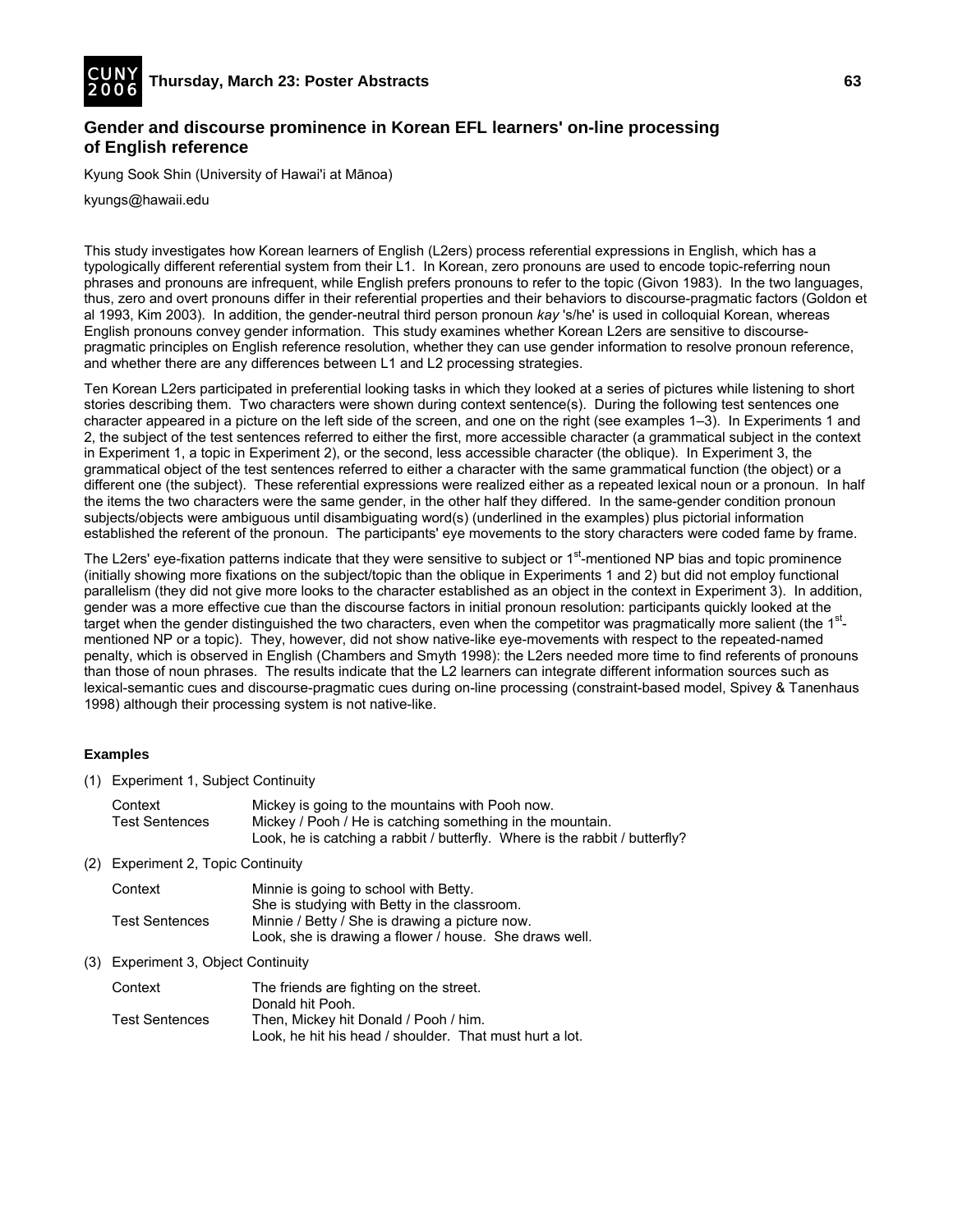## Gender and discourse prominence in Korean EFL learners' on-line processing of English reference

Kyung Sook Shin (University of Hawai'i at Mānoa)

kyungs@hawaii.edu

This study investigates how Korean learners of English (L2ers) process referential expressions in English, which has a typologically different referential system from their L1. In Korean, zero pronouns are used to encode topic-referring noun phrases and pronouns are infrequent, while English prefers pronouns to refer to the topic (Givon 1983). In the two languages, thus, zero and overt pronouns differ in their referential properties and their behaviors to discourse-pragmatic factors (Goldon et al 1993, Kim 2003). In addition, the gender-neutral third person pronoun *kay* 's/he' is used in colloquial Korean, whereas English pronouns convey gender information. This study examines whether Korean L2ers are sensitive to discourse-pragmatic principles on English reference resolution, whether they can use gender information to resolve pronoun reference, and whether there are any differences between L1 and L2 processing strategies.

Ten Korean L2ers participated in preferential looking tasks in which they looked at a series of pictures while listening to short stories describing them. Two characters were shown during context sentence(s). During the following test sentences one character appeared in a picture on the left side of the screen, and one on the right (see examples 1–3). In Experiments 1 and 2, the subject of the test sentences referred to either the first, more accessible character (a grammatical subject in the context in Experiment 1, a topic in Experiment 2), or the second, less accessible character (the oblique). In Experiment 3, the grammatical object of the test sentences referred to either a character with the same grammatical function (the object) or a different one (the subject). These referential expressions were realized either as a repeated lexical noun or a pronoun. In half the items the two characters were the same gender, in the other half they differed. In the same-gender condition pronoun subjects/objects were ambiguous until disambiguating word(s) (underlined in the examples) plus pictorial information established the referent of the pronoun. The participants' eye movements to the story characters were coded fame by frame.

The L2ers' eye-fixation patterns indicate that they were sensitive to subject or 1st-mentioned NP bias and topic prominence (initially showing more fixations on the subject/topic than the oblique in Experiments 1 and 2) but did not employ functional parallelism (they did not give more looks to the character established as an object in the context in Experiment 3). In addition, gender was a more effective cue than the discourse factors in initial pronoun resolution: participants quickly looked at the target when the gender distinguished the two characters, even when the competitor was pragmatically more salient (the 1st-mentioned NP or a topic). They, however, did not show native-like eye-movements with respect to the repeated-named penalty, which is observed in English (Chambers and Smyth 1998): the L2ers needed more time to find referents of pronouns than those of noun phrases. The results indicate that the L2 learners can integrate different information sources such as lexical-semantic cues and discourse-pragmatic cues during on-line processing (constraint-based model, Spivey & Tanenhaus 1998) although their processing system is not native-like.

### Examples

(1) Experiment 1, Subject Continuity

| | |
|---|---|
| Context | Mickey is going to the mountains with Pooh now. |
| Test Sentences | Mickey / Pooh / He is catching something in the mountain. |
| | Look, he is catching a rabbit / butterfly. Where is the rabbit / butterfly? |

(2) Experiment 2, Topic Continuity

| | |
|---|---|
| Context | Minnie is going to school with Betty. |
| | She is studying with Betty in the classroom. |
| Test Sentences | Minnie / Betty / She is drawing a picture now. |
| | Look, she is drawing a flower / house. She draws well. |

(3) Experiment 3, Object Continuity

| | |
|---|---|
| Context | The friends are fighting on the street. |
| | Donald hit Pooh. |
| Test Sentences | Then, Mickey hit Donald / Pooh / him. |
| | Look, he hit his head / shoulder. That must hurt a lot. |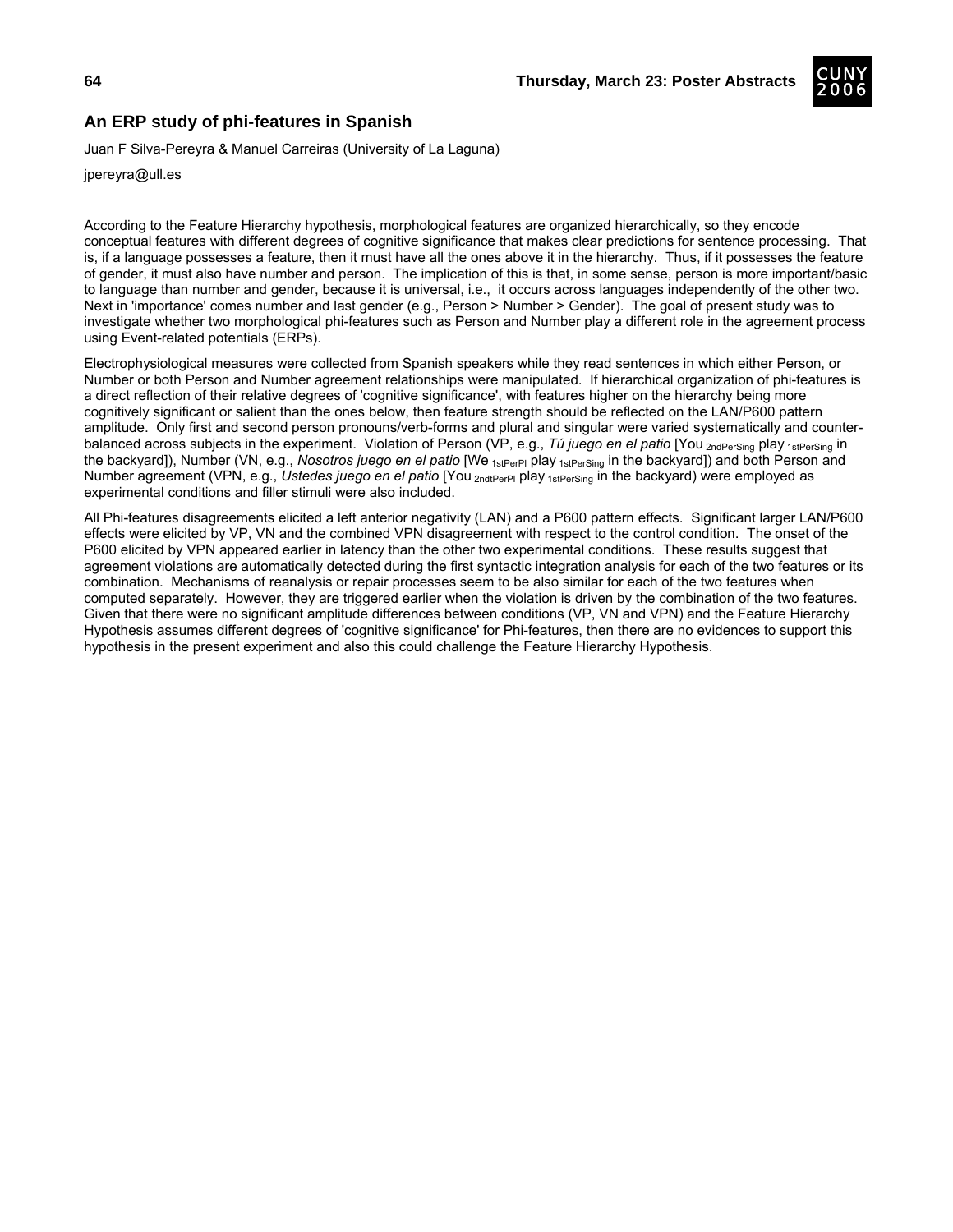## An ERP study of phi-features in Spanish

Juan F Silva-Pereyra & Manuel Carreiras (University of La Laguna)

jpereyra@ull.es

According to the Feature Hierarchy hypothesis, morphological features are organized hierarchically, so they encode conceptual features with different degrees of cognitive significance that makes clear predictions for sentence processing. That is, if a language possesses a feature, then it must have all the ones above it in the hierarchy. Thus, if it possesses the feature of gender, it must also have number and person. The implication of this is that, in some sense, person is more important/basic to language than number and gender, because it is universal, i.e., it occurs across languages independently of the other two. Next in 'importance' comes number and last gender (e.g., Person > Number > Gender). The goal of present study was to investigate whether two morphological phi-features such as Person and Number play a different role in the agreement process using Event-related potentials (ERPs).

Electrophysiological measures were collected from Spanish speakers while they read sentences in which either Person, or Number or both Person and Number agreement relationships were manipulated. If hierarchical organization of phi-features is a direct reflection of their relative degrees of 'cognitive significance', with features higher on the hierarchy being more cognitively significant or salient than the ones below, then feature strength should be reflected on the LAN/P600 pattern amplitude. Only first and second person pronouns/verb-forms and plural and singular were varied systematically and counter-balanced across subjects in the experiment. Violation of Person (VP, e.g., *Tú juego en el patio* [You $_{\text{2ndPerSing}}$ play $_{\text{1stPerSing}}$ in the backyard]), Number (VN, e.g., *Nosotros juego en el patio* [We $_{\text{1stPerPl}}$ play $_{\text{1stPerSing}}$ in the backyard]) and both Person and Number agreement (VPN, e.g., *Ustedes juego en el patio* [You $_{\text{2ndtPerPl}}$ play $_{\text{1stPerSing}}$ in the backyard) were employed as experimental conditions and filler stimuli were also included.

All Phi-features disagreements elicited a left anterior negativity (LAN) and a P600 pattern effects. Significant larger LAN/P600 effects were elicited by VP, VN and the combined VPN disagreement with respect to the control condition. The onset of the P600 elicited by VPN appeared earlier in latency than the other two experimental conditions. These results suggest that agreement violations are automatically detected during the first syntactic integration analysis for each of the two features or its combination. Mechanisms of reanalysis or repair processes seem to be also similar for each of the two features when computed separately. However, they are triggered earlier when the violation is driven by the combination of the two features. Given that there were no significant amplitude differences between conditions (VP, VN and VPN) and the Feature Hierarchy Hypothesis assumes different degrees of 'cognitive significance' for Phi-features, then there are no evidences to support this hypothesis in the present experiment and also this could challenge the Feature Hierarchy Hypothesis.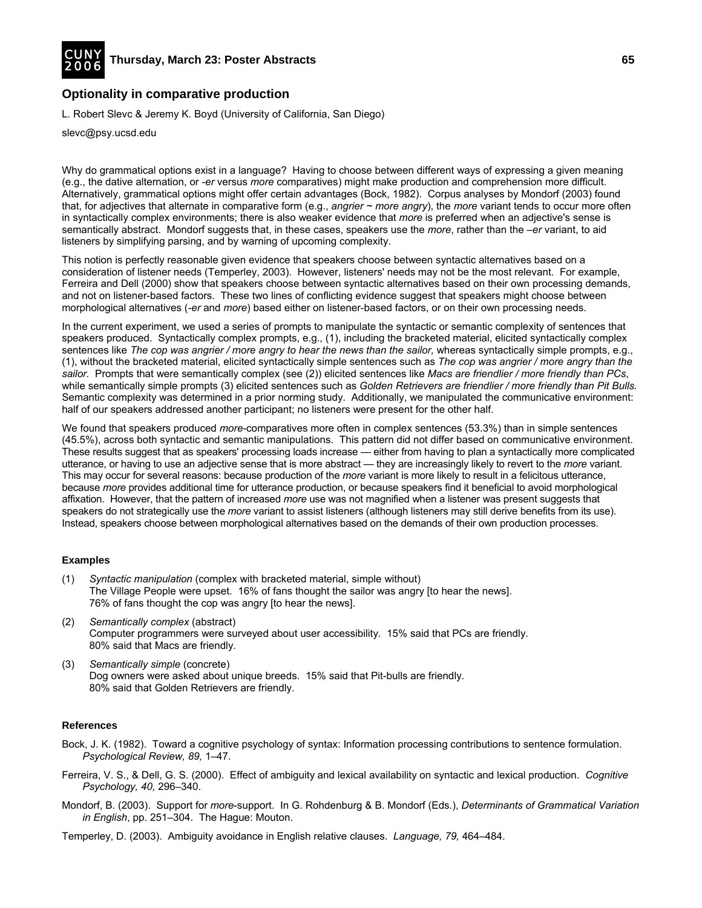## Optionality in comparative production

L. Robert Slevc & Jeremy K. Boyd (University of California, San Diego)

slevc@psy.ucsd.edu

Why do grammatical options exist in a language? Having to choose between different ways of expressing a given meaning (e.g., the dative alternation, or *-er* versus *more* comparatives) might make production and comprehension more difficult. Alternatively, grammatical options might offer certain advantages (Bock, 1982). Corpus analyses by Mondorf (2003) found that, for adjectives that alternate in comparative form (e.g., *angrier ~ more angry*), the *more* variant tends to occur more often in syntactically complex environments; there is also weaker evidence that *more* is preferred when an adjective's sense is semantically abstract. Mondorf suggests that, in these cases, speakers use the *more*, rather than the *–er* variant, to aid listeners by simplifying parsing, and by warning of upcoming complexity.

This notion is perfectly reasonable given evidence that speakers choose between syntactic alternatives based on a consideration of listener needs (Temperley, 2003). However, listeners' needs may not be the most relevant. For example, Ferreira and Dell (2000) show that speakers choose between syntactic alternatives based on their own processing demands, and not on listener-based factors. These two lines of conflicting evidence suggest that speakers might choose between morphological alternatives (*-er* and *more*) based either on listener-based factors, or on their own processing needs.

In the current experiment, we used a series of prompts to manipulate the syntactic or semantic complexity of sentences that speakers produced. Syntactically complex prompts, e.g., (1), including the bracketed material, elicited syntactically complex sentences like *The cop was angrier / more angry to hear the news than the sailor,* whereas syntactically simple prompts, e.g., (1), without the bracketed material, elicited syntactically simple sentences such as *The cop was angrier / more angry than the sailor.* Prompts that were semantically complex (see (2)) elicited sentences like *Macs are friendlier / more friendly than PCs*, while semantically simple prompts (3) elicited sentences such as *Golden Retrievers are friendlier / more friendly than Pit Bulls.* Semantic complexity was determined in a prior norming study. Additionally, we manipulated the communicative environment: half of our speakers addressed another participant; no listeners were present for the other half.

We found that speakers produced *more*-comparatives more often in complex sentences (53.3%) than in simple sentences (45.5%), across both syntactic and semantic manipulations. This pattern did not differ based on communicative environment. These results suggest that as speakers' processing loads increase — either from having to plan a syntactically more complicated utterance, or having to use an adjective sense that is more abstract — they are increasingly likely to revert to the *more* variant. This may occur for several reasons: because production of the *more* variant is more likely to result in a felicitous utterance, because *more* provides additional time for utterance production, or because speakers find it beneficial to avoid morphological affixation. However, that the pattern of increased *more* use was not magnified when a listener was present suggests that speakers do not strategically use the *more* variant to assist listeners (although listeners may still derive benefits from its use). Instead, speakers choose between morphological alternatives based on the demands of their own production processes.

#### Examples

(1) *Syntactic manipulation* (complex with bracketed material, simple without)
The Village People were upset. 16% of fans thought the sailor was angry [to hear the news].
76% of fans thought the cop was angry [to hear the news].

(2) *Semantically complex* (abstract)
Computer programmers were surveyed about user accessibility. 15% said that PCs are friendly.
80% said that Macs are friendly.

(3) *Semantically simple* (concrete)
Dog owners were asked about unique breeds. 15% said that Pit-bulls are friendly.
80% said that Golden Retrievers are friendly.

#### References

Bock, J. K. (1982). Toward a cognitive psychology of syntax: Information processing contributions to sentence formulation. *Psychological Review, 89,* 1–47.

Ferreira, V. S., & Dell, G. S. (2000). Effect of ambiguity and lexical availability on syntactic and lexical production. *Cognitive Psychology, 40,* 296–340.

Mondorf, B. (2003). Support for *more*-support. In G. Rohdenburg & B. Mondorf (Eds.), *Determinants of Grammatical Variation in English*, pp. 251–304. The Hague: Mouton.

Temperley, D. (2003). Ambiguity avoidance in English relative clauses. *Language, 79,* 464–484.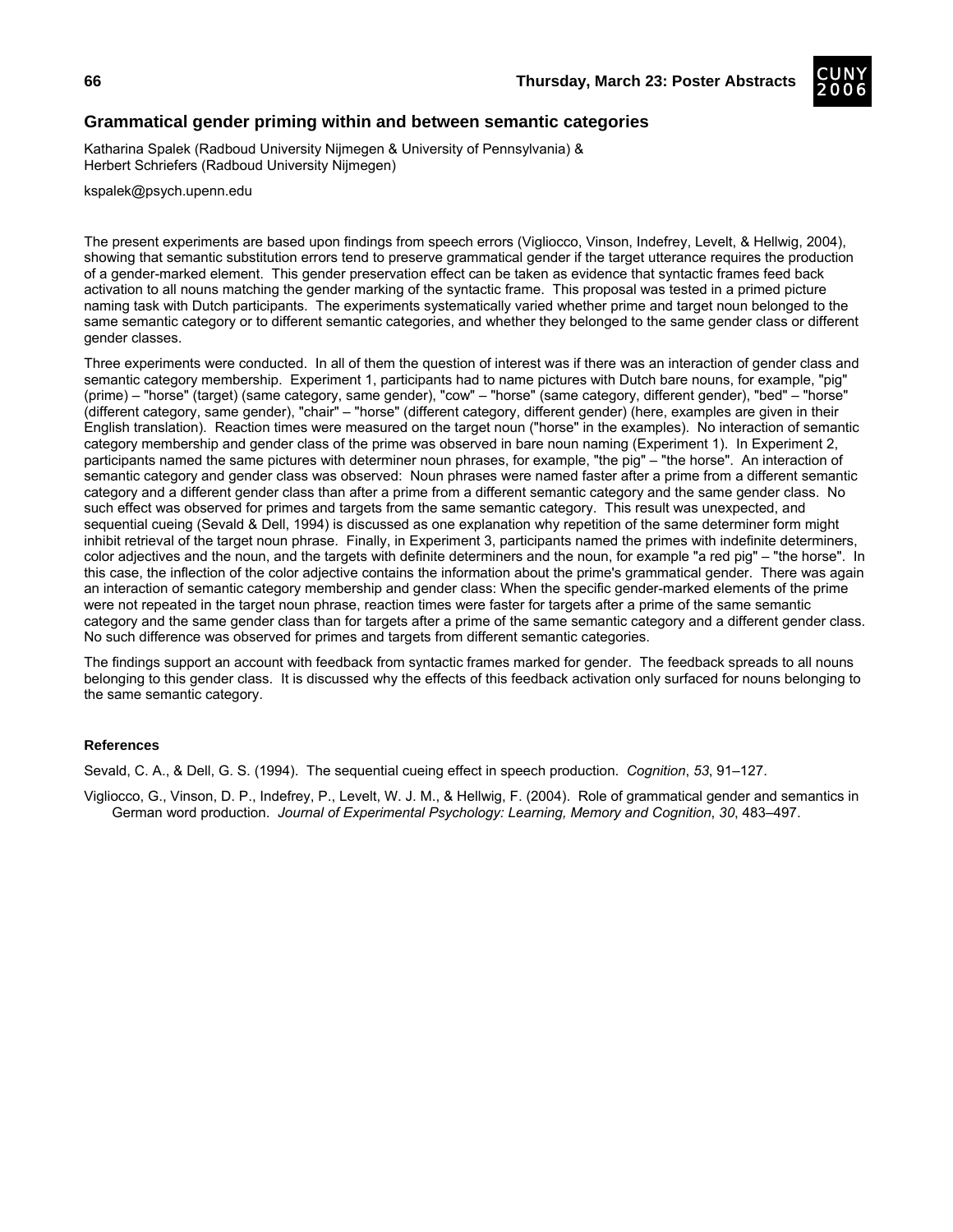## Grammatical gender priming within and between semantic categories

Katharina Spalek (Radboud University Nijmegen & University of Pennsylvania) &
Herbert Schriefers (Radboud University Nijmegen)

kspalek@psych.upenn.edu

The present experiments are based upon findings from speech errors (Vigliocco, Vinson, Indefrey, Levelt, & Hellwig, 2004), showing that semantic substitution errors tend to preserve grammatical gender if the target utterance requires the production of a gender-marked element. This gender preservation effect can be taken as evidence that syntactic frames feed back activation to all nouns matching the gender marking of the syntactic frame. This proposal was tested in a primed picture naming task with Dutch participants. The experiments systematically varied whether prime and target noun belonged to the same semantic category or to different semantic categories, and whether they belonged to the same gender class or different gender classes.

Three experiments were conducted. In all of them the question of interest was if there was an interaction of gender class and semantic category membership. Experiment 1, participants had to name pictures with Dutch bare nouns, for example, "pig" (prime) – "horse" (target) (same category, same gender), "cow" – "horse" (same category, different gender), "bed" – "horse" (different category, same gender), "chair" – "horse" (different category, different gender) (here, examples are given in their English translation). Reaction times were measured on the target noun ("horse" in the examples). No interaction of semantic category membership and gender class of the prime was observed in bare noun naming (Experiment 1). In Experiment 2, participants named the same pictures with determiner noun phrases, for example, "the pig" – "the horse". An interaction of semantic category and gender class was observed: Noun phrases were named faster after a prime from a different semantic category and a different gender class than after a prime from a different semantic category and the same gender class. No such effect was observed for primes and targets from the same semantic category. This result was unexpected, and sequential cueing (Sevald & Dell, 1994) is discussed as one explanation why repetition of the same determiner form might inhibit retrieval of the target noun phrase. Finally, in Experiment 3, participants named the primes with indefinite determiners, color adjectives and the noun, and the targets with definite determiners and the noun, for example "a red pig" – "the horse". In this case, the inflection of the color adjective contains the information about the prime's grammatical gender. There was again an interaction of semantic category membership and gender class: When the specific gender-marked elements of the prime were not repeated in the target noun phrase, reaction times were faster for targets after a prime of the same semantic category and the same gender class than for targets after a prime of the same semantic category and a different gender class. No such difference was observed for primes and targets from different semantic categories.

The findings support an account with feedback from syntactic frames marked for gender. The feedback spreads to all nouns belonging to this gender class. It is discussed why the effects of this feedback activation only surfaced for nouns belonging to the same semantic category.

### References

Sevald, C. A., & Dell, G. S. (1994). The sequential cueing effect in speech production. *Cognition*, *53*, 91–127.

Vigliocco, G., Vinson, D. P., Indefrey, P., Levelt, W. J. M., & Hellwig, F. (2004). Role of grammatical gender and semantics in German word production. *Journal of Experimental Psychology: Learning, Memory and Cognition*, *30*, 483–497.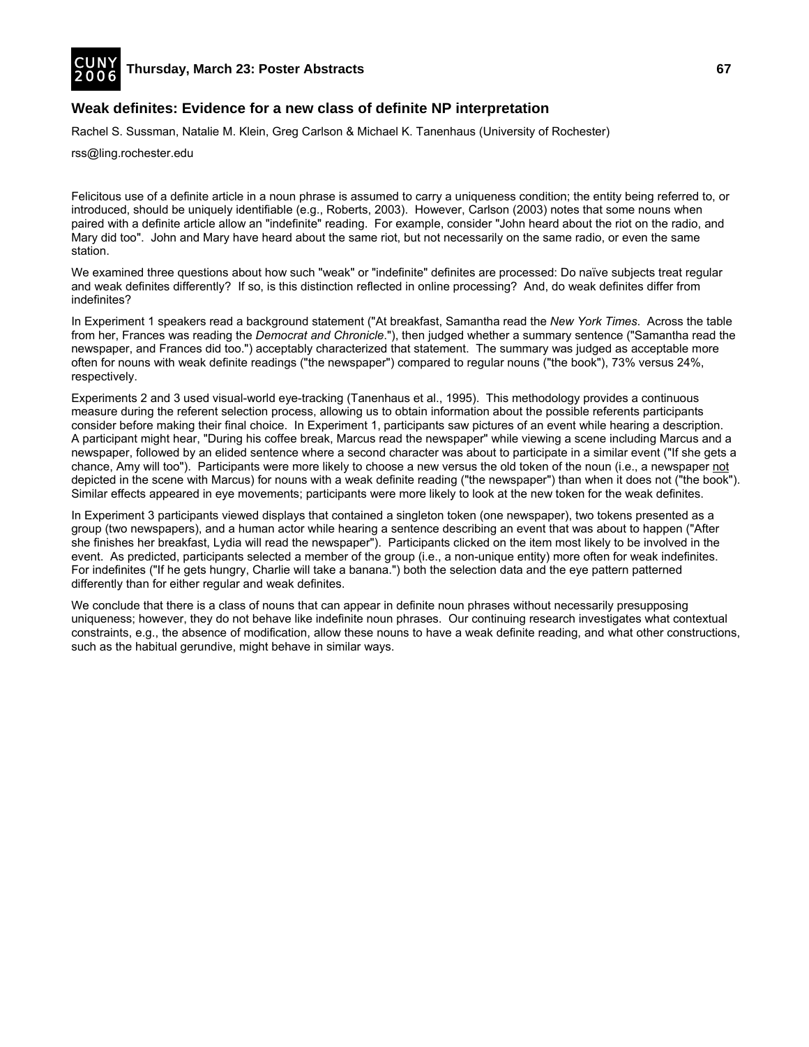## Weak definites: Evidence for a new class of definite NP interpretation

Rachel S. Sussman, Natalie M. Klein, Greg Carlson & Michael K. Tanenhaus (University of Rochester)

rss@ling.rochester.edu

Felicitous use of a definite article in a noun phrase is assumed to carry a uniqueness condition; the entity being referred to, or introduced, should be uniquely identifiable (e.g., Roberts, 2003). However, Carlson (2003) notes that some nouns when paired with a definite article allow an "indefinite" reading. For example, consider "John heard about the riot on the radio, and Mary did too". John and Mary have heard about the same riot, but not necessarily on the same radio, or even the same station.

We examined three questions about how such "weak" or "indefinite" definites are processed: Do naïve subjects treat regular and weak definites differently? If so, is this distinction reflected in online processing? And, do weak definites differ from indefinites?

In Experiment 1 speakers read a background statement ("At breakfast, Samantha read the *New York Times*. Across the table from her, Frances was reading the *Democrat and Chronicle*."), then judged whether a summary sentence ("Samantha read the newspaper, and Frances did too.") acceptably characterized that statement. The summary was judged as acceptable more often for nouns with weak definite readings ("the newspaper") compared to regular nouns ("the book"), 73% versus 24%, respectively.

Experiments 2 and 3 used visual-world eye-tracking (Tanenhaus et al., 1995). This methodology provides a continuous measure during the referent selection process, allowing us to obtain information about the possible referents participants consider before making their final choice. In Experiment 1, participants saw pictures of an event while hearing a description. A participant might hear, "During his coffee break, Marcus read the newspaper" while viewing a scene including Marcus and a newspaper, followed by an elided sentence where a second character was about to participate in a similar event ("If she gets a chance, Amy will too"). Participants were more likely to choose a new versus the old token of the noun (i.e., a newspaper <u>not</u> depicted in the scene with Marcus) for nouns with a weak definite reading ("the newspaper") than when it does not ("the book"). Similar effects appeared in eye movements; participants were more likely to look at the new token for the weak definites.

In Experiment 3 participants viewed displays that contained a singleton token (one newspaper), two tokens presented as a group (two newspapers), and a human actor while hearing a sentence describing an event that was about to happen ("After she finishes her breakfast, Lydia will read the newspaper"). Participants clicked on the item most likely to be involved in the event. As predicted, participants selected a member of the group (i.e., a non-unique entity) more often for weak indefinites. For indefinites ("If he gets hungry, Charlie will take a banana.") both the selection data and the eye pattern patterned differently than for either regular and weak definites.

We conclude that there is a class of nouns that can appear in definite noun phrases without necessarily presupposing uniqueness; however, they do not behave like indefinite noun phrases. Our continuing research investigates what contextual constraints, e.g., the absence of modification, allow these nouns to have a weak definite reading, and what other constructions, such as the habitual gerundive, might behave in similar ways.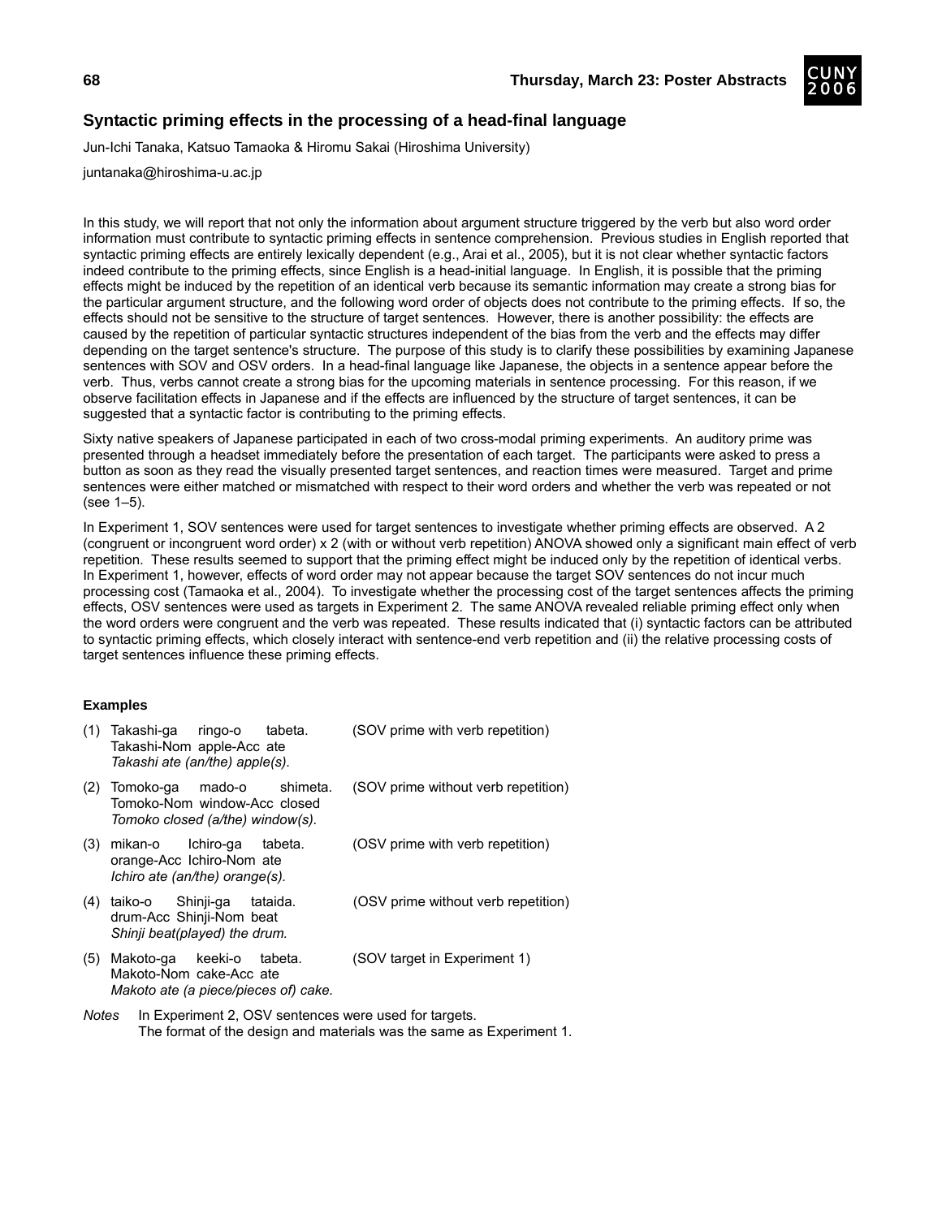## Syntactic priming effects in the processing of a head-final language

Jun-Ichi Tanaka, Katsuo Tamaoka & Hiromu Sakai (Hiroshima University)

juntanaka@hiroshima-u.ac.jp

In this study, we will report that not only the information about argument structure triggered by the verb but also word order information must contribute to syntactic priming effects in sentence comprehension. Previous studies in English reported that syntactic priming effects are entirely lexically dependent (e.g., Arai et al., 2005), but it is not clear whether syntactic factors indeed contribute to the priming effects, since English is a head-initial language. In English, it is possible that the priming effects might be induced by the repetition of an identical verb because its semantic information may create a strong bias for the particular argument structure, and the following word order of objects does not contribute to the priming effects. If so, the effects should not be sensitive to the structure of target sentences. However, there is another possibility: the effects are caused by the repetition of particular syntactic structures independent of the bias from the verb and the effects may differ depending on the target sentence's structure. The purpose of this study is to clarify these possibilities by examining Japanese sentences with SOV and OSV orders. In a head-final language like Japanese, the objects in a sentence appear before the verb. Thus, verbs cannot create a strong bias for the upcoming materials in sentence processing. For this reason, if we observe facilitation effects in Japanese and if the effects are influenced by the structure of target sentences, it can be suggested that a syntactic factor is contributing to the priming effects.

Sixty native speakers of Japanese participated in each of two cross-modal priming experiments. An auditory prime was presented through a headset immediately before the presentation of each target. The participants were asked to press a button as soon as they read the visually presented target sentences, and reaction times were measured. Target and prime sentences were either matched or mismatched with respect to their word orders and whether the verb was repeated or not (see 1–5).

In Experiment 1, SOV sentences were used for target sentences to investigate whether priming effects are observed. A 2 (congruent or incongruent word order) x 2 (with or without verb repetition) ANOVA showed only a significant main effect of verb repetition. These results seemed to support that the priming effect might be induced only by the repetition of identical verbs. In Experiment 1, however, effects of word order may not appear because the target SOV sentences do not incur much processing cost (Tamaoka et al., 2004). To investigate whether the processing cost of the target sentences affects the priming effects, OSV sentences were used as targets in Experiment 2. The same ANOVA revealed reliable priming effect only when the word orders were congruent and the verb was repeated. These results indicated that (i) syntactic factors can be attributed to syntactic priming effects, which closely interact with sentence-end verb repetition and (ii) the relative processing costs of target sentences influence these priming effects.

### Examples

(1) Takashi-ga ringo-o tabeta. (SOV prime with verb repetition)
Takashi-Nom apple-Acc ate
*Takashi ate (an/the) apple(s).*

(2) Tomoko-ga mado-o shimeta. (SOV prime without verb repetition)
Tomoko-Nom window-Acc closed
*Tomoko closed (a/the) window(s).*

(3) mikan-o Ichiro-ga tabeta. (OSV prime with verb repetition)
orange-Acc Ichiro-Nom ate
*Ichiro ate (an/the) orange(s).*

(4) taiko-o Shinji-ga tataida. (OSV prime without verb repetition)
drum-Acc Shinji-Nom beat
*Shinji beat(played) the drum.*

(5) Makoto-ga keeki-o tabeta. (SOV target in Experiment 1)
Makoto-Nom cake-Acc ate
*Makoto ate (a piece/pieces of) cake.*

*Notes* In Experiment 2, OSV sentences were used for targets.
The format of the design and materials was the same as Experiment 1.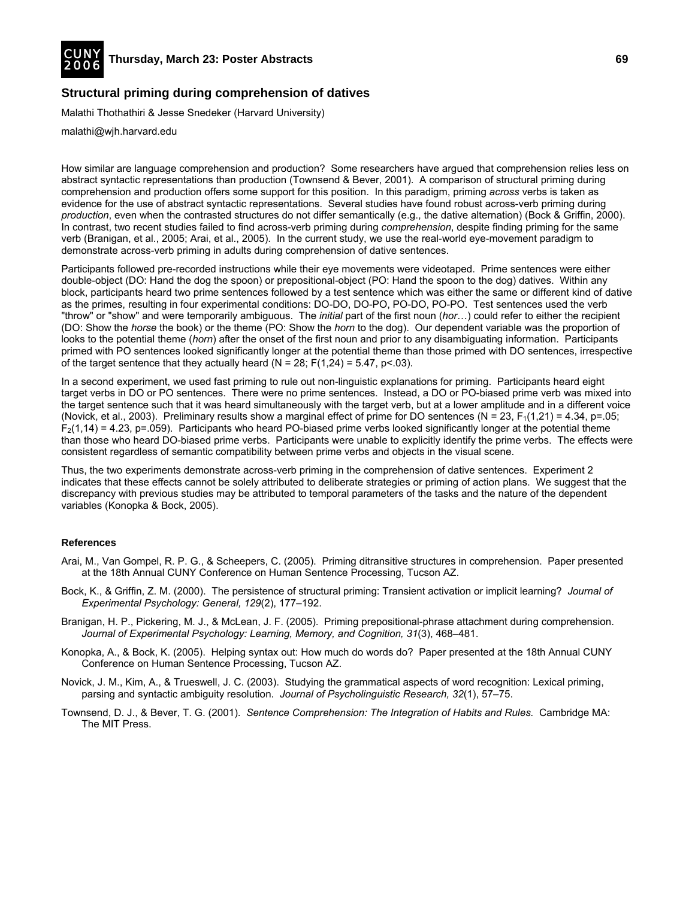## Structural priming during comprehension of datives

Malathi Thothathiri & Jesse Snedeker (Harvard University)

malathi@wjh.harvard.edu

How similar are language comprehension and production? Some researchers have argued that comprehension relies less on abstract syntactic representations than production (Townsend & Bever, 2001). A comparison of structural priming during comprehension and production offers some support for this position. In this paradigm, priming *across* verbs is taken as evidence for the use of abstract syntactic representations. Several studies have found robust across-verb priming during *production*, even when the contrasted structures do not differ semantically (e.g., the dative alternation) (Bock & Griffin, 2000). In contrast, two recent studies failed to find across-verb priming during *comprehension*, despite finding priming for the same verb (Branigan, et al., 2005; Arai, et al., 2005). In the current study, we use the real-world eye-movement paradigm to demonstrate across-verb priming in adults during comprehension of dative sentences.

Participants followed pre-recorded instructions while their eye movements were videotaped. Prime sentences were either double-object (DO: Hand the dog the spoon) or prepositional-object (PO: Hand the spoon to the dog) datives. Within any block, participants heard two prime sentences followed by a test sentence which was either the same or different kind of dative as the primes, resulting in four experimental conditions: DO-DO, DO-PO, PO-DO, PO-PO. Test sentences used the verb "throw" or "show" and were temporarily ambiguous. The *initial* part of the first noun (*hor*…) could refer to either the recipient (DO: Show the *horse* the book) or the theme (PO: Show the *horn* to the dog). Our dependent variable was the proportion of looks to the potential theme (*horn*) after the onset of the first noun and prior to any disambiguating information. Participants primed with PO sentences looked significantly longer at the potential theme than those primed with DO sentences, irrespective of the target sentence that they actually heard (N = 28; $F(1,24) = 5.47$, $p<.03$).

In a second experiment, we used fast priming to rule out non-linguistic explanations for priming. Participants heard eight target verbs in DO or PO sentences. There were no prime sentences. Instead, a DO or PO-biased prime verb was mixed into the target sentence such that it was heard simultaneously with the target verb, but at a lower amplitude and in a different voice (Novick, et al., 2003). Preliminary results show a marginal effect of prime for DO sentences (N = 23, $F_1(1,21) = 4.34$, $p=.05$; $F_2(1,14) = 4.23$, $p=.059$). Participants who heard PO-biased prime verbs looked significantly longer at the potential theme than those who heard DO-biased prime verbs. Participants were unable to explicitly identify the prime verbs. The effects were consistent regardless of semantic compatibility between prime verbs and objects in the visual scene.

Thus, the two experiments demonstrate across-verb priming in the comprehension of dative sentences. Experiment 2 indicates that these effects cannot be solely attributed to deliberate strategies or priming of action plans. We suggest that the discrepancy with previous studies may be attributed to temporal parameters of the tasks and the nature of the dependent variables (Konopka & Bock, 2005).

### References

Arai, M., Van Gompel, R. P. G., & Scheepers, C. (2005). Priming ditransitive structures in comprehension. Paper presented at the 18th Annual CUNY Conference on Human Sentence Processing, Tucson AZ.

Bock, K., & Griffin, Z. M. (2000). The persistence of structural priming: Transient activation or implicit learning? *Journal of Experimental Psychology: General, 129*(2), 177–192.

Branigan, H. P., Pickering, M. J., & McLean, J. F. (2005). Priming prepositional-phrase attachment during comprehension. *Journal of Experimental Psychology: Learning, Memory, and Cognition, 31*(3), 468–481.

Konopka, A., & Bock, K. (2005). Helping syntax out: How much do words do? Paper presented at the 18th Annual CUNY Conference on Human Sentence Processing, Tucson AZ.

Novick, J. M., Kim, A., & Trueswell, J. C. (2003). Studying the grammatical aspects of word recognition: Lexical priming, parsing and syntactic ambiguity resolution. *Journal of Psycholinguistic Research, 32*(1), 57–75.

Townsend, D. J., & Bever, T. G. (2001). *Sentence Comprehension: The Integration of Habits and Rules.* Cambridge MA: The MIT Press.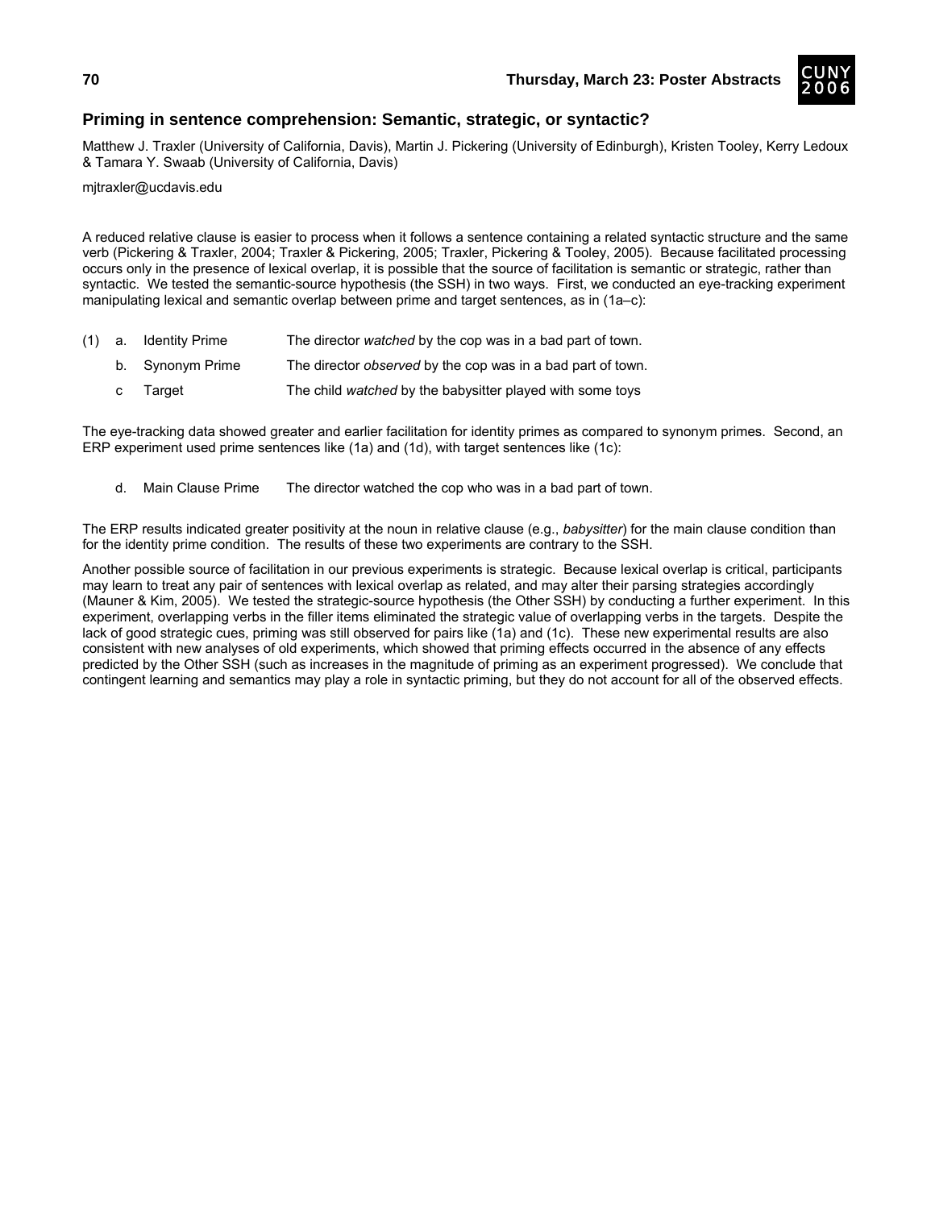## Priming in sentence comprehension: Semantic, strategic, or syntactic?

Matthew J. Traxler (University of California, Davis), Martin J. Pickering (University of Edinburgh), Kristen Tooley, Kerry Ledoux & Tamara Y. Swaab (University of California, Davis)

mjtraxler@ucdavis.edu

A reduced relative clause is easier to process when it follows a sentence containing a related syntactic structure and the same verb (Pickering & Traxler, 2004; Traxler & Pickering, 2005; Traxler, Pickering & Tooley, 2005). Because facilitated processing occurs only in the presence of lexical overlap, it is possible that the source of facilitation is semantic or strategic, rather than syntactic. We tested the semantic-source hypothesis (the SSH) in two ways. First, we conducted an eye-tracking experiment manipulating lexical and semantic overlap between prime and target sentences, as in (1a–c):

(1) a. Identity Prime — The director *watched* by the cop was in a bad part of town.

b. Synonym Prime — The director *observed* by the cop was in a bad part of town.

c Target — The child *watched* by the babysitter played with some toys

The eye-tracking data showed greater and earlier facilitation for identity primes as compared to synonym primes. Second, an ERP experiment used prime sentences like (1a) and (1d), with target sentences like (1c):

d. Main Clause Prime — The director watched the cop who was in a bad part of town.

The ERP results indicated greater positivity at the noun in relative clause (e.g., *babysitter*) for the main clause condition than for the identity prime condition. The results of these two experiments are contrary to the SSH.

Another possible source of facilitation in our previous experiments is strategic. Because lexical overlap is critical, participants may learn to treat any pair of sentences with lexical overlap as related, and may alter their parsing strategies accordingly (Mauner & Kim, 2005). We tested the strategic-source hypothesis (the Other SSH) by conducting a further experiment. In this experiment, overlapping verbs in the filler items eliminated the strategic value of overlapping verbs in the targets. Despite the lack of good strategic cues, priming was still observed for pairs like (1a) and (1c). These new experimental results are also consistent with new analyses of old experiments, which showed that priming effects occurred in the absence of any effects predicted by the Other SSH (such as increases in the magnitude of priming as an experiment progressed). We conclude that contingent learning and semantics may play a role in syntactic priming, but they do not account for all of the observed effects.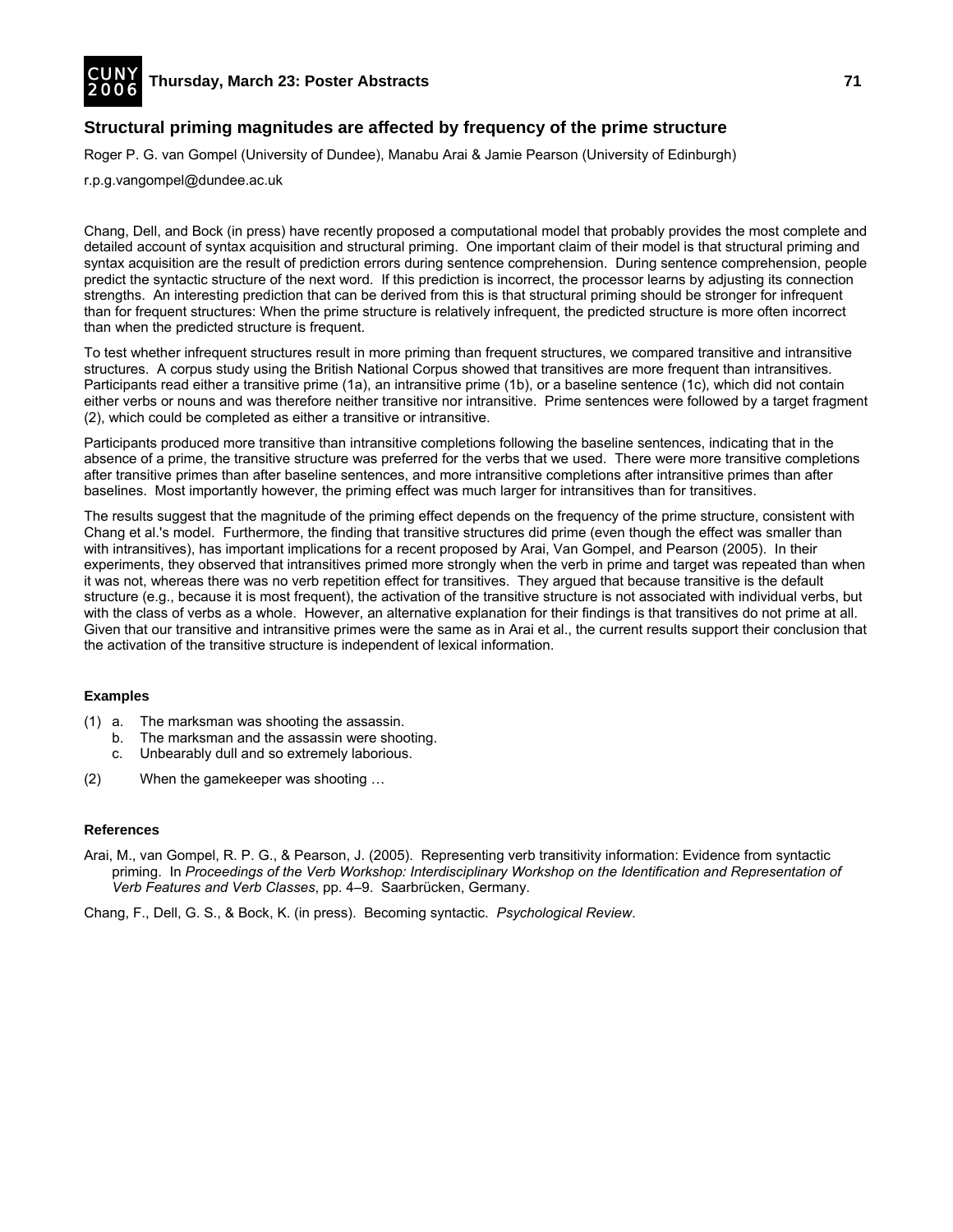## Structural priming magnitudes are affected by frequency of the prime structure

Roger P. G. van Gompel (University of Dundee), Manabu Arai & Jamie Pearson (University of Edinburgh)

r.p.g.vangompel@dundee.ac.uk

Chang, Dell, and Bock (in press) have recently proposed a computational model that probably provides the most complete and detailed account of syntax acquisition and structural priming. One important claim of their model is that structural priming and syntax acquisition are the result of prediction errors during sentence comprehension. During sentence comprehension, people predict the syntactic structure of the next word. If this prediction is incorrect, the processor learns by adjusting its connection strengths. An interesting prediction that can be derived from this is that structural priming should be stronger for infrequent than for frequent structures: When the prime structure is relatively infrequent, the predicted structure is more often incorrect than when the predicted structure is frequent.

To test whether infrequent structures result in more priming than frequent structures, we compared transitive and intransitive structures. A corpus study using the British National Corpus showed that transitives are more frequent than intransitives. Participants read either a transitive prime (1a), an intransitive prime (1b), or a baseline sentence (1c), which did not contain either verbs or nouns and was therefore neither transitive nor intransitive. Prime sentences were followed by a target fragment (2), which could be completed as either a transitive or intransitive.

Participants produced more transitive than intransitive completions following the baseline sentences, indicating that in the absence of a prime, the transitive structure was preferred for the verbs that we used. There were more transitive completions after transitive primes than after baseline sentences, and more intransitive completions after intransitive primes than after baselines. Most importantly however, the priming effect was much larger for intransitives than for transitives.

The results suggest that the magnitude of the priming effect depends on the frequency of the prime structure, consistent with Chang et al.'s model. Furthermore, the finding that transitive structures did prime (even though the effect was smaller than with intransitives), has important implications for a recent proposed by Arai, Van Gompel, and Pearson (2005). In their experiments, they observed that intransitives primed more strongly when the verb in prime and target was repeated than when it was not, whereas there was no verb repetition effect for transitives. They argued that because transitive is the default structure (e.g., because it is most frequent), the activation of the transitive structure is not associated with individual verbs, but with the class of verbs as a whole. However, an alternative explanation for their findings is that transitives do not prime at all. Given that our transitive and intransitive primes were the same as in Arai et al., the current results support their conclusion that the activation of the transitive structure is independent of lexical information.

#### Examples

(1) a. The marksman was shooting the assassin.
    b. The marksman and the assassin were shooting.
    c. Unbearably dull and so extremely laborious.

(2) When the gamekeeper was shooting …

#### References

Arai, M., van Gompel, R. P. G., & Pearson, J. (2005). Representing verb transitivity information: Evidence from syntactic priming. In *Proceedings of the Verb Workshop: Interdisciplinary Workshop on the Identification and Representation of Verb Features and Verb Classes*, pp. 4–9. Saarbrücken, Germany.

Chang, F., Dell, G. S., & Bock, K. (in press). Becoming syntactic. *Psychological Review*.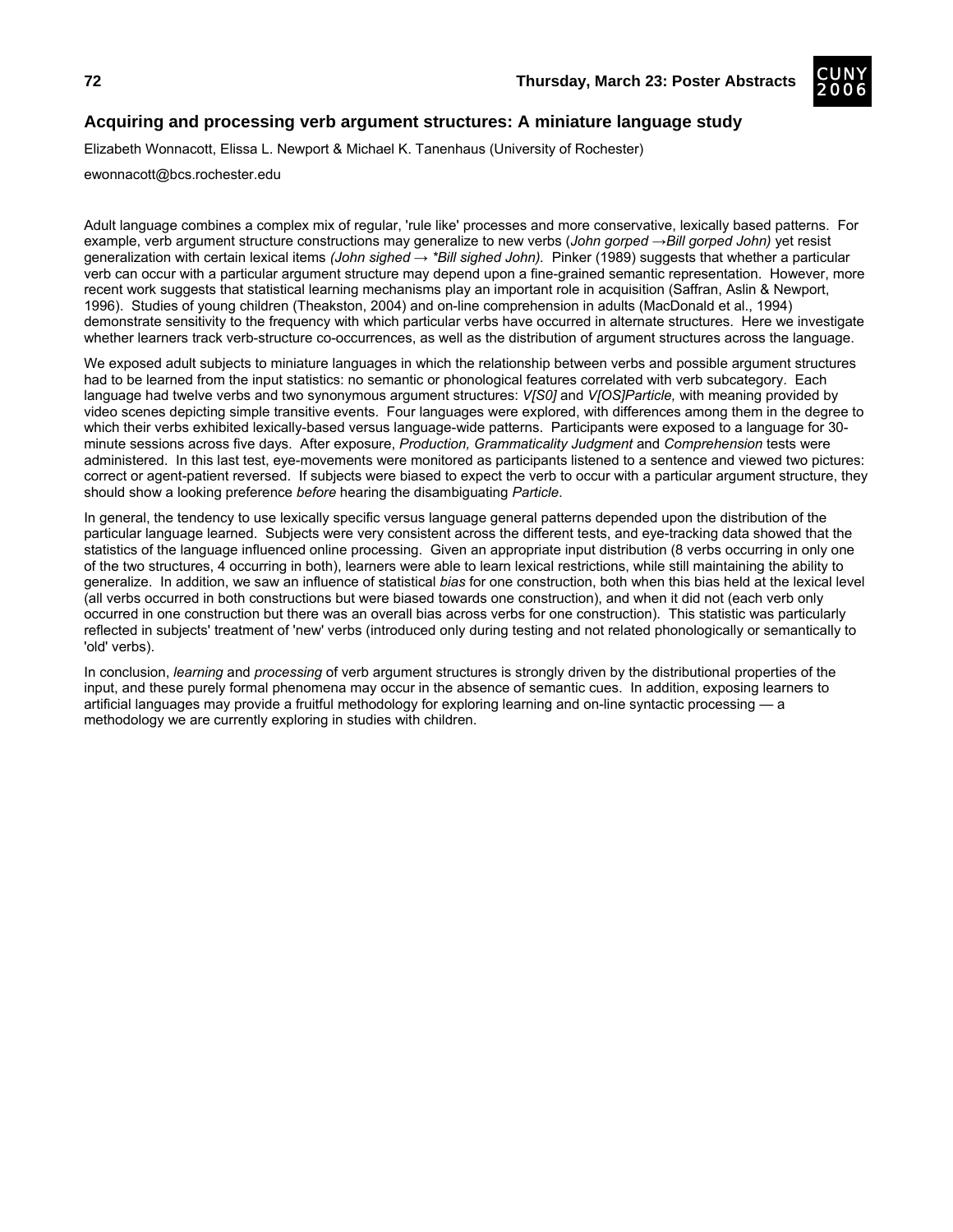## Acquiring and processing verb argument structures: A miniature language study

Elizabeth Wonnacott, Elissa L. Newport & Michael K. Tanenhaus (University of Rochester)

ewonnacott@bcs.rochester.edu

Adult language combines a complex mix of regular, 'rule like' processes and more conservative, lexically based patterns. For example, verb argument structure constructions may generalize to new verbs (*John gorped →Bill gorped John)* yet resist generalization with certain lexical items *(John sighed → \*Bill sighed John).* Pinker (1989) suggests that whether a particular verb can occur with a particular argument structure may depend upon a fine-grained semantic representation. However, more recent work suggests that statistical learning mechanisms play an important role in acquisition (Saffran, Aslin & Newport, 1996). Studies of young children (Theakston, 2004) and on-line comprehension in adults (MacDonald et al., 1994) demonstrate sensitivity to the frequency with which particular verbs have occurred in alternate structures. Here we investigate whether learners track verb-structure co-occurrences, as well as the distribution of argument structures across the language.

We exposed adult subjects to miniature languages in which the relationship between verbs and possible argument structures had to be learned from the input statistics: no semantic or phonological features correlated with verb subcategory. Each language had twelve verbs and two synonymous argument structures: *V[S0]* and *V[OS]Particle,* with meaning provided by video scenes depicting simple transitive events. Four languages were explored, with differences among them in the degree to which their verbs exhibited lexically-based versus language-wide patterns. Participants were exposed to a language for 30-minute sessions across five days. After exposure, *Production, Grammaticality Judgment* and *Comprehension* tests were administered. In this last test, eye-movements were monitored as participants listened to a sentence and viewed two pictures: correct or agent-patient reversed. If subjects were biased to expect the verb to occur with a particular argument structure, they should show a looking preference *before* hearing the disambiguating *Particle*.

In general, the tendency to use lexically specific versus language general patterns depended upon the distribution of the particular language learned. Subjects were very consistent across the different tests, and eye-tracking data showed that the statistics of the language influenced online processing. Given an appropriate input distribution (8 verbs occurring in only one of the two structures, 4 occurring in both), learners were able to learn lexical restrictions, while still maintaining the ability to generalize. In addition, we saw an influence of statistical *bias* for one construction, both when this bias held at the lexical level (all verbs occurred in both constructions but were biased towards one construction), and when it did not (each verb only occurred in one construction but there was an overall bias across verbs for one construction). This statistic was particularly reflected in subjects' treatment of 'new' verbs (introduced only during testing and not related phonologically or semantically to 'old' verbs).

In conclusion, *learning* and *processing* of verb argument structures is strongly driven by the distributional properties of the input, and these purely formal phenomena may occur in the absence of semantic cues. In addition, exposing learners to artificial languages may provide a fruitful methodology for exploring learning and on-line syntactic processing — a methodology we are currently exploring in studies with children.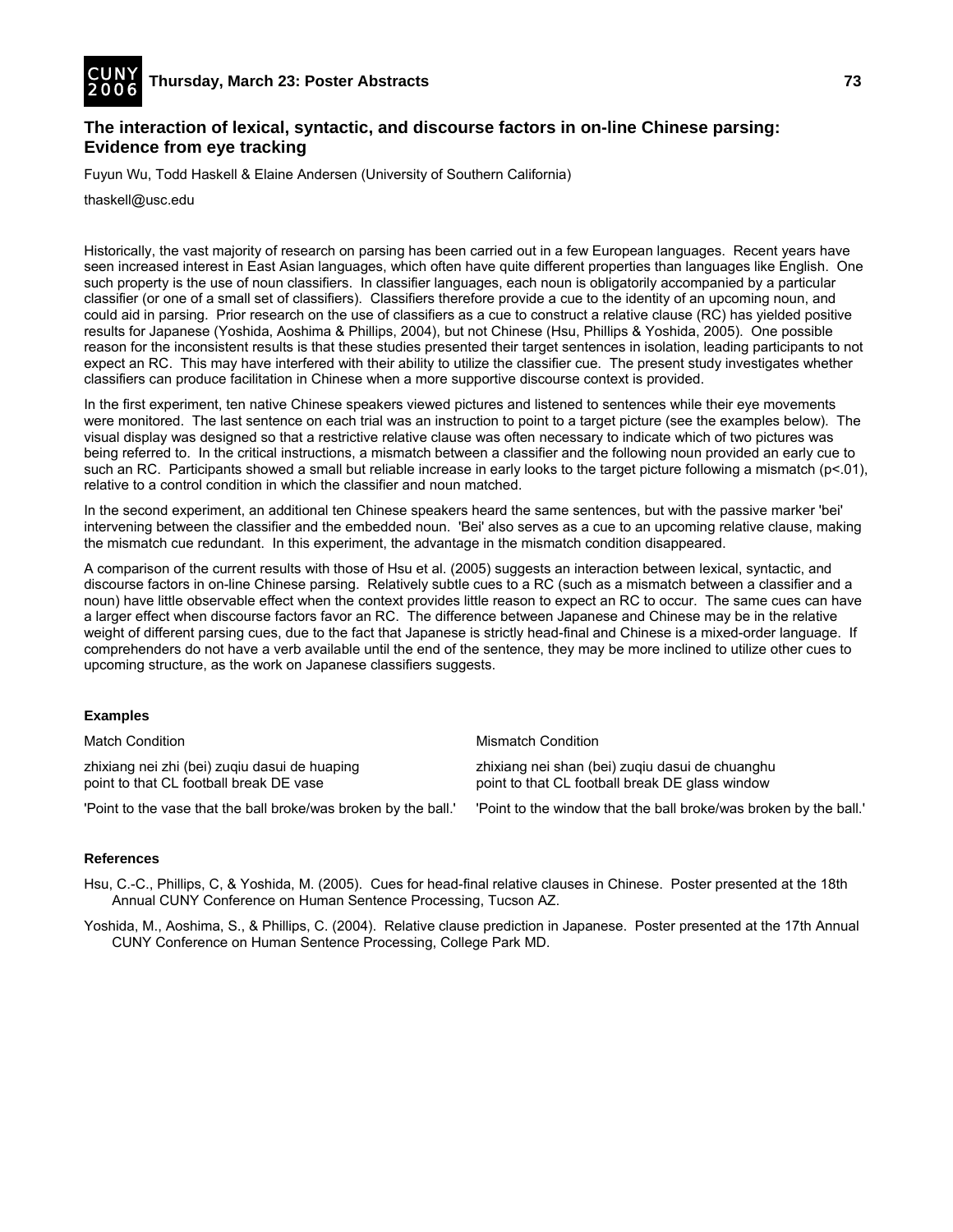## The interaction of lexical, syntactic, and discourse factors in on-line Chinese parsing: Evidence from eye tracking

Fuyun Wu, Todd Haskell & Elaine Andersen (University of Southern California)

thaskell@usc.edu

Historically, the vast majority of research on parsing has been carried out in a few European languages. Recent years have seen increased interest in East Asian languages, which often have quite different properties than languages like English. One such property is the use of noun classifiers. In classifier languages, each noun is obligatorily accompanied by a particular classifier (or one of a small set of classifiers). Classifiers therefore provide a cue to the identity of an upcoming noun, and could aid in parsing. Prior research on the use of classifiers as a cue to construct a relative clause (RC) has yielded positive results for Japanese (Yoshida, Aoshima & Phillips, 2004), but not Chinese (Hsu, Phillips & Yoshida, 2005). One possible reason for the inconsistent results is that these studies presented their target sentences in isolation, leading participants to not expect an RC. This may have interfered with their ability to utilize the classifier cue. The present study investigates whether classifiers can produce facilitation in Chinese when a more supportive discourse context is provided.

In the first experiment, ten native Chinese speakers viewed pictures and listened to sentences while their eye movements were monitored. The last sentence on each trial was an instruction to point to a target picture (see the examples below). The visual display was designed so that a restrictive relative clause was often necessary to indicate which of two pictures was being referred to. In the critical instructions, a mismatch between a classifier and the following noun provided an early cue to such an RC. Participants showed a small but reliable increase in early looks to the target picture following a mismatch ($p<.01$), relative to a control condition in which the classifier and noun matched.

In the second experiment, an additional ten Chinese speakers heard the same sentences, but with the passive marker 'bei' intervening between the classifier and the embedded noun. 'Bei' also serves as a cue to an upcoming relative clause, making the mismatch cue redundant. In this experiment, the advantage in the mismatch condition disappeared.

A comparison of the current results with those of Hsu et al. (2005) suggests an interaction between lexical, syntactic, and discourse factors in on-line Chinese parsing. Relatively subtle cues to a RC (such as a mismatch between a classifier and a noun) have little observable effect when the context provides little reason to expect an RC to occur. The same cues can have a larger effect when discourse factors favor an RC. The difference between Japanese and Chinese may be in the relative weight of different parsing cues, due to the fact that Japanese is strictly head-final and Chinese is a mixed-order language. If comprehenders do not have a verb available until the end of the sentence, they may be more inclined to utilize other cues to upcoming structure, as the work on Japanese classifiers suggests.

### Examples

Match Condition

zhixiang nei zhi (bei) zuqiu dasui de huaping
point to that CL football break DE vase

'Point to the vase that the ball broke/was broken by the ball.'

Mismatch Condition

zhixiang nei shan (bei) zuqiu dasui de chuanghu
point to that CL football break DE glass window

'Point to the window that the ball broke/was broken by the ball.'

### References

Hsu, C.-C., Phillips, C, & Yoshida, M. (2005). Cues for head-final relative clauses in Chinese. Poster presented at the 18th Annual CUNY Conference on Human Sentence Processing, Tucson AZ.

Yoshida, M., Aoshima, S., & Phillips, C. (2004). Relative clause prediction in Japanese. Poster presented at the 17th Annual CUNY Conference on Human Sentence Processing, College Park MD.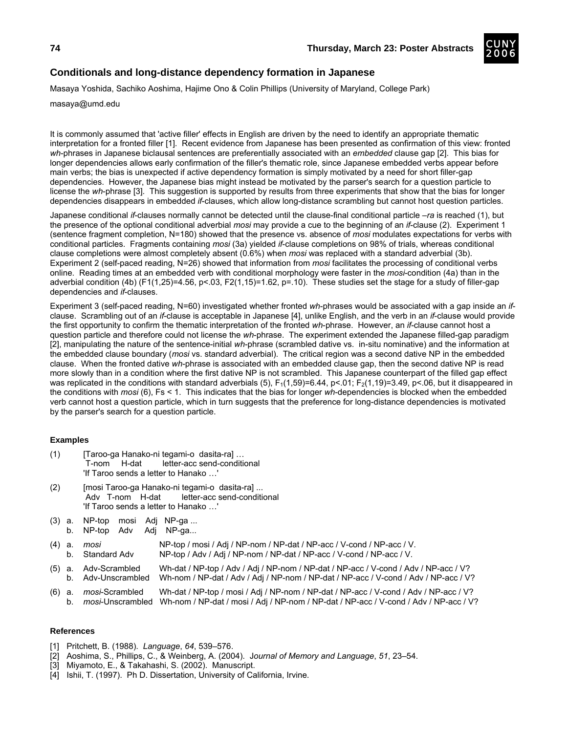## Conditionals and long-distance dependency formation in Japanese

Masaya Yoshida, Sachiko Aoshima, Hajime Ono & Colin Phillips (University of Maryland, College Park)

masaya@umd.edu

It is commonly assumed that 'active filler' effects in English are driven by the need to identify an appropriate thematic interpretation for a fronted filler [1]. Recent evidence from Japanese has been presented as confirmation of this view: fronted *wh*-phrases in Japanese biclausal sentences are preferentially associated with an *embedded* clause gap [2]. This bias for longer dependencies allows early confirmation of the filler's thematic role, since Japanese embedded verbs appear before main verbs; the bias is unexpected if active dependency formation is simply motivated by a need for short filler-gap dependencies. However, the Japanese bias might instead be motivated by the parser's search for a question particle to license the *wh*-phrase [3]. This suggestion is supported by results from three experiments that show that the bias for longer dependencies disappears in embedded *if*-clauses, which allow long-distance scrambling but cannot host question particles.

Japanese conditional *if*-clauses normally cannot be detected until the clause-final conditional particle –*ra* is reached (1), but the presence of the optional conditional adverbial *mosi* may provide a cue to the beginning of an *if*-clause (2). Experiment 1 (sentence fragment completion, N=180) showed that the presence vs. absence of *mosi* modulates expectations for verbs with conditional particles. Fragments containing *mosi* (3a) yielded *if*-clause completions on 98% of trials, whereas conditional clause completions were almost completely absent (0.6%) when *mosi* was replaced with a standard adverbial (3b). Experiment 2 (self-paced reading, N=26) showed that information from *mosi* facilitates the processing of conditional verbs online. Reading times at an embedded verb with conditional morphology were faster in the *mosi*-condition (4a) than in the adverbial condition (4b) ($F1(1,25)=4.56$, $p<.03$, $F2(1,15)=1.62$, $p=.10$). These studies set the stage for a study of filler-gap dependencies and *if*-clauses.

Experiment 3 (self-paced reading, N=60) investigated whether fronted *wh*-phrases would be associated with a gap inside an *if*-clause. Scrambling out of an *if*-clause is acceptable in Japanese [4], unlike English, and the verb in an *if*-clause would provide the first opportunity to confirm the thematic interpretation of the fronted *wh*-phrase. However, an *if*-clause cannot host a question particle and therefore could not license the *wh*-phrase. The experiment extended the Japanese filled-gap paradigm [2], manipulating the nature of the sentence-initial *wh*-phrase (scrambled dative vs. in-situ nominative) and the information at the embedded clause boundary (*mosi* vs. standard adverbial). The critical region was a second dative NP in the embedded clause. When the fronted dative *wh*-phrase is associated with an embedded clause gap, then the second dative NP is read more slowly than in a condition where the first dative NP is not scrambled. This Japanese counterpart of the filled gap effect was replicated in the conditions with standard adverbials (5), $F_1(1,59)=6.44$, $p<.01$; $F_2(1,19)=3.49$, $p<.06$, but it disappeared in the conditions with *mosi* (6), Fs < 1. This indicates that the bias for longer *wh*-dependencies is blocked when the embedded verb cannot host a question particle, which in turn suggests that the preference for long-distance dependencies is motivated by the parser's search for a question particle.

### Examples

(1) [Taroo-ga Hanako-ni tegami-o dasita-ra] …
  T-nom H-dat letter-acc send-conditional
  'If Taroo sends a letter to Hanako …'

(2) [mosi Taroo-ga Hanako-ni tegami-o dasita-ra] ...
  Adv T-nom H-dat letter-acc send-conditional
  'If Taroo sends a letter to Hanako …'

(3) a. NP-top mosi Adj NP-ga ...
  b. NP-top Adv Adj NP-ga...

(4) a. *mosi* NP-top / mosi / Adj / NP-nom / NP-dat / NP-acc / V-cond / NP-acc / V.
  b. Standard Adv NP-top / Adv / Adj / NP-nom / NP-dat / NP-acc / V-cond / NP-acc / V.

(5) a. Adv-Scrambled Wh-dat / NP-top / Adv / Adj / NP-nom / NP-dat / NP-acc / V-cond / Adv / NP-acc / V?
  b. Adv-Unscrambled Wh-nom / NP-dat / Adv / Adj / NP-nom / NP-dat / NP-acc / V-cond / Adv / NP-acc / V?

(6) a. *mosi*-Scrambled Wh-dat / NP-top / mosi / Adj / NP-nom / NP-dat / NP-acc / V-cond / Adv / NP-acc / V?
  b. *mosi*-Unscrambled Wh-nom / NP-dat / mosi / Adj / NP-nom / NP-dat / NP-acc / V-cond / Adv / NP-acc / V?

### References

[1] Pritchett, B. (1988). *Language*, *64*, 539–576.
[2] Aoshima, S., Phillips, C., & Weinberg, A. (2004). *Journal of Memory and Language*, *51*, 23–54.
[3] Miyamoto, E., & Takahashi, S. (2002). Manuscript.
[4] Ishii, T. (1997). Ph D. Dissertation, University of California, Irvine.